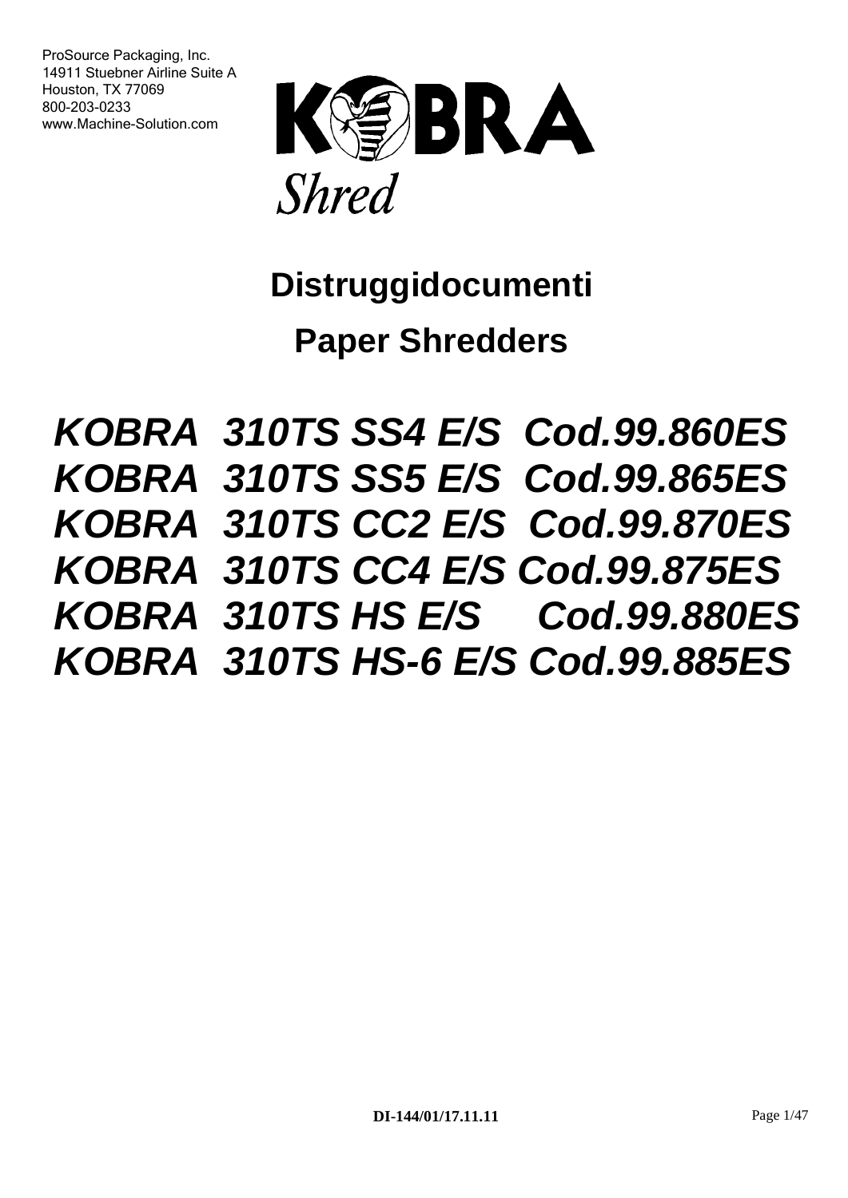ProSource Packaging, Inc.
14911 Stuebner Airline Suite A
Houston, TX 77069
800-203-0233
www.Machine-Solution.com

# KOBRA

*Shred*

## Distruggidocumenti

## Paper Shredders

***KOBRA 310TS SS4 E/S Cod.99.860ES***
***KOBRA 310TS SS5 E/S Cod.99.865ES***
***KOBRA 310TS CC2 E/S Cod.99.870ES***
***KOBRA 310TS CC4 E/S Cod.99.875ES***
***KOBRA 310TS HS E/S Cod.99.880ES***
***KOBRA 310TS HS-6 E/S Cod.99.885ES***

**DI-144/01/17.11.11**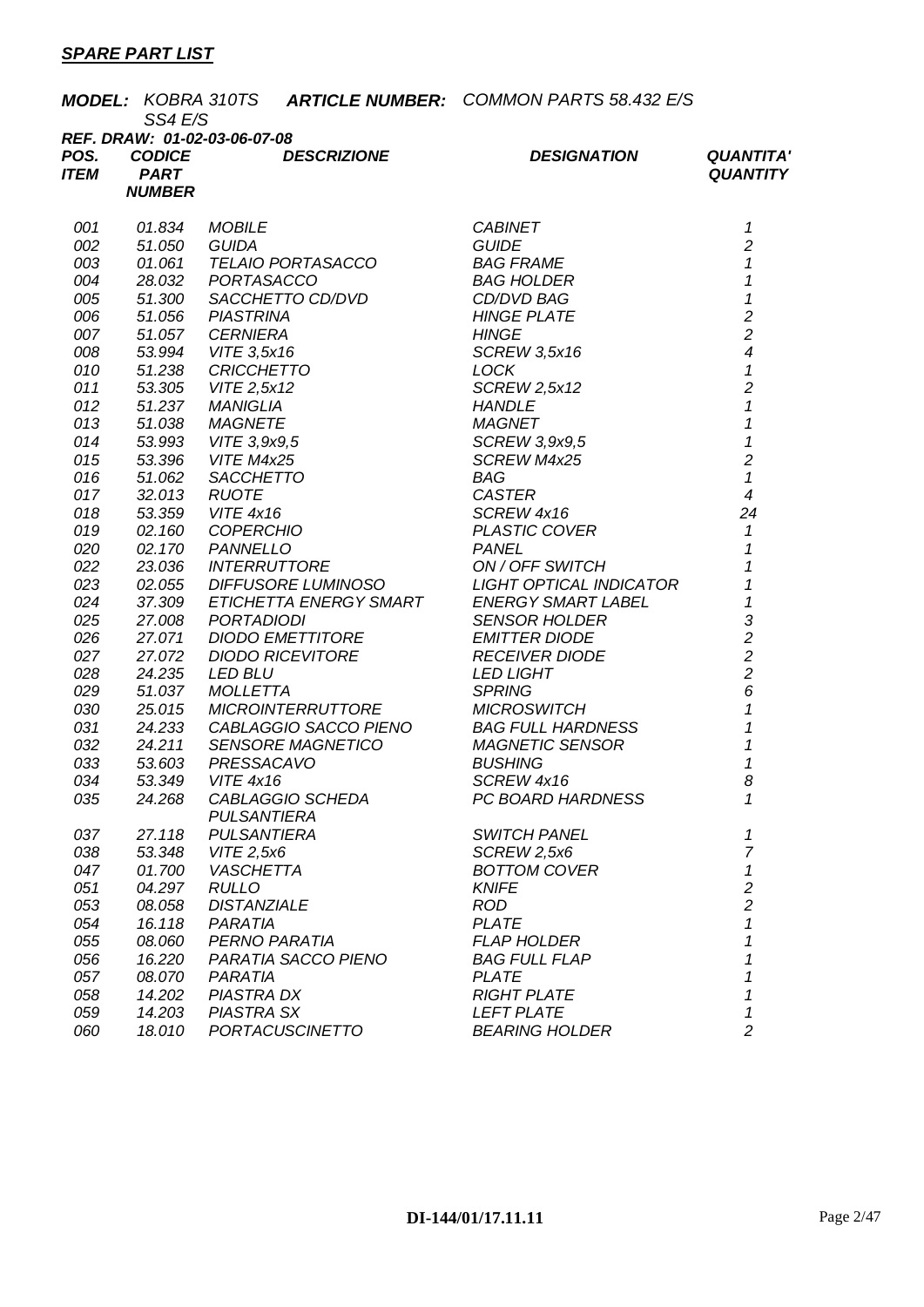## ***SPARE PART LIST***

***MODEL:*** *KOBRA 310TS SS4 E/S* ***ARTICLE NUMBER:*** *COMMON PARTS 58.432 E/S*

***REF. DRAW: 01-02-03-06-07-08***

| *POS. ITEM* | *CODICE PART NUMBER* | *DESCRIZIONE* | *DESIGNATION* | *QUANTITA' QUANTITY* |
|---|---|---|---|---|
| *001* | *01.834* | *MOBILE* | *CABINET* | *1* |
| *002* | *51.050* | *GUIDA* | *GUIDE* | *2* |
| *003* | *01.061* | *TELAIO PORTASACCO* | *BAG FRAME* | *1* |
| *004* | *28.032* | *PORTASACCO* | *BAG HOLDER* | *1* |
| *005* | *51.300* | *SACCHETTO CD/DVD* | *CD/DVD BAG* | *1* |
| *006* | *51.056* | *PIASTRINA* | *HINGE PLATE* | *2* |
| *007* | *51.057* | *CERNIERA* | *HINGE* | *2* |
| *008* | *53.994* | *VITE 3,5x16* | *SCREW 3,5x16* | *4* |
| *010* | *51.238* | *CRICCHETTO* | *LOCK* | *1* |
| *011* | *53.305* | *VITE 2,5x12* | *SCREW 2,5x12* | *2* |
| *012* | *51.237* | *MANIGLIA* | *HANDLE* | *1* |
| *013* | *51.038* | *MAGNETE* | *MAGNET* | *1* |
| *014* | *53.993* | *VITE 3,9x9,5* | *SCREW 3,9x9,5* | *1* |
| *015* | *53.396* | *VITE M4x25* | *SCREW M4x25* | *2* |
| *016* | *51.062* | *SACCHETTO* | *BAG* | *1* |
| *017* | *32.013* | *RUOTE* | *CASTER* | *4* |
| *018* | *53.359* | *VITE 4x16* | *SCREW 4x16* | *24* |
| *019* | *02.160* | *COPERCHIO* | *PLASTIC COVER* | *1* |
| *020* | *02.170* | *PANNELLO* | *PANEL* | *1* |
| *022* | *23.036* | *INTERRUTTORE* | *ON / OFF SWITCH* | *1* |
| *023* | *02.055* | *DIFFUSORE LUMINOSO* | *LIGHT OPTICAL INDICATOR* | *1* |
| *024* | *37.309* | *ETICHETTA ENERGY SMART* | *ENERGY SMART LABEL* | *1* |
| *025* | *27.008* | *PORTADIODI* | *SENSOR HOLDER* | *3* |
| *026* | *27.071* | *DIODO EMETTITORE* | *EMITTER DIODE* | *2* |
| *027* | *27.072* | *DIODO RICEVITORE* | *RECEIVER DIODE* | *2* |
| *028* | *24.235* | *LED BLU* | *LED LIGHT* | *2* |
| *029* | *51.037* | *MOLLETTA* | *SPRING* | *6* |
| *030* | *25.015* | *MICROINTERRUTTORE* | *MICROSWITCH* | *1* |
| *031* | *24.233* | *CABLAGGIO SACCO PIENO* | *BAG FULL HARDNESS* | *1* |
| *032* | *24.211* | *SENSORE MAGNETICO* | *MAGNETIC SENSOR* | *1* |
| *033* | *53.603* | *PRESSACAVO* | *BUSHING* | *1* |
| *034* | *53.349* | *VITE 4x16* | *SCREW 4x16* | *8* |
| *035* | *24.268* | *CABLAGGIO SCHEDA PULSANTIERA* | *PC BOARD HARDNESS* | *1* |
| *037* | *27.118* | *PULSANTIERA* | *SWITCH PANEL* | *1* |
| *038* | *53.348* | *VITE 2,5x6* | *SCREW 2,5x6* | *7* |
| *047* | *01.700* | *VASCHETTA* | *BOTTOM COVER* | *1* |
| *051* | *04.297* | *RULLO* | *KNIFE* | *2* |
| *053* | *08.058* | *DISTANZIALE* | *ROD* | *2* |
| *054* | *16.118* | *PARATIA* | *PLATE* | *1* |
| *055* | *08.060* | *PERNO PARATIA* | *FLAP HOLDER* | *1* |
| *056* | *16.220* | *PARATIA SACCO PIENO* | *BAG FULL FLAP* | *1* |
| *057* | *08.070* | *PARATIA* | *PLATE* | *1* |
| *058* | *14.202* | *PIASTRA DX* | *RIGHT PLATE* | *1* |
| *059* | *14.203* | *PIASTRA SX* | *LEFT PLATE* | *1* |
| *060* | *18.010* | *PORTACUSCINETTO* | *BEARING HOLDER* | *2* |

**DI-144/01/17.11.11**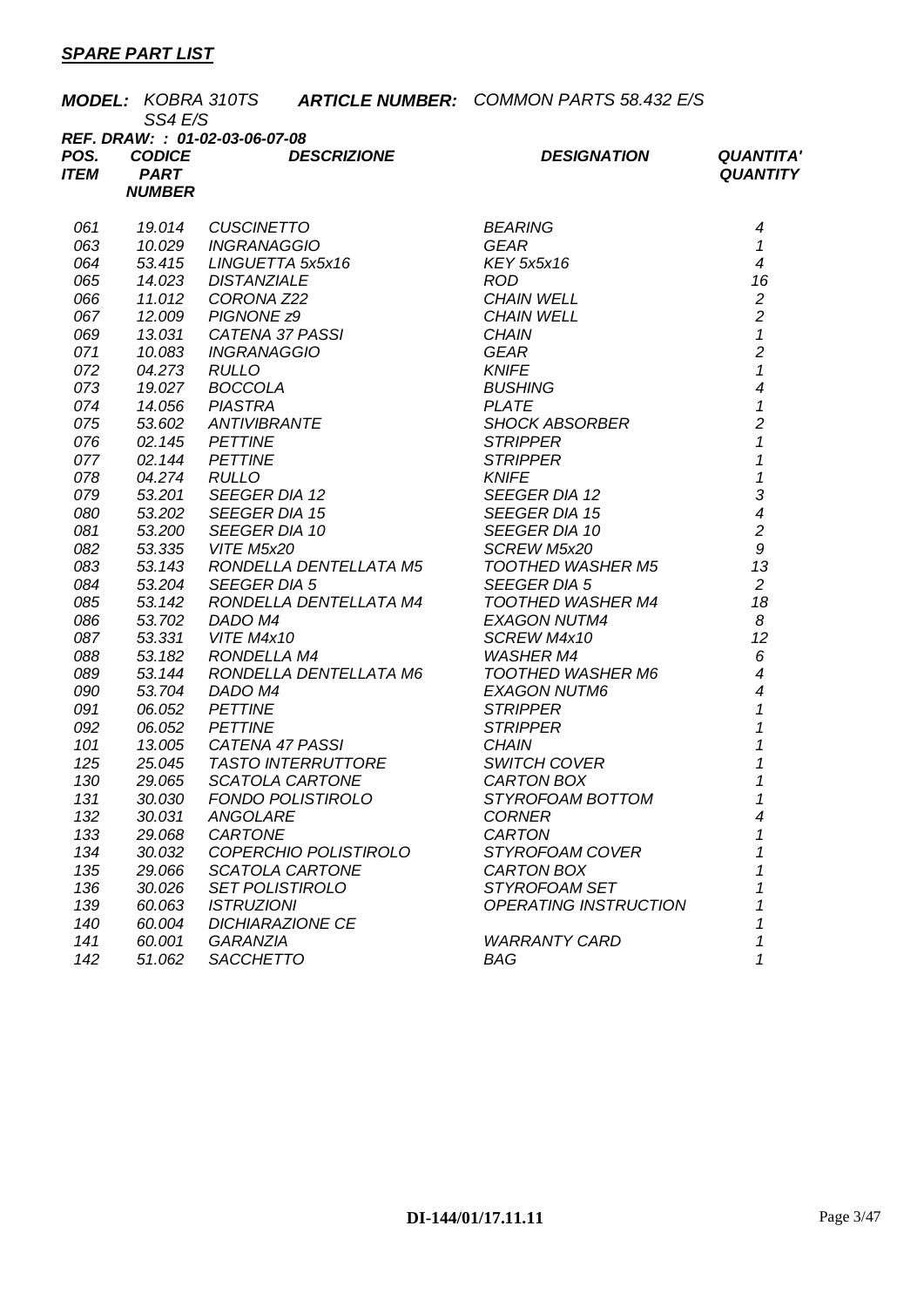***SPARE PART LIST***

***MODEL:*** *KOBRA 310TS SS4 E/S* ***ARTICLE NUMBER:*** *COMMON PARTS 58.432 E/S*

***REF. DRAW: : 01-02-03-06-07-08***

| ***POS. ITEM*** | ***CODICE PART NUMBER*** | ***DESCRIZIONE*** | ***DESIGNATION*** | ***QUANTITA' QUANTITY*** |
|---|---|---|---|---|
| *061* | *19.014* | *CUSCINETTO* | *BEARING* | *4* |
| *063* | *10.029* | *INGRANAGGIO* | *GEAR* | *1* |
| *064* | *53.415* | *LINGUETTA 5x5x16* | *KEY 5x5x16* | *4* |
| *065* | *14.023* | *DISTANZIALE* | *ROD* | *16* |
| *066* | *11.012* | *CORONA Z22* | *CHAIN WELL* | *2* |
| *067* | *12.009* | *PIGNONE z9* | *CHAIN WELL* | *2* |
| *069* | *13.031* | *CATENA 37 PASSI* | *CHAIN* | *1* |
| *071* | *10.083* | *INGRANAGGIO* | *GEAR* | *2* |
| *072* | *04.273* | *RULLO* | *KNIFE* | *1* |
| *073* | *19.027* | *BOCCOLA* | *BUSHING* | *4* |
| *074* | *14.056* | *PIASTRA* | *PLATE* | *1* |
| *075* | *53.602* | *ANTIVIBRANTE* | *SHOCK ABSORBER* | *2* |
| *076* | *02.145* | *PETTINE* | *STRIPPER* | *1* |
| *077* | *02.144* | *PETTINE* | *STRIPPER* | *1* |
| *078* | *04.274* | *RULLO* | *KNIFE* | *1* |
| *079* | *53.201* | *SEEGER DIA 12* | *SEEGER DIA 12* | *3* |
| *080* | *53.202* | *SEEGER DIA 15* | *SEEGER DIA 15* | *4* |
| *081* | *53.200* | *SEEGER DIA 10* | *SEEGER DIA 10* | *2* |
| *082* | *53.335* | *VITE M5x20* | *SCREW M5x20* | *9* |
| *083* | *53.143* | *RONDELLA DENTELLATA M5* | *TOOTHED WASHER M5* | *13* |
| *084* | *53.204* | *SEEGER DIA 5* | *SEEGER DIA 5* | *2* |
| *085* | *53.142* | *RONDELLA DENTELLATA M4* | *TOOTHED WASHER M4* | *18* |
| *086* | *53.702* | *DADO M4* | *EXAGON NUTM4* | *8* |
| *087* | *53.331* | *VITE M4x10* | *SCREW M4x10* | *12* |
| *088* | *53.182* | *RONDELLA M4* | *WASHER M4* | *6* |
| *089* | *53.144* | *RONDELLA DENTELLATA M6* | *TOOTHED WASHER M6* | *4* |
| *090* | *53.704* | *DADO M4* | *EXAGON NUTM6* | *4* |
| *091* | *06.052* | *PETTINE* | *STRIPPER* | *1* |
| *092* | *06.052* | *PETTINE* | *STRIPPER* | *1* |
| *101* | *13.005* | *CATENA 47 PASSI* | *CHAIN* | *1* |
| *125* | *25.045* | *TASTO INTERRUTTORE* | *SWITCH COVER* | *1* |
| *130* | *29.065* | *SCATOLA CARTONE* | *CARTON BOX* | *1* |
| *131* | *30.030* | *FONDO POLISTIROLO* | *STYROFOAM BOTTOM* | *1* |
| *132* | *30.031* | *ANGOLARE* | *CORNER* | *4* |
| *133* | *29.068* | *CARTONE* | *CARTON* | *1* |
| *134* | *30.032* | *COPERCHIO POLISTIROLO* | *STYROFOAM COVER* | *1* |
| *135* | *29.066* | *SCATOLA CARTONE* | *CARTON BOX* | *1* |
| *136* | *30.026* | *SET POLISTIROLO* | *STYROFOAM SET* | *1* |
| *139* | *60.063* | *ISTRUZIONI* | *OPERATING INSTRUCTION* | *1* |
| *140* | *60.004* | *DICHIARAZIONE CE* | | *1* |
| *141* | *60.001* | *GARANZIA* | *WARRANTY CARD* | *1* |
| *142* | *51.062* | *SACCHETTO* | *BAG* | *1* |

**DI-144/01/17.11.11**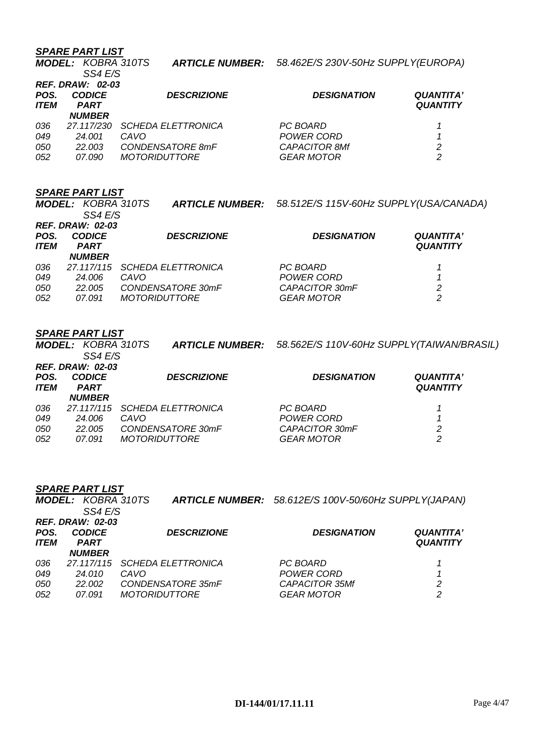***SPARE PART LIST***

***MODEL:*** *KOBRA 310TS SS4 E/S* ***ARTICLE NUMBER:*** *58.462E/S 230V-50Hz SUPPLY(EUROPA)*

***REF. DRAW:*** ***02-03***

| POS. ITEM | CODICE PART NUMBER | DESCRIZIONE | DESIGNATION | QUANTITA' QUANTITY |
|---|---|---|---|---|
| 036 | 27.117/230 | SCHEDA ELETTRONICA | PC BOARD | 1 |
| 049 | 24.001 | CAVO | POWER CORD | 1 |
| 050 | 22.003 | CONDENSATORE 8mF | CAPACITOR 8Mf | 2 |
| 052 | 07.090 | MOTORIDUTTORE | GEAR MOTOR | 2 |

***SPARE PART LIST***

***MODEL:*** *KOBRA 310TS SS4 E/S* ***ARTICLE NUMBER:*** *58.512E/S 115V-60Hz SUPPLY(USA/CANADA)*

***REF. DRAW:*** ***02-03***

| POS. ITEM | CODICE PART NUMBER | DESCRIZIONE | DESIGNATION | QUANTITA' QUANTITY |
|---|---|---|---|---|
| 036 | 27.117/115 | SCHEDA ELETTRONICA | PC BOARD | 1 |
| 049 | 24.006 | CAVO | POWER CORD | 1 |
| 050 | 22.005 | CONDENSATORE 30mF | CAPACITOR 30mF | 2 |
| 052 | 07.091 | MOTORIDUTTORE | GEAR MOTOR | 2 |

***SPARE PART LIST***

***MODEL:*** *KOBRA 310TS SS4 E/S* ***ARTICLE NUMBER:*** *58.562E/S 110V-60Hz SUPPLY(TAIWAN/BRASIL)*

***REF. DRAW:*** ***02-03***

| POS. ITEM | CODICE PART NUMBER | DESCRIZIONE | DESIGNATION | QUANTITA' QUANTITY |
|---|---|---|---|---|
| 036 | 27.117/115 | SCHEDA ELETTRONICA | PC BOARD | 1 |
| 049 | 24.006 | CAVO | POWER CORD | 1 |
| 050 | 22.005 | CONDENSATORE 30mF | CAPACITOR 30mF | 2 |
| 052 | 07.091 | MOTORIDUTTORE | GEAR MOTOR | 2 |

***SPARE PART LIST***

***MODEL:*** *KOBRA 310TS SS4 E/S* ***ARTICLE NUMBER:*** *58.612E/S 100V-50/60Hz SUPPLY(JAPAN)*

***REF. DRAW:*** ***02-03***

| POS. ITEM | CODICE PART NUMBER | DESCRIZIONE | DESIGNATION | QUANTITA' QUANTITY |
|---|---|---|---|---|
| 036 | 27.117/115 | SCHEDA ELETTRONICA | PC BOARD | 1 |
| 049 | 24.010 | CAVO | POWER CORD | 1 |
| 050 | 22.002 | CONDENSATORE 35mF | CAPACITOR 35Mf | 2 |
| 052 | 07.091 | MOTORIDUTTORE | GEAR MOTOR | 2 |

**DI-144/01/17.11.11**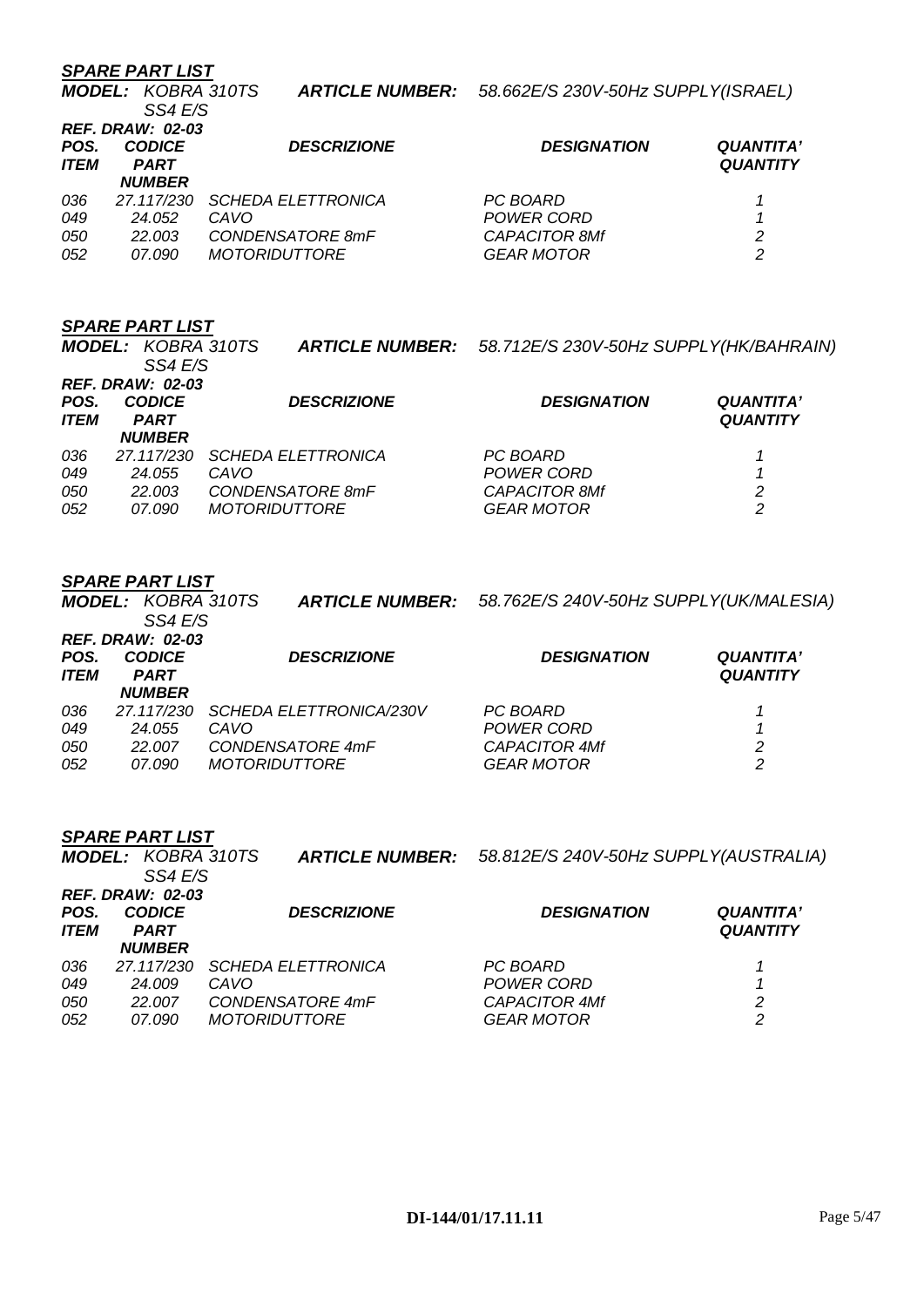***SPARE PART LIST***

***MODEL:*** *KOBRA 310TS SS4 E/S* ***ARTICLE NUMBER:*** *58.662E/S 230V-50Hz SUPPLY(ISRAEL)*

***REF. DRAW: 02-03***

| *POS. ITEM* | *CODICE PART NUMBER* | *DESCRIZIONE* | *DESIGNATION* | *QUANTITA' QUANTITY* |
|---|---|---|---|---|
| *036* | *27.117/230* | *SCHEDA ELETTRONICA* | *PC BOARD* | *1* |
| *049* | *24.052* | *CAVO* | *POWER CORD* | *1* |
| *050* | *22.003* | *CONDENSATORE 8mF* | *CAPACITOR 8Mf* | *2* |
| *052* | *07.090* | *MOTORIDUTTORE* | *GEAR MOTOR* | *2* |

***SPARE PART LIST***

***MODEL:*** *KOBRA 310TS SS4 E/S* ***ARTICLE NUMBER:*** *58.712E/S 230V-50Hz SUPPLY(HK/BAHRAIN)*

***REF. DRAW: 02-03***

| *POS. ITEM* | *CODICE PART NUMBER* | *DESCRIZIONE* | *DESIGNATION* | *QUANTITA' QUANTITY* |
|---|---|---|---|---|
| *036* | *27.117/230* | *SCHEDA ELETTRONICA* | *PC BOARD* | *1* |
| *049* | *24.055* | *CAVO* | *POWER CORD* | *1* |
| *050* | *22.003* | *CONDENSATORE 8mF* | *CAPACITOR 8Mf* | *2* |
| *052* | *07.090* | *MOTORIDUTTORE* | *GEAR MOTOR* | *2* |

***SPARE PART LIST***

***MODEL:*** *KOBRA 310TS SS4 E/S* ***ARTICLE NUMBER:*** *58.762E/S 240V-50Hz SUPPLY(UK/MALESIA)*

***REF. DRAW: 02-03***

| *POS. ITEM* | *CODICE PART NUMBER* | *DESCRIZIONE* | *DESIGNATION* | *QUANTITA' QUANTITY* |
|---|---|---|---|---|
| *036* | *27.117/230* | *SCHEDA ELETTRONICA/230V* | *PC BOARD* | *1* |
| *049* | *24.055* | *CAVO* | *POWER CORD* | *1* |
| *050* | *22.007* | *CONDENSATORE 4mF* | *CAPACITOR 4Mf* | *2* |
| *052* | *07.090* | *MOTORIDUTTORE* | *GEAR MOTOR* | *2* |

***SPARE PART LIST***

***MODEL:*** *KOBRA 310TS SS4 E/S* ***ARTICLE NUMBER:*** *58.812E/S 240V-50Hz SUPPLY(AUSTRALIA)*

***REF. DRAW: 02-03***

| *POS. ITEM* | *CODICE PART NUMBER* | *DESCRIZIONE* | *DESIGNATION* | *QUANTITA' QUANTITY* |
|---|---|---|---|---|
| *036* | *27.117/230* | *SCHEDA ELETTRONICA* | *PC BOARD* | *1* |
| *049* | *24.009* | *CAVO* | *POWER CORD* | *1* |
| *050* | *22.007* | *CONDENSATORE 4mF* | *CAPACITOR 4Mf* | *2* |
| *052* | *07.090* | *MOTORIDUTTORE* | *GEAR MOTOR* | *2* |

**DI-144/01/17.11.11**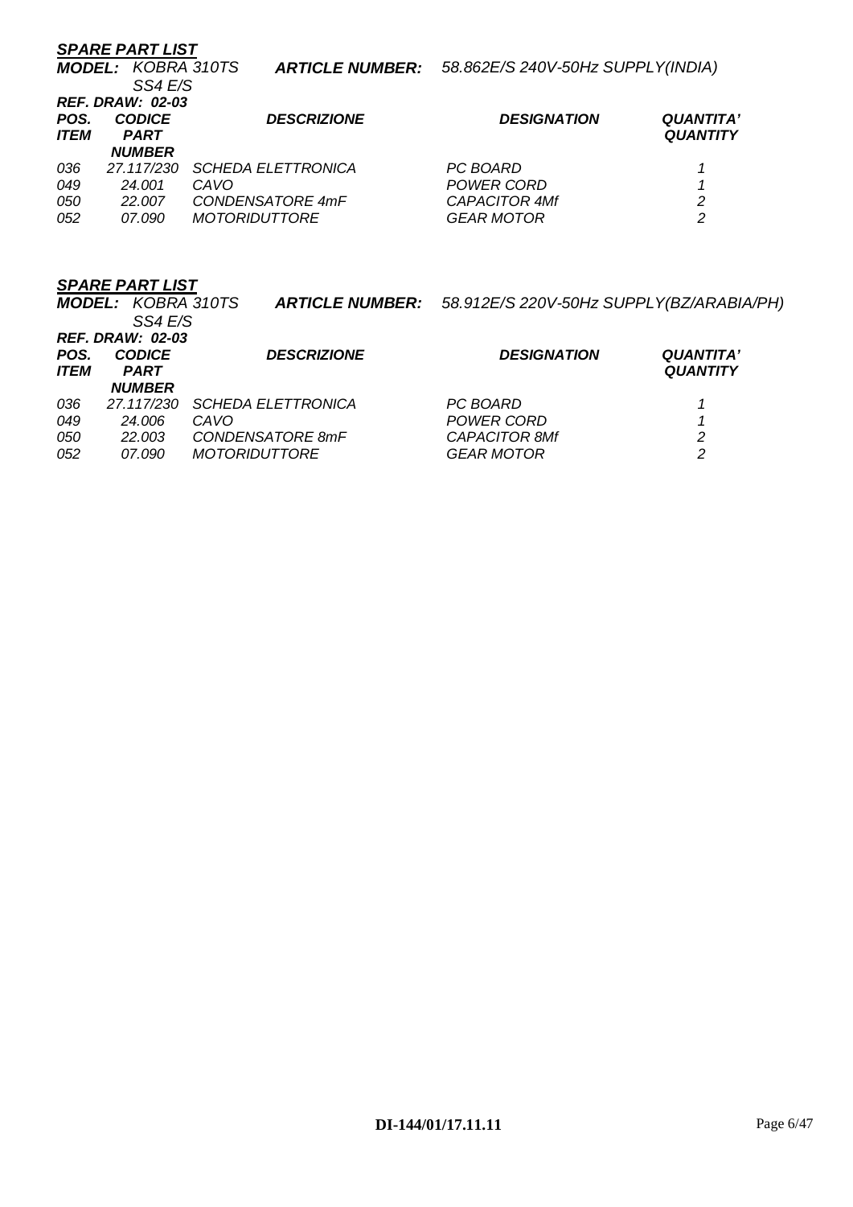***SPARE PART LIST***

***MODEL:*** *KOBRA 310TS SS4 E/S* ***ARTICLE NUMBER:*** *58.862E/S 240V-50Hz SUPPLY(INDIA)*

***REF. DRAW: 02-03***

| ***POS. ITEM*** | ***CODICE PART NUMBER*** | ***DESCRIZIONE*** | ***DESIGNATION*** | ***QUANTITA' QUANTITY*** |
|---|---|---|---|---|
| *036* | *27.117/230* | *SCHEDA ELETTRONICA* | *PC BOARD* | *1* |
| *049* | *24.001* | *CAVO* | *POWER CORD* | *1* |
| *050* | *22.007* | *CONDENSATORE 4mF* | *CAPACITOR 4Mf* | *2* |
| *052* | *07.090* | *MOTORIDUTTORE* | *GEAR MOTOR* | *2* |

***SPARE PART LIST***

***MODEL:*** *KOBRA 310TS SS4 E/S* ***ARTICLE NUMBER:*** *58.912E/S 220V-50Hz SUPPLY(BZ/ARABIA/PH)*

***REF. DRAW: 02-03***

| ***POS. ITEM*** | ***CODICE PART NUMBER*** | ***DESCRIZIONE*** | ***DESIGNATION*** | ***QUANTITA' QUANTITY*** |
|---|---|---|---|---|
| *036* | *27.117/230* | *SCHEDA ELETTRONICA* | *PC BOARD* | *1* |
| *049* | *24.006* | *CAVO* | *POWER CORD* | *1* |
| *050* | *22.003* | *CONDENSATORE 8mF* | *CAPACITOR 8Mf* | *2* |
| *052* | *07.090* | *MOTORIDUTTORE* | *GEAR MOTOR* | *2* |

**DI-144/01/17.11.11**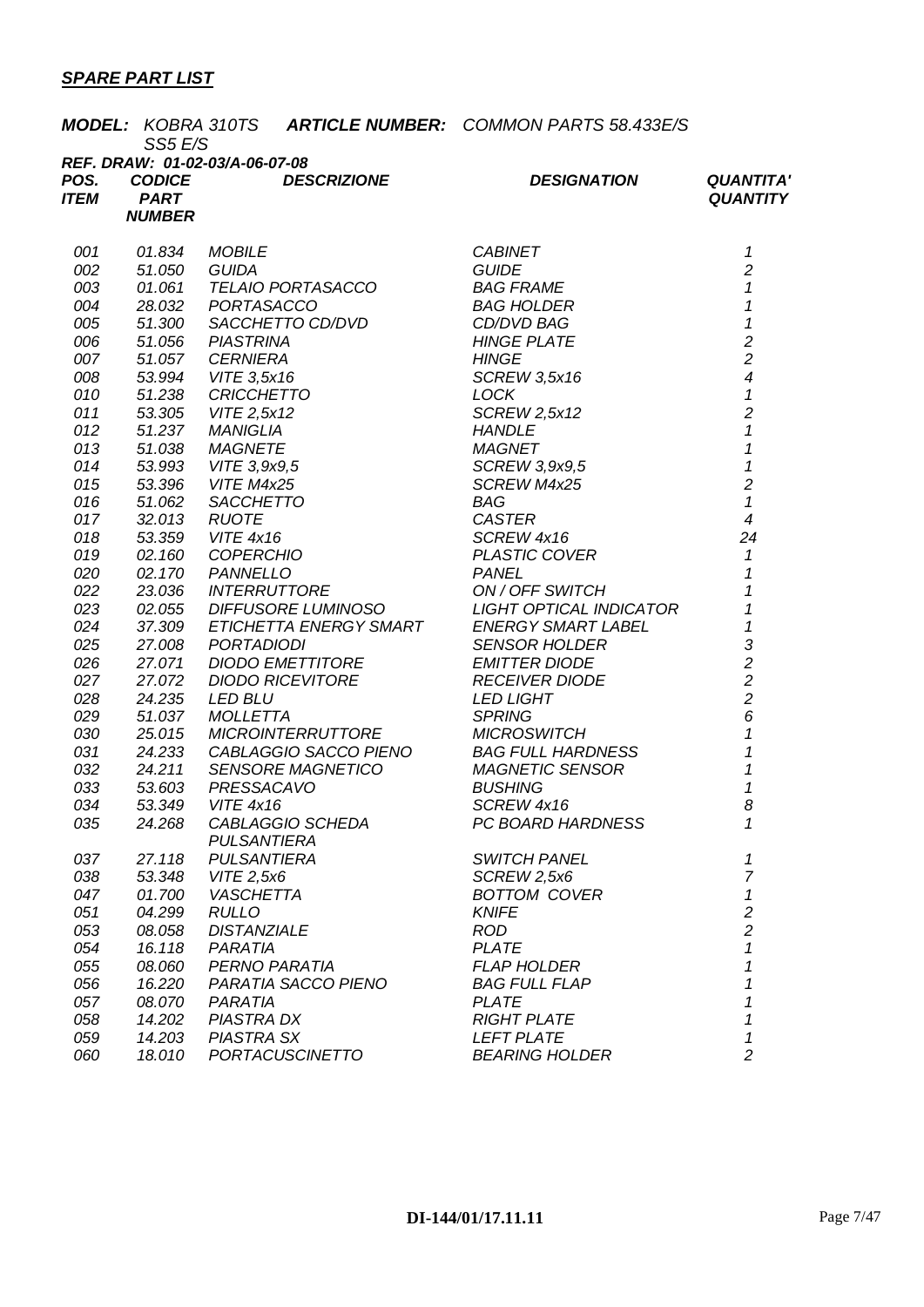***SPARE PART LIST***

***MODEL:*** *KOBRA 310TS SS5 E/S* ***ARTICLE NUMBER:*** *COMMON PARTS 58.433E/S*

***REF. DRAW: 01-02-03/A-06-07-08***

| ***POS. ITEM*** | ***CODICE PART NUMBER*** | ***DESCRIZIONE*** | ***DESIGNATION*** | ***QUANTITA' QUANTITY*** |
|---|---|---|---|---|
| *001* | *01.834* | *MOBILE* | *CABINET* | *1* |
| *002* | *51.050* | *GUIDA* | *GUIDE* | *2* |
| *003* | *01.061* | *TELAIO PORTASACCO* | *BAG FRAME* | *1* |
| *004* | *28.032* | *PORTASACCO* | *BAG HOLDER* | *1* |
| *005* | *51.300* | *SACCHETTO CD/DVD* | *CD/DVD BAG* | *1* |
| *006* | *51.056* | *PIASTRINA* | *HINGE PLATE* | *2* |
| *007* | *51.057* | *CERNIERA* | *HINGE* | *2* |
| *008* | *53.994* | *VITE 3,5x16* | *SCREW 3,5x16* | *4* |
| *010* | *51.238* | *CRICCHETTO* | *LOCK* | *1* |
| *011* | *53.305* | *VITE 2,5x12* | *SCREW 2,5x12* | *2* |
| *012* | *51.237* | *MANIGLIA* | *HANDLE* | *1* |
| *013* | *51.038* | *MAGNETE* | *MAGNET* | *1* |
| *014* | *53.993* | *VITE 3,9x9,5* | *SCREW 3,9x9,5* | *1* |
| *015* | *53.396* | *VITE M4x25* | *SCREW M4x25* | *2* |
| *016* | *51.062* | *SACCHETTO* | *BAG* | *1* |
| *017* | *32.013* | *RUOTE* | *CASTER* | *4* |
| *018* | *53.359* | *VITE 4x16* | *SCREW 4x16* | *24* |
| *019* | *02.160* | *COPERCHIO* | *PLASTIC COVER* | *1* |
| *020* | *02.170* | *PANNELLO* | *PANEL* | *1* |
| *022* | *23.036* | *INTERRUTTORE* | *ON / OFF SWITCH* | *1* |
| *023* | *02.055* | *DIFFUSORE LUMINOSO* | *LIGHT OPTICAL INDICATOR* | *1* |
| *024* | *37.309* | *ETICHETTA ENERGY SMART* | *ENERGY SMART LABEL* | *1* |
| *025* | *27.008* | *PORTADIODI* | *SENSOR HOLDER* | *3* |
| *026* | *27.071* | *DIODO EMETTITORE* | *EMITTER DIODE* | *2* |
| *027* | *27.072* | *DIODO RICEVITORE* | *RECEIVER DIODE* | *2* |
| *028* | *24.235* | *LED BLU* | *LED LIGHT* | *2* |
| *029* | *51.037* | *MOLLETTA* | *SPRING* | *6* |
| *030* | *25.015* | *MICROINTERRUTTORE* | *MICROSWITCH* | *1* |
| *031* | *24.233* | *CABLAGGIO SACCO PIENO* | *BAG FULL HARDNESS* | *1* |
| *032* | *24.211* | *SENSORE MAGNETICO* | *MAGNETIC SENSOR* | *1* |
| *033* | *53.603* | *PRESSACAVO* | *BUSHING* | *1* |
| *034* | *53.349* | *VITE 4x16* | *SCREW 4x16* | *8* |
| *035* | *24.268* | *CABLAGGIO SCHEDA PULSANTIERA* | *PC BOARD HARDNESS* | *1* |
| *037* | *27.118* | *PULSANTIERA* | *SWITCH PANEL* | *1* |
| *038* | *53.348* | *VITE 2,5x6* | *SCREW 2,5x6* | *7* |
| *047* | *01.700* | *VASCHETTA* | *BOTTOM COVER* | *1* |
| *051* | *04.299* | *RULLO* | *KNIFE* | *2* |
| *053* | *08.058* | *DISTANZIALE* | *ROD* | *2* |
| *054* | *16.118* | *PARATIA* | *PLATE* | *1* |
| *055* | *08.060* | *PERNO PARATIA* | *FLAP HOLDER* | *1* |
| *056* | *16.220* | *PARATIA SACCO PIENO* | *BAG FULL FLAP* | *1* |
| *057* | *08.070* | *PARATIA* | *PLATE* | *1* |
| *058* | *14.202* | *PIASTRA DX* | *RIGHT PLATE* | *1* |
| *059* | *14.203* | *PIASTRA SX* | *LEFT PLATE* | *1* |
| *060* | *18.010* | *PORTACUSCINETTO* | *BEARING HOLDER* | *2* |

**DI-144/01/17.11.11**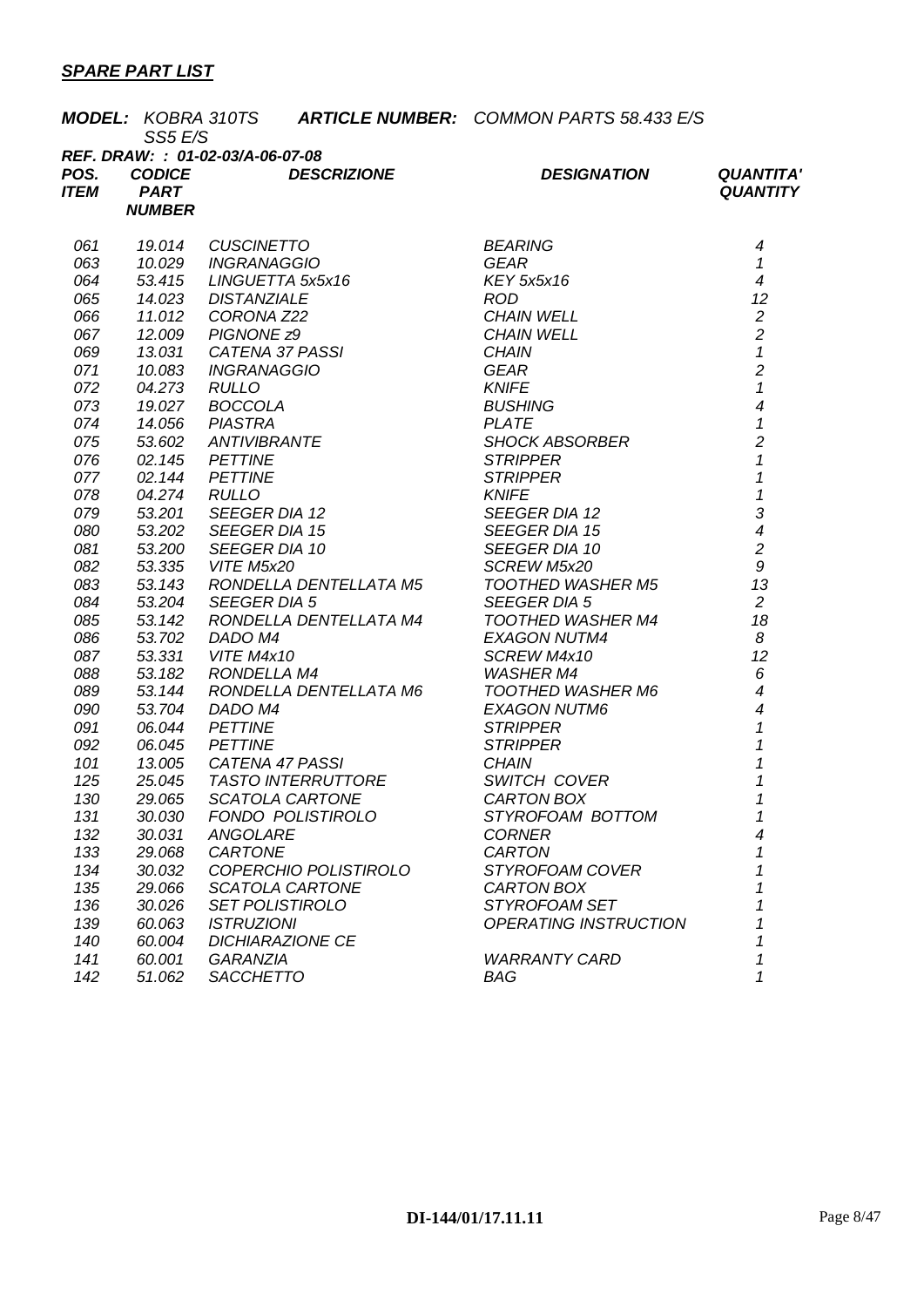***SPARE PART LIST***

***MODEL:*** *KOBRA 310TS SS5 E/S* ***ARTICLE NUMBER:*** *COMMON PARTS 58.433 E/S*

***REF. DRAW: : 01-02-03/A-06-07-08***

| POS. ITEM | CODICE PART NUMBER | DESCRIZIONE | DESIGNATION | QUANTITA' QUANTITY |
|---|---|---|---|---|
| 061 | 19.014 | CUSCINETTO | BEARING | 4 |
| 063 | 10.029 | INGRANAGGIO | GEAR | 1 |
| 064 | 53.415 | LINGUETTA 5x5x16 | KEY 5x5x16 | 4 |
| 065 | 14.023 | DISTANZIALE | ROD | 12 |
| 066 | 11.012 | CORONA Z22 | CHAIN WELL | 2 |
| 067 | 12.009 | PIGNONE z9 | CHAIN WELL | 2 |
| 069 | 13.031 | CATENA 37 PASSI | CHAIN | 1 |
| 071 | 10.083 | INGRANAGGIO | GEAR | 2 |
| 072 | 04.273 | RULLO | KNIFE | 1 |
| 073 | 19.027 | BOCCOLA | BUSHING | 4 |
| 074 | 14.056 | PIASTRA | PLATE | 1 |
| 075 | 53.602 | ANTIVIBRANTE | SHOCK ABSORBER | 2 |
| 076 | 02.145 | PETTINE | STRIPPER | 1 |
| 077 | 02.144 | PETTINE | STRIPPER | 1 |
| 078 | 04.274 | RULLO | KNIFE | 1 |
| 079 | 53.201 | SEEGER DIA 12 | SEEGER DIA 12 | 3 |
| 080 | 53.202 | SEEGER DIA 15 | SEEGER DIA 15 | 4 |
| 081 | 53.200 | SEEGER DIA 10 | SEEGER DIA 10 | 2 |
| 082 | 53.335 | VITE M5x20 | SCREW M5x20 | 9 |
| 083 | 53.143 | RONDELLA DENTELLATA M5 | TOOTHED WASHER M5 | 13 |
| 084 | 53.204 | SEEGER DIA 5 | SEEGER DIA 5 | 2 |
| 085 | 53.142 | RONDELLA DENTELLATA M4 | TOOTHED WASHER M4 | 18 |
| 086 | 53.702 | DADO M4 | EXAGON NUTM4 | 8 |
| 087 | 53.331 | VITE M4x10 | SCREW M4x10 | 12 |
| 088 | 53.182 | RONDELLA M4 | WASHER M4 | 6 |
| 089 | 53.144 | RONDELLA DENTELLATA M6 | TOOTHED WASHER M6 | 4 |
| 090 | 53.704 | DADO M4 | EXAGON NUTM6 | 4 |
| 091 | 06.044 | PETTINE | STRIPPER | 1 |
| 092 | 06.045 | PETTINE | STRIPPER | 1 |
| 101 | 13.005 | CATENA 47 PASSI | CHAIN | 1 |
| 125 | 25.045 | TASTO INTERRUTTORE | SWITCH COVER | 1 |
| 130 | 29.065 | SCATOLA CARTONE | CARTON BOX | 1 |
| 131 | 30.030 | FONDO POLISTIROLO | STYROFOAM BOTTOM | 1 |
| 132 | 30.031 | ANGOLARE | CORNER | 4 |
| 133 | 29.068 | CARTONE | CARTON | 1 |
| 134 | 30.032 | COPERCHIO POLISTIROLO | STYROFOAM COVER | 1 |
| 135 | 29.066 | SCATOLA CARTONE | CARTON BOX | 1 |
| 136 | 30.026 | SET POLISTIROLO | STYROFOAM SET | 1 |
| 139 | 60.063 | ISTRUZIONI | OPERATING INSTRUCTION | 1 |
| 140 | 60.004 | DICHIARAZIONE CE | | 1 |
| 141 | 60.001 | GARANZIA | WARRANTY CARD | 1 |
| 142 | 51.062 | SACCHETTO | BAG | 1 |

**DI-144/01/17.11.11**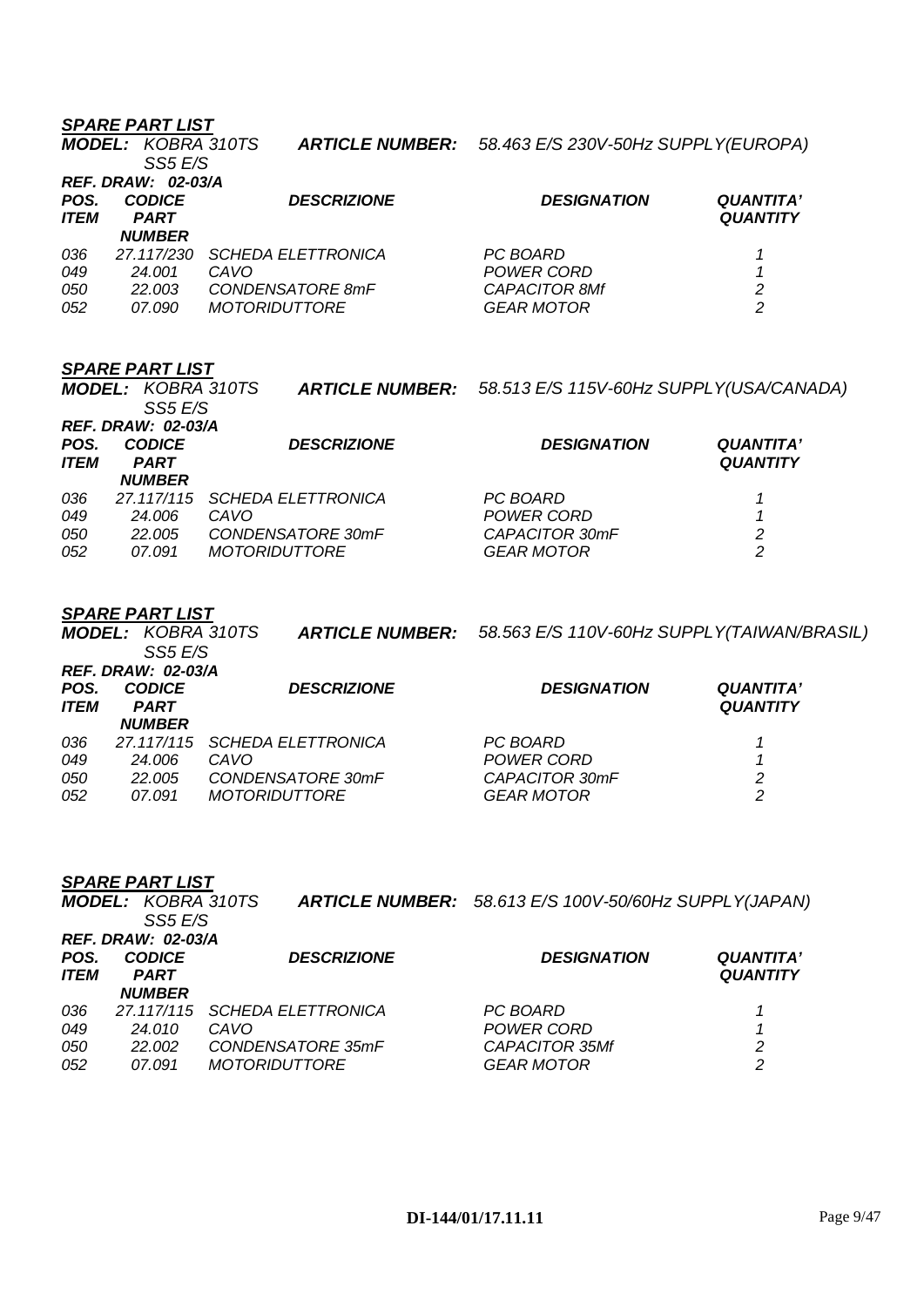***SPARE PART LIST***

***MODEL:*** *KOBRA 310TS SS5 E/S* ***ARTICLE NUMBER:*** *58.463 E/S 230V-50Hz SUPPLY(EUROPA)*

***REF. DRAW: 02-03/A***

| ***POS. ITEM*** | ***CODICE PART NUMBER*** | ***DESCRIZIONE*** | ***DESIGNATION*** | ***QUANTITA' QUANTITY*** |
|---|---|---|---|---|
| *036* | *27.117/230* | *SCHEDA ELETTRONICA* | *PC BOARD* | *1* |
| *049* | *24.001* | *CAVO* | *POWER CORD* | *1* |
| *050* | *22.003* | *CONDENSATORE 8mF* | *CAPACITOR 8Mf* | *2* |
| *052* | *07.090* | *MOTORIDUTTORE* | *GEAR MOTOR* | *2* |

***SPARE PART LIST***

***MODEL:*** *KOBRA 310TS SS5 E/S* ***ARTICLE NUMBER:*** *58.513 E/S 115V-60Hz SUPPLY(USA/CANADA)*

***REF. DRAW: 02-03/A***

| ***POS. ITEM*** | ***CODICE PART NUMBER*** | ***DESCRIZIONE*** | ***DESIGNATION*** | ***QUANTITA' QUANTITY*** |
|---|---|---|---|---|
| *036* | *27.117/115* | *SCHEDA ELETTRONICA* | *PC BOARD* | *1* |
| *049* | *24.006* | *CAVO* | *POWER CORD* | *1* |
| *050* | *22.005* | *CONDENSATORE 30mF* | *CAPACITOR 30mF* | *2* |
| *052* | *07.091* | *MOTORIDUTTORE* | *GEAR MOTOR* | *2* |

***SPARE PART LIST***

***MODEL:*** *KOBRA 310TS SS5 E/S* ***ARTICLE NUMBER:*** *58.563 E/S 110V-60Hz SUPPLY(TAIWAN/BRASIL)*

***REF. DRAW: 02-03/A***

| ***POS. ITEM*** | ***CODICE PART NUMBER*** | ***DESCRIZIONE*** | ***DESIGNATION*** | ***QUANTITA' QUANTITY*** |
|---|---|---|---|---|
| *036* | *27.117/115* | *SCHEDA ELETTRONICA* | *PC BOARD* | *1* |
| *049* | *24.006* | *CAVO* | *POWER CORD* | *1* |
| *050* | *22.005* | *CONDENSATORE 30mF* | *CAPACITOR 30mF* | *2* |
| *052* | *07.091* | *MOTORIDUTTORE* | *GEAR MOTOR* | *2* |

***SPARE PART LIST***

***MODEL:*** *KOBRA 310TS SS5 E/S* ***ARTICLE NUMBER:*** *58.613 E/S 100V-50/60Hz SUPPLY(JAPAN)*

***REF. DRAW: 02-03/A***

| ***POS. ITEM*** | ***CODICE PART NUMBER*** | ***DESCRIZIONE*** | ***DESIGNATION*** | ***QUANTITA' QUANTITY*** |
|---|---|---|---|---|
| *036* | *27.117/115* | *SCHEDA ELETTRONICA* | *PC BOARD* | *1* |
| *049* | *24.010* | *CAVO* | *POWER CORD* | *1* |
| *050* | *22.002* | *CONDENSATORE 35mF* | *CAPACITOR 35Mf* | *2* |
| *052* | *07.091* | *MOTORIDUTTORE* | *GEAR MOTOR* | *2* |

**DI-144/01/17.11.11**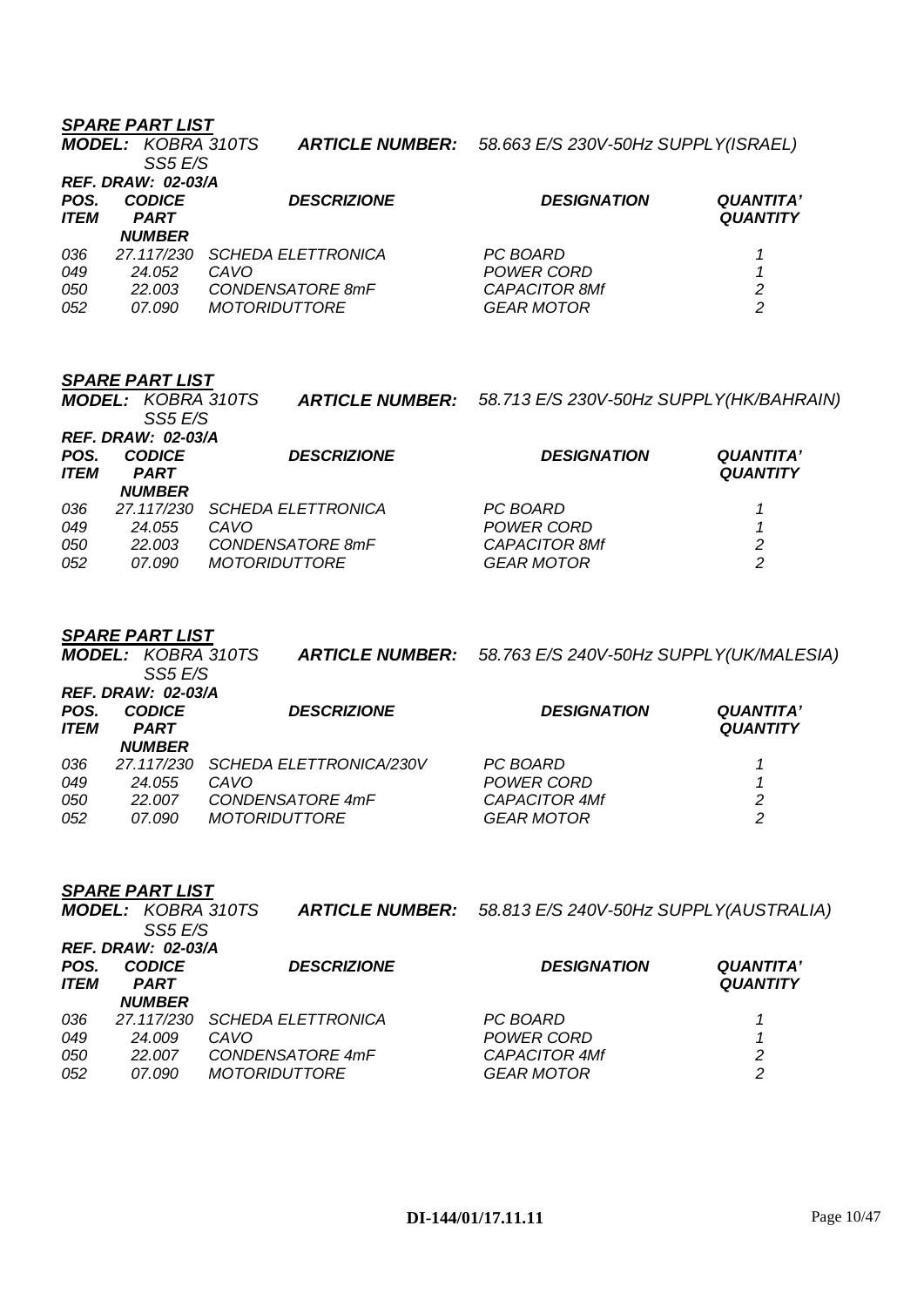***SPARE PART LIST***

***MODEL:*** *KOBRA 310TS SS5 E/S* ***ARTICLE NUMBER:*** *58.663 E/S 230V-50Hz SUPPLY(ISRAEL)*

***REF. DRAW: 02-03/A***

| *POS. ITEM* | *CODICE PART NUMBER* | *DESCRIZIONE* | *DESIGNATION* | *QUANTITA' QUANTITY* |
|---|---|---|---|---|
| *036* | *27.117/230* | *SCHEDA ELETTRONICA* | *PC BOARD* | *1* |
| *049* | *24.052* | *CAVO* | *POWER CORD* | *1* |
| *050* | *22.003* | *CONDENSATORE 8mF* | *CAPACITOR 8Mf* | *2* |
| *052* | *07.090* | *MOTORIDUTTORE* | *GEAR MOTOR* | *2* |

***SPARE PART LIST***

***MODEL:*** *KOBRA 310TS SS5 E/S* ***ARTICLE NUMBER:*** *58.713 E/S 230V-50Hz SUPPLY(HK/BAHRAIN)*

***REF. DRAW: 02-03/A***

| *POS. ITEM* | *CODICE PART NUMBER* | *DESCRIZIONE* | *DESIGNATION* | *QUANTITA' QUANTITY* |
|---|---|---|---|---|
| *036* | *27.117/230* | *SCHEDA ELETTRONICA* | *PC BOARD* | *1* |
| *049* | *24.055* | *CAVO* | *POWER CORD* | *1* |
| *050* | *22.003* | *CONDENSATORE 8mF* | *CAPACITOR 8Mf* | *2* |
| *052* | *07.090* | *MOTORIDUTTORE* | *GEAR MOTOR* | *2* |

***SPARE PART LIST***

***MODEL:*** *KOBRA 310TS SS5 E/S* ***ARTICLE NUMBER:*** *58.763 E/S 240V-50Hz SUPPLY(UK/MALESIA)*

***REF. DRAW: 02-03/A***

| *POS. ITEM* | *CODICE PART NUMBER* | *DESCRIZIONE* | *DESIGNATION* | *QUANTITA' QUANTITY* |
|---|---|---|---|---|
| *036* | *27.117/230* | *SCHEDA ELETTRONICA/230V* | *PC BOARD* | *1* |
| *049* | *24.055* | *CAVO* | *POWER CORD* | *1* |
| *050* | *22.007* | *CONDENSATORE 4mF* | *CAPACITOR 4Mf* | *2* |
| *052* | *07.090* | *MOTORIDUTTORE* | *GEAR MOTOR* | *2* |

***SPARE PART LIST***

***MODEL:*** *KOBRA 310TS SS5 E/S* ***ARTICLE NUMBER:*** *58.813 E/S 240V-50Hz SUPPLY(AUSTRALIA)*

***REF. DRAW: 02-03/A***

| *POS. ITEM* | *CODICE PART NUMBER* | *DESCRIZIONE* | *DESIGNATION* | *QUANTITA' QUANTITY* |
|---|---|---|---|---|
| *036* | *27.117/230* | *SCHEDA ELETTRONICA* | *PC BOARD* | *1* |
| *049* | *24.009* | *CAVO* | *POWER CORD* | *1* |
| *050* | *22.007* | *CONDENSATORE 4mF* | *CAPACITOR 4Mf* | *2* |
| *052* | *07.090* | *MOTORIDUTTORE* | *GEAR MOTOR* | *2* |

**DI-144/01/17.11.11**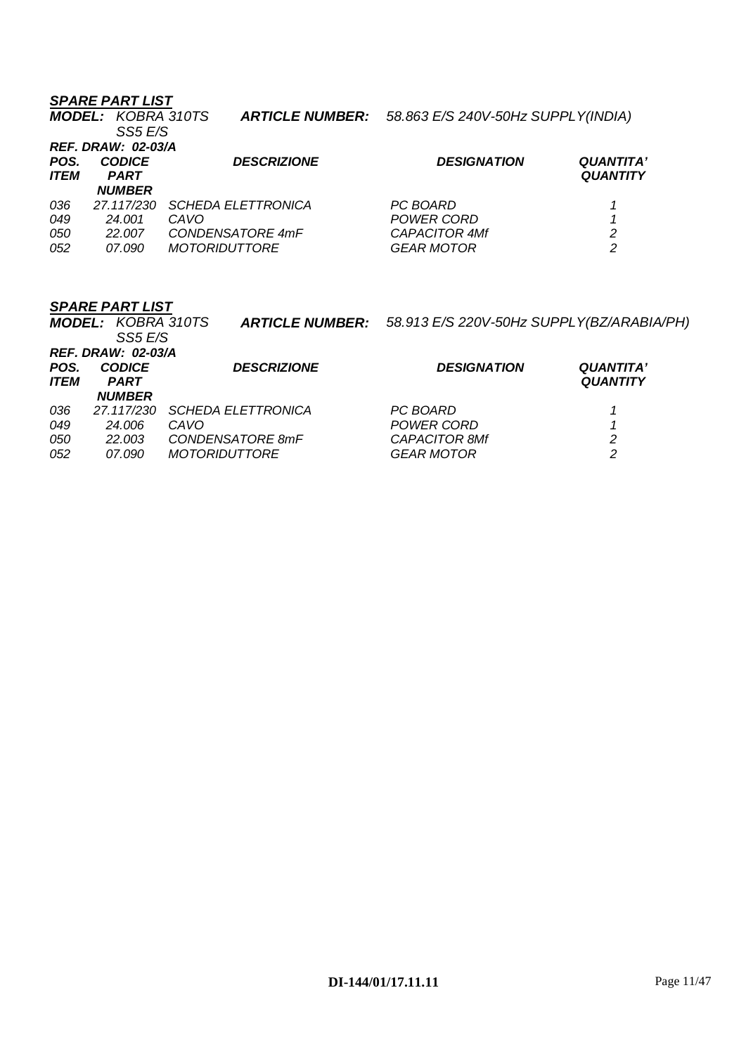***SPARE PART LIST***

***MODEL:*** *KOBRA 310TS SS5 E/S* ***ARTICLE NUMBER:*** *58.863 E/S 240V-50Hz SUPPLY(INDIA)*

***REF. DRAW: 02-03/A***

| *POS. ITEM* | *CODICE PART NUMBER* | *DESCRIZIONE* | *DESIGNATION* | *QUANTITA' QUANTITY* |
|---|---|---|---|---|
| *036* | *27.117/230* | *SCHEDA ELETTRONICA* | *PC BOARD* | *1* |
| *049* | *24.001* | *CAVO* | *POWER CORD* | *1* |
| *050* | *22.007* | *CONDENSATORE 4mF* | *CAPACITOR 4Mf* | *2* |
| *052* | *07.090* | *MOTORIDUTTORE* | *GEAR MOTOR* | *2* |

***SPARE PART LIST***

***MODEL:*** *KOBRA 310TS SS5 E/S* ***ARTICLE NUMBER:*** *58.913 E/S 220V-50Hz SUPPLY(BZ/ARABIA/PH)*

***REF. DRAW: 02-03/A***

| *POS. ITEM* | *CODICE PART NUMBER* | *DESCRIZIONE* | *DESIGNATION* | *QUANTITA' QUANTITY* |
|---|---|---|---|---|
| *036* | *27.117/230* | *SCHEDA ELETTRONICA* | *PC BOARD* | *1* |
| *049* | *24.006* | *CAVO* | *POWER CORD* | *1* |
| *050* | *22.003* | *CONDENSATORE 8mF* | *CAPACITOR 8Mf* | *2* |
| *052* | *07.090* | *MOTORIDUTTORE* | *GEAR MOTOR* | *2* |

**DI-144/01/17.11.11**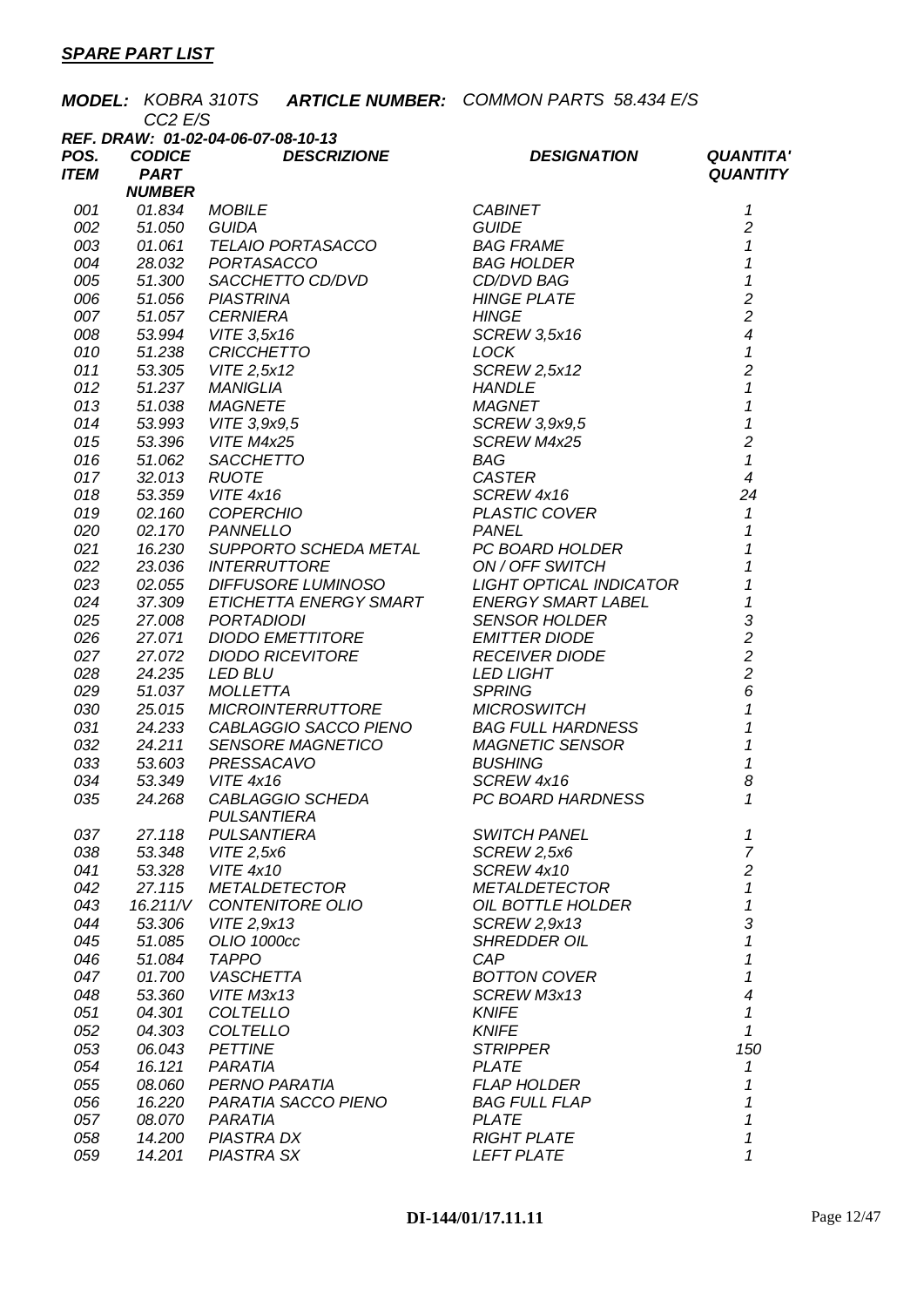***SPARE PART LIST***

***MODEL:*** *KOBRA 310TS CC2 E/S* ***ARTICLE NUMBER:*** *COMMON PARTS 58.434 E/S*

***REF. DRAW: 01-02-04-06-07-08-10-13***

| *POS. ITEM* | *CODICE PART NUMBER* | *DESCRIZIONE* | *DESIGNATION* | *QUANTITA' QUANTITY* |
|---|---|---|---|---|
| 001 | 01.834 | MOBILE | CABINET | 1 |
| 002 | 51.050 | GUIDA | GUIDE | 2 |
| 003 | 01.061 | TELAIO PORTASACCO | BAG FRAME | 1 |
| 004 | 28.032 | PORTASACCO | BAG HOLDER | 1 |
| 005 | 51.300 | SACCHETTO CD/DVD | CD/DVD BAG | 1 |
| 006 | 51.056 | PIASTRINA | HINGE PLATE | 2 |
| 007 | 51.057 | CERNIERA | HINGE | 2 |
| 008 | 53.994 | VITE 3,5x16 | SCREW 3,5x16 | 4 |
| 010 | 51.238 | CRICCHETTO | LOCK | 1 |
| 011 | 53.305 | VITE 2,5x12 | SCREW 2,5x12 | 2 |
| 012 | 51.237 | MANIGLIA | HANDLE | 1 |
| 013 | 51.038 | MAGNETE | MAGNET | 1 |
| 014 | 53.993 | VITE 3,9x9,5 | SCREW 3,9x9,5 | 1 |
| 015 | 53.396 | VITE M4x25 | SCREW M4x25 | 2 |
| 016 | 51.062 | SACCHETTO | BAG | 1 |
| 017 | 32.013 | RUOTE | CASTER | 4 |
| 018 | 53.359 | VITE 4x16 | SCREW 4x16 | 24 |
| 019 | 02.160 | COPERCHIO | PLASTIC COVER | 1 |
| 020 | 02.170 | PANNELLO | PANEL | 1 |
| 021 | 16.230 | SUPPORTO SCHEDA METAL | PC BOARD HOLDER | 1 |
| 022 | 23.036 | INTERRUTTORE | ON / OFF SWITCH | 1 |
| 023 | 02.055 | DIFFUSORE LUMINOSO | LIGHT OPTICAL INDICATOR | 1 |
| 024 | 37.309 | ETICHETTA ENERGY SMART | ENERGY SMART LABEL | 1 |
| 025 | 27.008 | PORTADIODI | SENSOR HOLDER | 3 |
| 026 | 27.071 | DIODO EMETTITORE | EMITTER DIODE | 2 |
| 027 | 27.072 | DIODO RICEVITORE | RECEIVER DIODE | 2 |
| 028 | 24.235 | LED BLU | LED LIGHT | 2 |
| 029 | 51.037 | MOLLETTA | SPRING | 6 |
| 030 | 25.015 | MICROINTERRUTTORE | MICROSWITCH | 1 |
| 031 | 24.233 | CABLAGGIO SACCO PIENO | BAG FULL HARDNESS | 1 |
| 032 | 24.211 | SENSORE MAGNETICO | MAGNETIC SENSOR | 1 |
| 033 | 53.603 | PRESSACAVO | BUSHING | 1 |
| 034 | 53.349 | VITE 4x16 | SCREW 4x16 | 8 |
| 035 | 24.268 | CABLAGGIO SCHEDA PULSANTIERA | PC BOARD HARDNESS | 1 |
| 037 | 27.118 | PULSANTIERA | SWITCH PANEL | 1 |
| 038 | 53.348 | VITE 2,5x6 | SCREW 2,5x6 | 7 |
| 041 | 53.328 | VITE 4x10 | SCREW 4x10 | 2 |
| 042 | 27.115 | METALDETECTOR | METALDETECTOR | 1 |
| 043 | 16.211/V | CONTENITORE OLIO | OIL BOTTLE HOLDER | 1 |
| 044 | 53.306 | VITE 2,9x13 | SCREW 2,9x13 | 3 |
| 045 | 51.085 | OLIO 1000cc | SHREDDER OIL | 1 |
| 046 | 51.084 | TAPPO | CAP | 1 |
| 047 | 01.700 | VASCHETTA | BOTTON COVER | 1 |
| 048 | 53.360 | VITE M3x13 | SCREW M3x13 | 4 |
| 051 | 04.301 | COLTELLO | KNIFE | 1 |
| 052 | 04.303 | COLTELLO | KNIFE | 1 |
| 053 | 06.043 | PETTINE | STRIPPER | 150 |
| 054 | 16.121 | PARATIA | PLATE | 1 |
| 055 | 08.060 | PERNO PARATIA | FLAP HOLDER | 1 |
| 056 | 16.220 | PARATIA SACCO PIENO | BAG FULL FLAP | 1 |
| 057 | 08.070 | PARATIA | PLATE | 1 |
| 058 | 14.200 | PIASTRA DX | RIGHT PLATE | 1 |
| 059 | 14.201 | PIASTRA SX | LEFT PLATE | 1 |

**DI-144/01/17.11.11**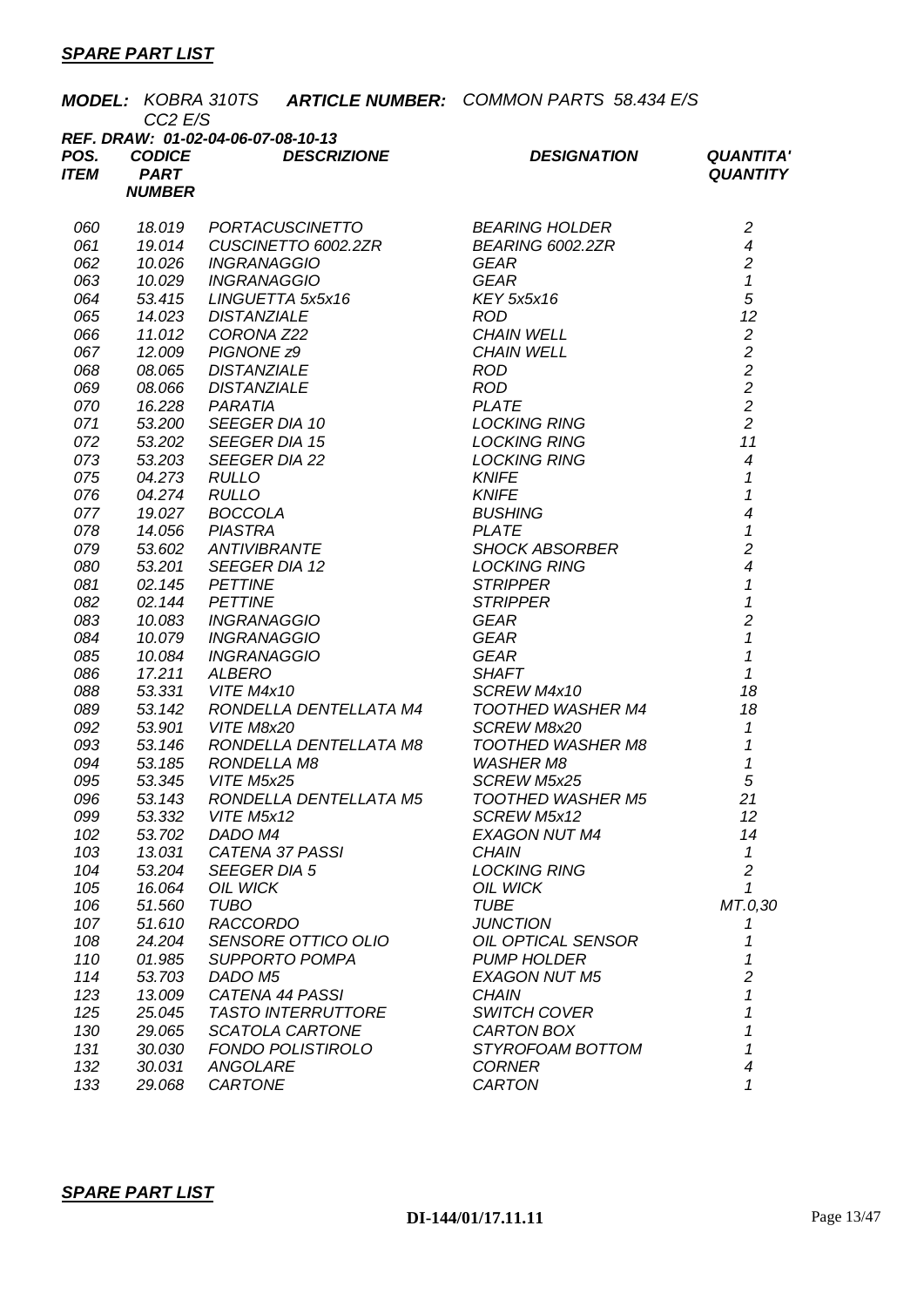## *SPARE PART LIST*

***MODEL:*** *KOBRA 310TS CC2 E/S* ***ARTICLE NUMBER:*** *COMMON PARTS 58.434 E/S*

***REF. DRAW: 01-02-04-06-07-08-10-13***

| POS. ITEM | CODICE PART NUMBER | DESCRIZIONE | DESIGNATION | QUANTITA' QUANTITY |
|---|---|---|---|---|
| 060 | 18.019 | PORTACUSCINETTO | BEARING HOLDER | 2 |
| 061 | 19.014 | CUSCINETTO 6002.2ZR | BEARING 6002.2ZR | 4 |
| 062 | 10.026 | INGRANAGGIO | GEAR | 2 |
| 063 | 10.029 | INGRANAGGIO | GEAR | 1 |
| 064 | 53.415 | LINGUETTA 5x5x16 | KEY 5x5x16 | 5 |
| 065 | 14.023 | DISTANZIALE | ROD | 12 |
| 066 | 11.012 | CORONA Z22 | CHAIN WELL | 2 |
| 067 | 12.009 | PIGNONE z9 | CHAIN WELL | 2 |
| 068 | 08.065 | DISTANZIALE | ROD | 2 |
| 069 | 08.066 | DISTANZIALE | ROD | 2 |
| 070 | 16.228 | PARATIA | PLATE | 2 |
| 071 | 53.200 | SEEGER DIA 10 | LOCKING RING | 2 |
| 072 | 53.202 | SEEGER DIA 15 | LOCKING RING | 11 |
| 073 | 53.203 | SEEGER DIA 22 | LOCKING RING | 4 |
| 075 | 04.273 | RULLO | KNIFE | 1 |
| 076 | 04.274 | RULLO | KNIFE | 1 |
| 077 | 19.027 | BOCCOLA | BUSHING | 4 |
| 078 | 14.056 | PIASTRA | PLATE | 1 |
| 079 | 53.602 | ANTIVIBRANTE | SHOCK ABSORBER | 2 |
| 080 | 53.201 | SEEGER DIA 12 | LOCKING RING | 4 |
| 081 | 02.145 | PETTINE | STRIPPER | 1 |
| 082 | 02.144 | PETTINE | STRIPPER | 1 |
| 083 | 10.083 | INGRANAGGIO | GEAR | 2 |
| 084 | 10.079 | INGRANAGGIO | GEAR | 1 |
| 085 | 10.084 | INGRANAGGIO | GEAR | 1 |
| 086 | 17.211 | ALBERO | SHAFT | 1 |
| 088 | 53.331 | VITE M4x10 | SCREW M4x10 | 18 |
| 089 | 53.142 | RONDELLA DENTELLATA M4 | TOOTHED WASHER M4 | 18 |
| 092 | 53.901 | VITE M8x20 | SCREW M8x20 | 1 |
| 093 | 53.146 | RONDELLA DENTELLATA M8 | TOOTHED WASHER M8 | 1 |
| 094 | 53.185 | RONDELLA M8 | WASHER M8 | 1 |
| 095 | 53.345 | VITE M5x25 | SCREW M5x25 | 5 |
| 096 | 53.143 | RONDELLA DENTELLATA M5 | TOOTHED WASHER M5 | 21 |
| 099 | 53.332 | VITE M5x12 | SCREW M5x12 | 12 |
| 102 | 53.702 | DADO M4 | EXAGON NUT M4 | 14 |
| 103 | 13.031 | CATENA 37 PASSI | CHAIN | 1 |
| 104 | 53.204 | SEEGER DIA 5 | LOCKING RING | 2 |
| 105 | 16.064 | OIL WICK | OIL WICK | 1 |
| 106 | 51.560 | TUBO | TUBE | MT.0,30 |
| 107 | 51.610 | RACCORDO | JUNCTION | 1 |
| 108 | 24.204 | SENSORE OTTICO OLIO | OIL OPTICAL SENSOR | 1 |
| 110 | 01.985 | SUPPORTO POMPA | PUMP HOLDER | 1 |
| 114 | 53.703 | DADO M5 | EXAGON NUT M5 | 2 |
| 123 | 13.009 | CATENA 44 PASSI | CHAIN | 1 |
| 125 | 25.045 | TASTO INTERRUTTORE | SWITCH COVER | 1 |
| 130 | 29.065 | SCATOLA CARTONE | CARTON BOX | 1 |
| 131 | 30.030 | FONDO POLISTIROLO | STYROFOAM BOTTOM | 1 |
| 132 | 30.031 | ANGOLARE | CORNER | 4 |
| 133 | 29.068 | CARTONE | CARTON | 1 |

## *SPARE PART LIST*

**DI-144/01/17.11.11**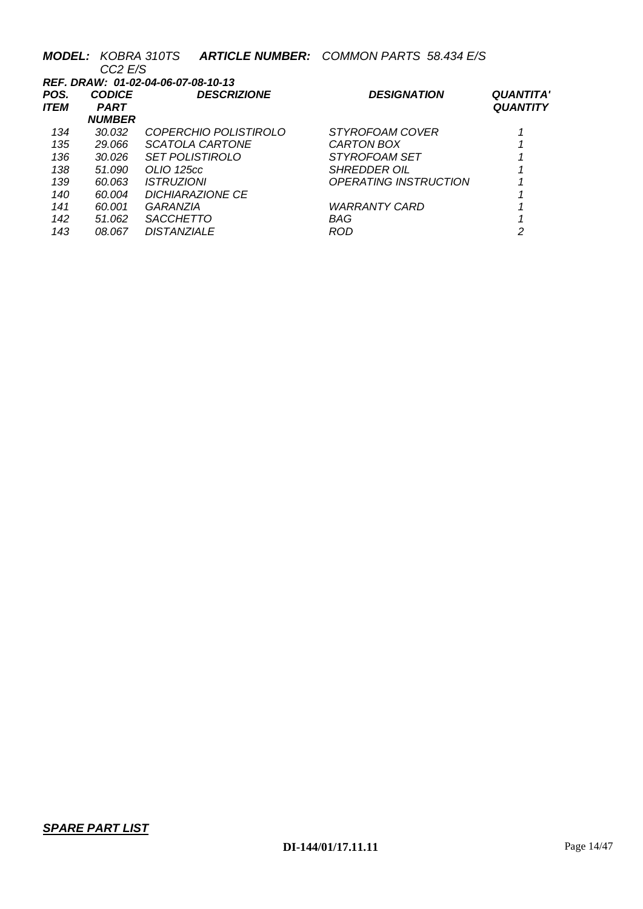***MODEL:*** *KOBRA 310TS CC2 E/S* ***ARTICLE NUMBER:*** *COMMON PARTS 58.434 E/S*

***REF. DRAW: 01-02-04-06-07-08-10-13***

| ***POS. ITEM*** | ***CODICE PART NUMBER*** | ***DESCRIZIONE*** | ***DESIGNATION*** | ***QUANTITA' QUANTITY*** |
|---|---|---|---|---|
| *134* | *30.032* | *COPERCHIO POLISTIROLO* | *STYROFOAM COVER* | *1* |
| *135* | *29.066* | *SCATOLA CARTONE* | *CARTON BOX* | *1* |
| *136* | *30.026* | *SET POLISTIROLO* | *STYROFOAM SET* | *1* |
| *138* | *51.090* | *OLIO 125cc* | *SHREDDER OIL* | *1* |
| *139* | *60.063* | *ISTRUZIONI* | *OPERATING INSTRUCTION* | *1* |
| *140* | *60.004* | *DICHIARAZIONE CE* | | *1* |
| *141* | *60.001* | *GARANZIA* | *WARRANTY CARD* | *1* |
| *142* | *51.062* | *SACCHETTO* | *BAG* | *1* |
| *143* | *08.067* | *DISTANZIALE* | *ROD* | *2* |

***SPARE PART LIST***

**DI-144/01/17.11.11**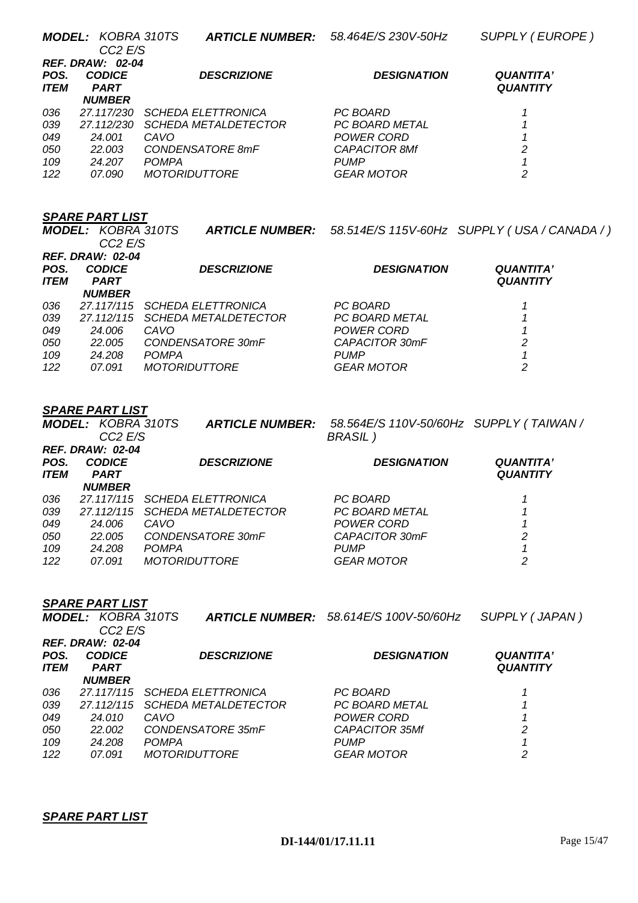*MODEL: KOBRA 310TS CC2 E/S* *ARTICLE NUMBER: 58.464E/S 230V-50Hz* *SUPPLY ( EUROPE )*

*REF. DRAW: 02-04*

| *POS. ITEM* | *CODICE PART NUMBER* | *DESCRIZIONE* | *DESIGNATION* | *QUANTITA' QUANTITY* |
|---|---|---|---|---|
| 036 | 27.117/230 | SCHEDA ELETTRONICA | PC BOARD | 1 |
| 039 | 27.112/230 | SCHEDA METALDETECTOR | PC BOARD METAL | 1 |
| 049 | 24.001 | CAVO | POWER CORD | 1 |
| 050 | 22.003 | CONDENSATORE 8mF | CAPACITOR 8Mf | 2 |
| 109 | 24.207 | POMPA | PUMP | 1 |
| 122 | 07.090 | MOTORIDUTTORE | GEAR MOTOR | 2 |

## *SPARE PART LIST*

*MODEL: KOBRA 310TS CC2 E/S* *ARTICLE NUMBER: 58.514E/S 115V-60Hz* *SUPPLY ( USA / CANADA / )*

*REF. DRAW: 02-04*

| *POS. ITEM* | *CODICE PART NUMBER* | *DESCRIZIONE* | *DESIGNATION* | *QUANTITA' QUANTITY* |
|---|---|---|---|---|
| 036 | 27.117/115 | SCHEDA ELETTRONICA | PC BOARD | 1 |
| 039 | 27.112/115 | SCHEDA METALDETECTOR | PC BOARD METAL | 1 |
| 049 | 24.006 | CAVO | POWER CORD | 1 |
| 050 | 22.005 | CONDENSATORE 30mF | CAPACITOR 30mF | 2 |
| 109 | 24.208 | POMPA | PUMP | 1 |
| 122 | 07.091 | MOTORIDUTTORE | GEAR MOTOR | 2 |

## *SPARE PART LIST*

*MODEL: KOBRA 310TS CC2 E/S* *ARTICLE NUMBER: 58.564E/S 110V-50/60Hz* *SUPPLY ( TAIWAN / BRASIL )*

*REF. DRAW: 02-04*

| *POS. ITEM* | *CODICE PART NUMBER* | *DESCRIZIONE* | *DESIGNATION* | *QUANTITA' QUANTITY* |
|---|---|---|---|---|
| 036 | 27.117/115 | SCHEDA ELETTRONICA | PC BOARD | 1 |
| 039 | 27.112/115 | SCHEDA METALDETECTOR | PC BOARD METAL | 1 |
| 049 | 24.006 | CAVO | POWER CORD | 1 |
| 050 | 22.005 | CONDENSATORE 30mF | CAPACITOR 30mF | 2 |
| 109 | 24.208 | POMPA | PUMP | 1 |
| 122 | 07.091 | MOTORIDUTTORE | GEAR MOTOR | 2 |

## *SPARE PART LIST*

*MODEL: KOBRA 310TS CC2 E/S* *ARTICLE NUMBER: 58.614E/S 100V-50/60Hz* *SUPPLY ( JAPAN )*

*REF. DRAW: 02-04*

| *POS. ITEM* | *CODICE PART NUMBER* | *DESCRIZIONE* | *DESIGNATION* | *QUANTITA' QUANTITY* |
|---|---|---|---|---|
| 036 | 27.117/115 | SCHEDA ELETTRONICA | PC BOARD | 1 |
| 039 | 27.112/115 | SCHEDA METALDETECTOR | PC BOARD METAL | 1 |
| 049 | 24.010 | CAVO | POWER CORD | 1 |
| 050 | 22.002 | CONDENSATORE 35mF | CAPACITOR 35Mf | 2 |
| 109 | 24.208 | POMPA | PUMP | 1 |
| 122 | 07.091 | MOTORIDUTTORE | GEAR MOTOR | 2 |

## *SPARE PART LIST*

**DI-144/01/17.11.11**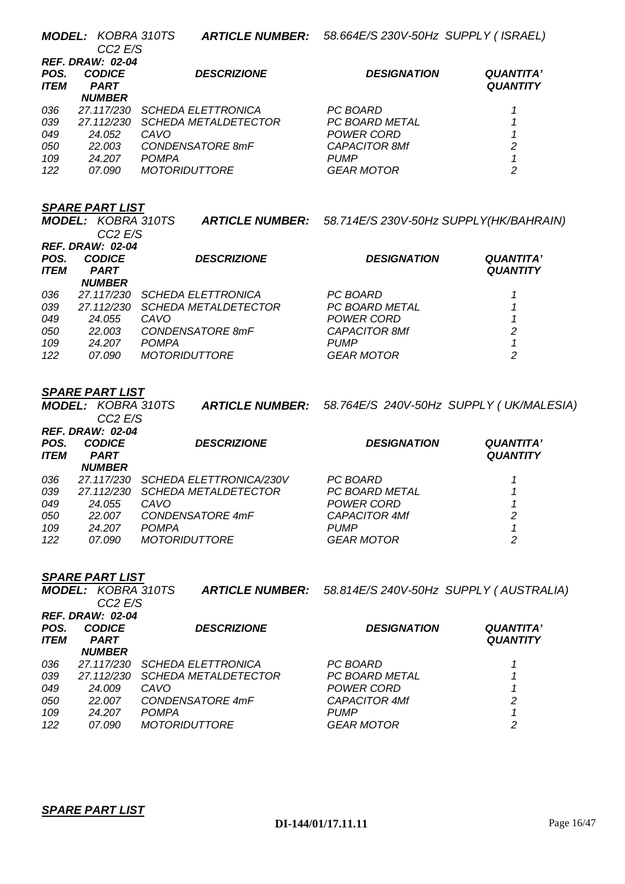***MODEL:*** *KOBRA 310TS CC2 E/S* ***ARTICLE NUMBER:*** *58.664E/S 230V-50Hz SUPPLY ( ISRAEL)*

***REF. DRAW: 02-04***

| *POS. ITEM* | *CODICE PART NUMBER* | *DESCRIZIONE* | *DESIGNATION* | *QUANTITA' QUANTITY* |
|---|---|---|---|---|
| *036* | *27.117/230* | *SCHEDA ELETTRONICA* | *PC BOARD* | *1* |
| *039* | *27.112/230* | *SCHEDA METALDETECTOR* | *PC BOARD METAL* | *1* |
| *049* | *24.052* | *CAVO* | *POWER CORD* | *1* |
| *050* | *22.003* | *CONDENSATORE 8mF* | *CAPACITOR 8Mf* | *2* |
| *109* | *24.207* | *POMPA* | *PUMP* | *1* |
| *122* | *07.090* | *MOTORIDUTTORE* | *GEAR MOTOR* | *2* |

***SPARE PART LIST***

***MODEL:*** *KOBRA 310TS CC2 E/S* ***ARTICLE NUMBER:*** *58.714E/S 230V-50Hz SUPPLY(HK/BAHRAIN)*

***REF. DRAW: 02-04***

| *POS. ITEM* | *CODICE PART NUMBER* | *DESCRIZIONE* | *DESIGNATION* | *QUANTITA' QUANTITY* |
|---|---|---|---|---|
| *036* | *27.117/230* | *SCHEDA ELETTRONICA* | *PC BOARD* | *1* |
| *039* | *27.112/230* | *SCHEDA METALDETECTOR* | *PC BOARD METAL* | *1* |
| *049* | *24.055* | *CAVO* | *POWER CORD* | *1* |
| *050* | *22.003* | *CONDENSATORE 8mF* | *CAPACITOR 8Mf* | *2* |
| *109* | *24.207* | *POMPA* | *PUMP* | *1* |
| *122* | *07.090* | *MOTORIDUTTORE* | *GEAR MOTOR* | *2* |

***SPARE PART LIST***

***MODEL:*** *KOBRA 310TS CC2 E/S* ***ARTICLE NUMBER:*** *58.764E/S 240V-50Hz SUPPLY ( UK/MALESIA)*

***REF. DRAW: 02-04***

| *POS. ITEM* | *CODICE PART NUMBER* | *DESCRIZIONE* | *DESIGNATION* | *QUANTITA' QUANTITY* |
|---|---|---|---|---|
| *036* | *27.117/230* | *SCHEDA ELETTRONICA/230V* | *PC BOARD* | *1* |
| *039* | *27.112/230* | *SCHEDA METALDETECTOR* | *PC BOARD METAL* | *1* |
| *049* | *24.055* | *CAVO* | *POWER CORD* | *1* |
| *050* | *22.007* | *CONDENSATORE 4mF* | *CAPACITOR 4Mf* | *2* |
| *109* | *24.207* | *POMPA* | *PUMP* | *1* |
| *122* | *07.090* | *MOTORIDUTTORE* | *GEAR MOTOR* | *2* |

***SPARE PART LIST***

***MODEL:*** *KOBRA 310TS CC2 E/S* ***ARTICLE NUMBER:*** *58.814E/S 240V-50Hz SUPPLY ( AUSTRALIA)*

***REF. DRAW: 02-04***

| *POS. ITEM* | *CODICE PART NUMBER* | *DESCRIZIONE* | *DESIGNATION* | *QUANTITA' QUANTITY* |
|---|---|---|---|---|
| *036* | *27.117/230* | *SCHEDA ELETTRONICA* | *PC BOARD* | *1* |
| *039* | *27.112/230* | *SCHEDA METALDETECTOR* | *PC BOARD METAL* | *1* |
| *049* | *24.009* | *CAVO* | *POWER CORD* | *1* |
| *050* | *22.007* | *CONDENSATORE 4mF* | *CAPACITOR 4Mf* | *2* |
| *109* | *24.207* | *POMPA* | *PUMP* | *1* |
| *122* | *07.090* | *MOTORIDUTTORE* | *GEAR MOTOR* | *2* |

***SPARE PART LIST***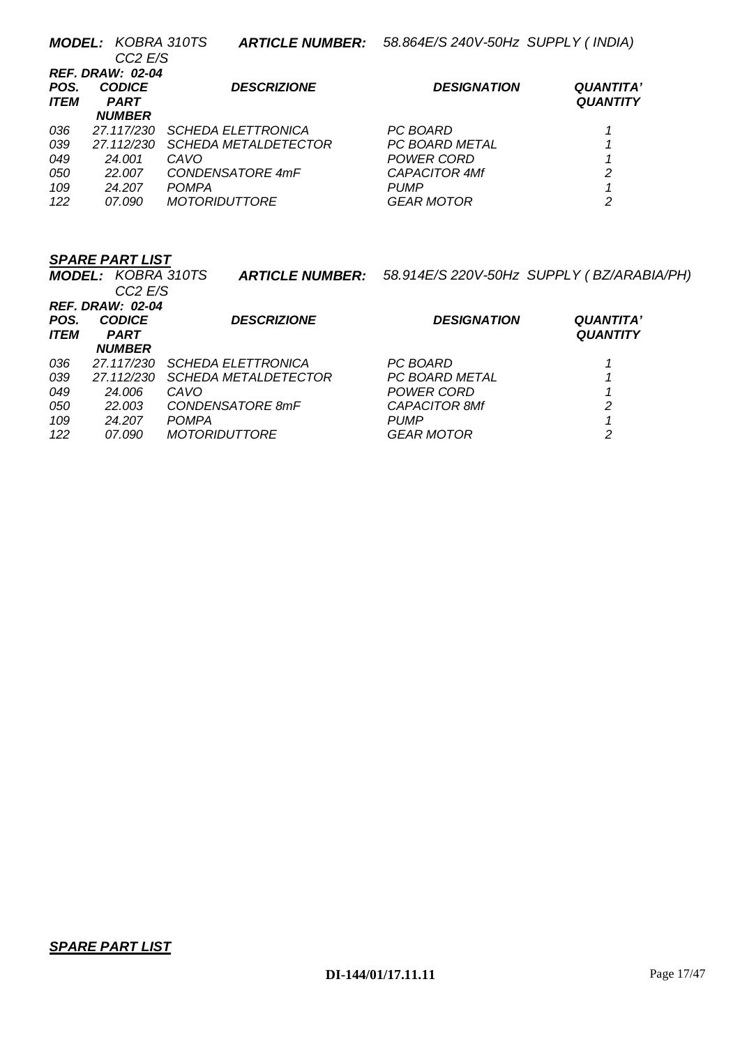***MODEL:*** *KOBRA 310TS CC2 E/S* ***ARTICLE NUMBER:*** *58.864E/S 240V-50Hz SUPPLY ( INDIA)*

***REF. DRAW: 02-04***

| ***POS. ITEM*** | ***CODICE PART NUMBER*** | ***DESCRIZIONE*** | ***DESIGNATION*** | ***QUANTITA' QUANTITY*** |
|---|---|---|---|---|
| *036* | *27.117/230* | *SCHEDA ELETTRONICA* | *PC BOARD* | *1* |
| *039* | *27.112/230* | *SCHEDA METALDETECTOR* | *PC BOARD METAL* | *1* |
| *049* | *24.001* | *CAVO* | *POWER CORD* | *1* |
| *050* | *22.007* | *CONDENSATORE 4mF* | *CAPACITOR 4Mf* | *2* |
| *109* | *24.207* | *POMPA* | *PUMP* | *1* |
| *122* | *07.090* | *MOTORIDUTTORE* | *GEAR MOTOR* | *2* |

***SPARE PART LIST***

***MODEL:*** *KOBRA 310TS CC2 E/S* ***ARTICLE NUMBER:*** *58.914E/S 220V-50Hz SUPPLY ( BZ/ARABIA/PH)*

***REF. DRAW: 02-04***

| ***POS. ITEM*** | ***CODICE PART NUMBER*** | ***DESCRIZIONE*** | ***DESIGNATION*** | ***QUANTITA' QUANTITY*** |
|---|---|---|---|---|
| *036* | *27.117/230* | *SCHEDA ELETTRONICA* | *PC BOARD* | *1* |
| *039* | *27.112/230* | *SCHEDA METALDETECTOR* | *PC BOARD METAL* | *1* |
| *049* | *24.006* | *CAVO* | *POWER CORD* | *1* |
| *050* | *22.003* | *CONDENSATORE 8mF* | *CAPACITOR 8Mf* | *2* |
| *109* | *24.207* | *POMPA* | *PUMP* | *1* |
| *122* | *07.090* | *MOTORIDUTTORE* | *GEAR MOTOR* | *2* |

***SPARE PART LIST***

**DI-144/01/17.11.11**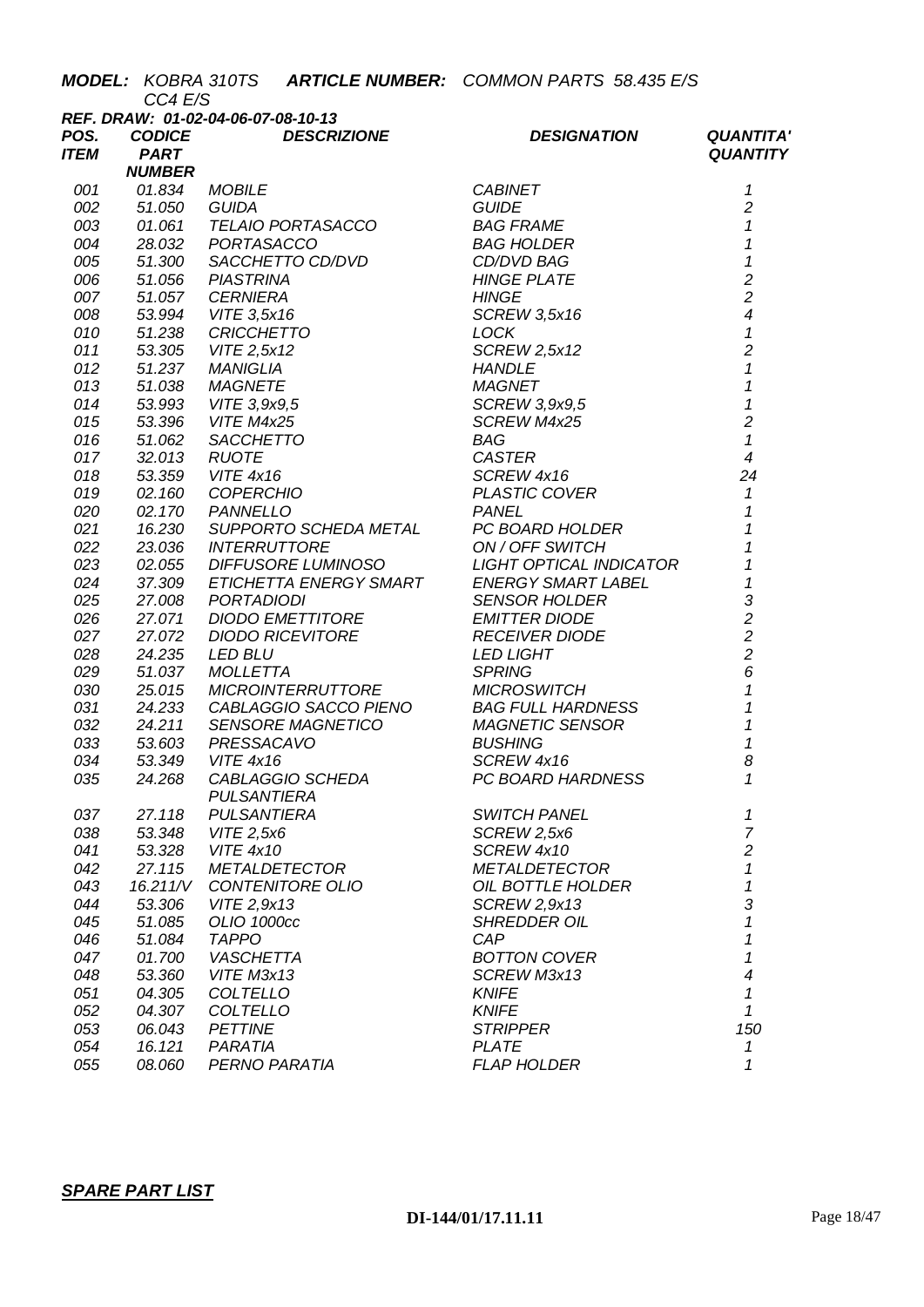***MODEL:*** *KOBRA 310TS CC4 E/S* ***ARTICLE NUMBER:*** *COMMON PARTS 58.435 E/S*

***REF. DRAW: 01-02-04-06-07-08-10-13***

| ***POS. ITEM*** | ***CODICE PART NUMBER*** | ***DESCRIZIONE*** | ***DESIGNATION*** | ***QUANTITA' QUANTITY*** |
|---|---|---|---|---|
| *001* | *01.834* | *MOBILE* | *CABINET* | *1* |
| *002* | *51.050* | *GUIDA* | *GUIDE* | *2* |
| *003* | *01.061* | *TELAIO PORTASACCO* | *BAG FRAME* | *1* |
| *004* | *28.032* | *PORTASACCO* | *BAG HOLDER* | *1* |
| *005* | *51.300* | *SACCHETTO CD/DVD* | *CD/DVD BAG* | *1* |
| *006* | *51.056* | *PIASTRINA* | *HINGE PLATE* | *2* |
| *007* | *51.057* | *CERNIERA* | *HINGE* | *2* |
| *008* | *53.994* | *VITE 3,5x16* | *SCREW 3,5x16* | *4* |
| *010* | *51.238* | *CRICCHETTO* | *LOCK* | *1* |
| *011* | *53.305* | *VITE 2,5x12* | *SCREW 2,5x12* | *2* |
| *012* | *51.237* | *MANIGLIA* | *HANDLE* | *1* |
| *013* | *51.038* | *MAGNETE* | *MAGNET* | *1* |
| *014* | *53.993* | *VITE 3,9x9,5* | *SCREW 3,9x9,5* | *1* |
| *015* | *53.396* | *VITE M4x25* | *SCREW M4x25* | *2* |
| *016* | *51.062* | *SACCHETTO* | *BAG* | *1* |
| *017* | *32.013* | *RUOTE* | *CASTER* | *4* |
| *018* | *53.359* | *VITE 4x16* | *SCREW 4x16* | *24* |
| *019* | *02.160* | *COPERCHIO* | *PLASTIC COVER* | *1* |
| *020* | *02.170* | *PANNELLO* | *PANEL* | *1* |
| *021* | *16.230* | *SUPPORTO SCHEDA METAL* | *PC BOARD HOLDER* | *1* |
| *022* | *23.036* | *INTERRUTTORE* | *ON / OFF SWITCH* | *1* |
| *023* | *02.055* | *DIFFUSORE LUMINOSO* | *LIGHT OPTICAL INDICATOR* | *1* |
| *024* | *37.309* | *ETICHETTA ENERGY SMART* | *ENERGY SMART LABEL* | *1* |
| *025* | *27.008* | *PORTADIODI* | *SENSOR HOLDER* | *3* |
| *026* | *27.071* | *DIODO EMETTITORE* | *EMITTER DIODE* | *2* |
| *027* | *27.072* | *DIODO RICEVITORE* | *RECEIVER DIODE* | *2* |
| *028* | *24.235* | *LED BLU* | *LED LIGHT* | *2* |
| *029* | *51.037* | *MOLLETTA* | *SPRING* | *6* |
| *030* | *25.015* | *MICROINTERRUTTORE* | *MICROSWITCH* | *1* |
| *031* | *24.233* | *CABLAGGIO SACCO PIENO* | *BAG FULL HARDNESS* | *1* |
| *032* | *24.211* | *SENSORE MAGNETICO* | *MAGNETIC SENSOR* | *1* |
| *033* | *53.603* | *PRESSACAVO* | *BUSHING* | *1* |
| *034* | *53.349* | *VITE 4x16* | *SCREW 4x16* | *8* |
| *035* | *24.268* | *CABLAGGIO SCHEDA PULSANTIERA* | *PC BOARD HARDNESS* | *1* |
| *037* | *27.118* | *PULSANTIERA* | *SWITCH PANEL* | *1* |
| *038* | *53.348* | *VITE 2,5x6* | *SCREW 2,5x6* | *7* |
| *041* | *53.328* | *VITE 4x10* | *SCREW 4x10* | *2* |
| *042* | *27.115* | *METALDETECTOR* | *METALDETECTOR* | *1* |
| *043* | *16.211/V* | *CONTENITORE OLIO* | *OIL BOTTLE HOLDER* | *1* |
| *044* | *53.306* | *VITE 2,9x13* | *SCREW 2,9x13* | *3* |
| *045* | *51.085* | *OLIO 1000cc* | *SHREDDER OIL* | *1* |
| *046* | *51.084* | *TAPPO* | *CAP* | *1* |
| *047* | *01.700* | *VASCHETTA* | *BOTTON COVER* | *1* |
| *048* | *53.360* | *VITE M3x13* | *SCREW M3x13* | *4* |
| *051* | *04.305* | *COLTELLO* | *KNIFE* | *1* |
| *052* | *04.307* | *COLTELLO* | *KNIFE* | *1* |
| *053* | *06.043* | *PETTINE* | *STRIPPER* | *150* |
| *054* | *16.121* | *PARATIA* | *PLATE* | *1* |
| *055* | *08.060* | *PERNO PARATIA* | *FLAP HOLDER* | *1* |

***SPARE PART LIST***

**DI-144/01/17.11.11**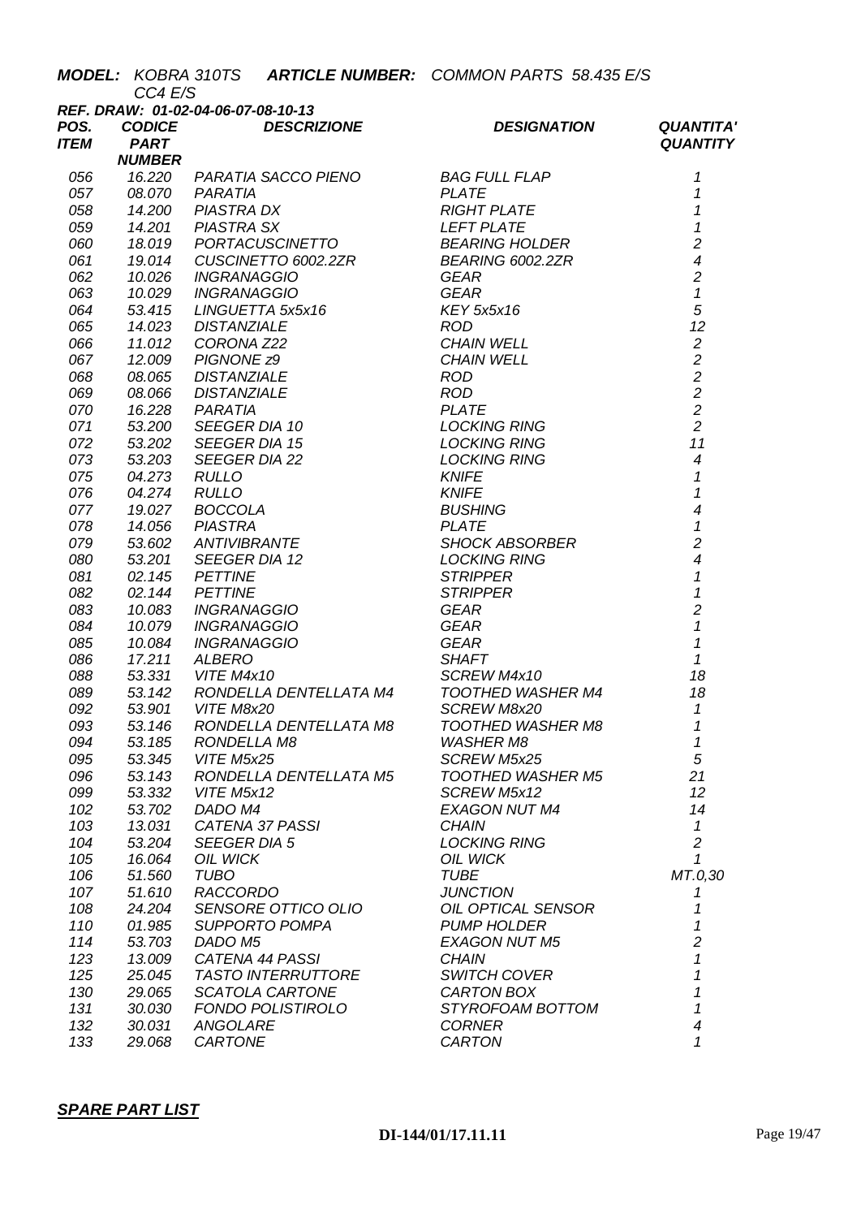***MODEL:*** *KOBRA 310TS CC4 E/S* ***ARTICLE NUMBER:*** *COMMON PARTS 58.435 E/S*

***REF. DRAW: 01-02-04-06-07-08-10-13***

| POS. ITEM | CODICE PART NUMBER | DESCRIZIONE | DESIGNATION | QUANTITA' QUANTITY |
|---|---|---|---|---|
| 056 | 16.220 | PARATIA SACCO PIENO | BAG FULL FLAP | 1 |
| 057 | 08.070 | PARATIA | PLATE | 1 |
| 058 | 14.200 | PIASTRA DX | RIGHT PLATE | 1 |
| 059 | 14.201 | PIASTRA SX | LEFT PLATE | 1 |
| 060 | 18.019 | PORTACUSCINETTO | BEARING HOLDER | 2 |
| 061 | 19.014 | CUSCINETTO 6002.2ZR | BEARING 6002.2ZR | 4 |
| 062 | 10.026 | INGRANAGGIO | GEAR | 2 |
| 063 | 10.029 | INGRANAGGIO | GEAR | 1 |
| 064 | 53.415 | LINGUETTA 5x5x16 | KEY 5x5x16 | 5 |
| 065 | 14.023 | DISTANZIALE | ROD | 12 |
| 066 | 11.012 | CORONA Z22 | CHAIN WELL | 2 |
| 067 | 12.009 | PIGNONE z9 | CHAIN WELL | 2 |
| 068 | 08.065 | DISTANZIALE | ROD | 2 |
| 069 | 08.066 | DISTANZIALE | ROD | 2 |
| 070 | 16.228 | PARATIA | PLATE | 2 |
| 071 | 53.200 | SEEGER DIA 10 | LOCKING RING | 2 |
| 072 | 53.202 | SEEGER DIA 15 | LOCKING RING | 11 |
| 073 | 53.203 | SEEGER DIA 22 | LOCKING RING | 4 |
| 075 | 04.273 | RULLO | KNIFE | 1 |
| 076 | 04.274 | RULLO | KNIFE | 1 |
| 077 | 19.027 | BOCCOLA | BUSHING | 4 |
| 078 | 14.056 | PIASTRA | PLATE | 1 |
| 079 | 53.602 | ANTIVIBRANTE | SHOCK ABSORBER | 2 |
| 080 | 53.201 | SEEGER DIA 12 | LOCKING RING | 4 |
| 081 | 02.145 | PETTINE | STRIPPER | 1 |
| 082 | 02.144 | PETTINE | STRIPPER | 1 |
| 083 | 10.083 | INGRANAGGIO | GEAR | 2 |
| 084 | 10.079 | INGRANAGGIO | GEAR | 1 |
| 085 | 10.084 | INGRANAGGIO | GEAR | 1 |
| 086 | 17.211 | ALBERO | SHAFT | 1 |
| 088 | 53.331 | VITE M4x10 | SCREW M4x10 | 18 |
| 089 | 53.142 | RONDELLA DENTELLATA M4 | TOOTHED WASHER M4 | 18 |
| 092 | 53.901 | VITE M8x20 | SCREW M8x20 | 1 |
| 093 | 53.146 | RONDELLA DENTELLATA M8 | TOOTHED WASHER M8 | 1 |
| 094 | 53.185 | RONDELLA M8 | WASHER M8 | 1 |
| 095 | 53.345 | VITE M5x25 | SCREW M5x25 | 5 |
| 096 | 53.143 | RONDELLA DENTELLATA M5 | TOOTHED WASHER M5 | 21 |
| 099 | 53.332 | VITE M5x12 | SCREW M5x12 | 12 |
| 102 | 53.702 | DADO M4 | EXAGON NUT M4 | 14 |
| 103 | 13.031 | CATENA 37 PASSI | CHAIN | 1 |
| 104 | 53.204 | SEEGER DIA 5 | LOCKING RING | 2 |
| 105 | 16.064 | OIL WICK | OIL WICK | 1 |
| 106 | 51.560 | TUBO | TUBE | MT.0,30 |
| 107 | 51.610 | RACCORDO | JUNCTION | 1 |
| 108 | 24.204 | SENSORE OTTICO OLIO | OIL OPTICAL SENSOR | 1 |
| 110 | 01.985 | SUPPORTO POMPA | PUMP HOLDER | 1 |
| 114 | 53.703 | DADO M5 | EXAGON NUT M5 | 2 |
| 123 | 13.009 | CATENA 44 PASSI | CHAIN | 1 |
| 125 | 25.045 | TASTO INTERRUTTORE | SWITCH COVER | 1 |
| 130 | 29.065 | SCATOLA CARTONE | CARTON BOX | 1 |
| 131 | 30.030 | FONDO POLISTIROLO | STYROFOAM BOTTOM | 1 |
| 132 | 30.031 | ANGOLARE | CORNER | 4 |
| 133 | 29.068 | CARTONE | CARTON | 1 |

***SPARE PART LIST***

**DI-144/01/17.11.11**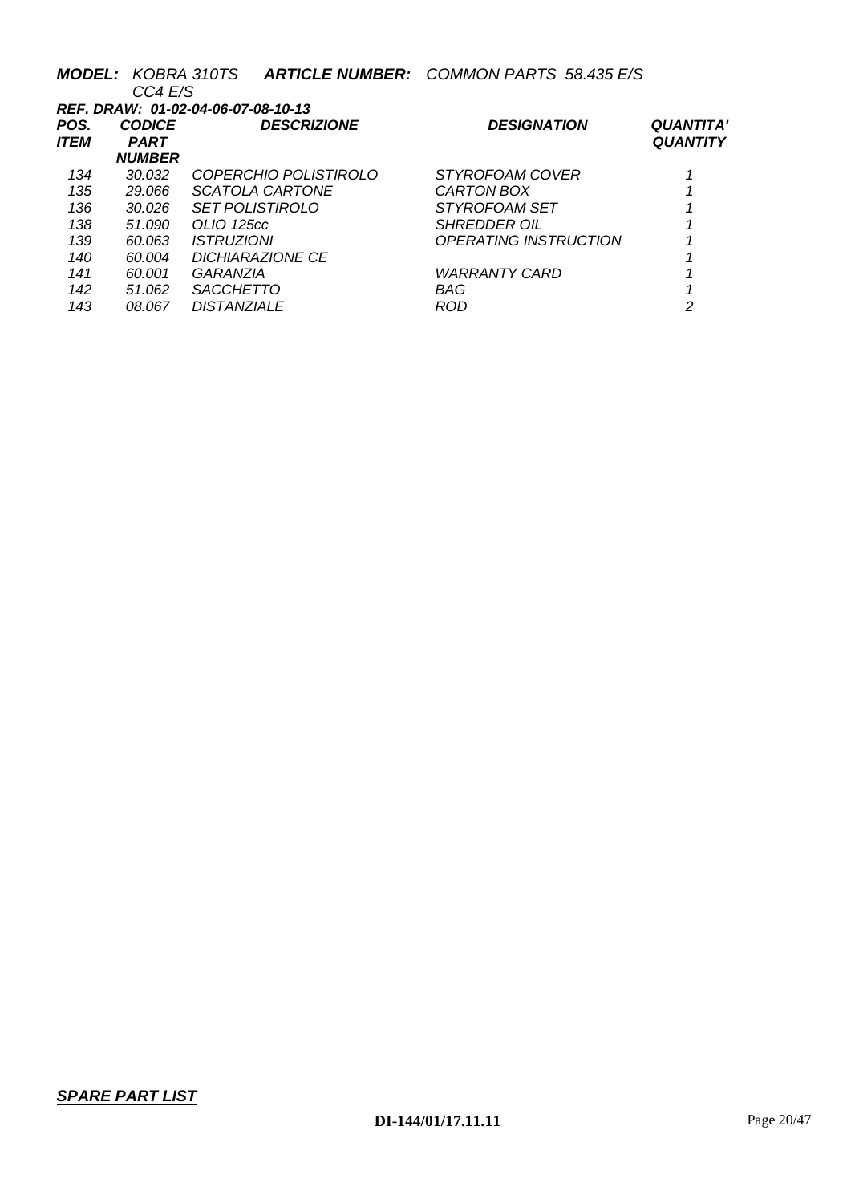***MODEL:*** *KOBRA 310TS CC4 E/S* ***ARTICLE NUMBER:*** *COMMON PARTS 58.435 E/S*

***REF. DRAW: 01-02-04-06-07-08-10-13***

| *POS. ITEM* | *CODICE PART NUMBER* | *DESCRIZIONE* | *DESIGNATION* | *QUANTITA' QUANTITY* |
|---|---|---|---|---|
| *134* | *30.032* | *COPERCHIO POLISTIROLO* | *STYROFOAM COVER* | *1* |
| *135* | *29.066* | *SCATOLA CARTONE* | *CARTON BOX* | *1* |
| *136* | *30.026* | *SET POLISTIROLO* | *STYROFOAM SET* | *1* |
| *138* | *51.090* | *OLIO 125cc* | *SHREDDER OIL* | *1* |
| *139* | *60.063* | *ISTRUZIONI* | *OPERATING INSTRUCTION* | *1* |
| *140* | *60.004* | *DICHIARAZIONE CE* | | *1* |
| *141* | *60.001* | *GARANZIA* | *WARRANTY CARD* | *1* |
| *142* | *51.062* | *SACCHETTO* | *BAG* | *1* |
| *143* | *08.067* | *DISTANZIALE* | *ROD* | *2* |

***SPARE PART LIST***

**DI-144/01/17.11.11**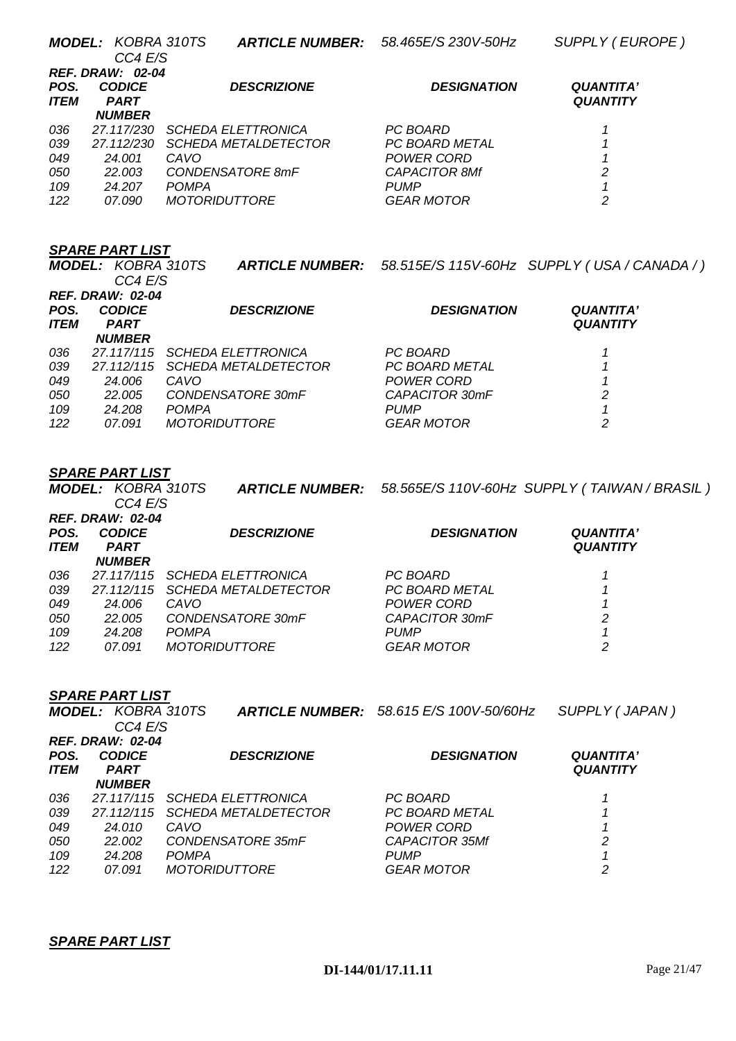*MODEL: KOBRA 310TS CC4 E/S* *ARTICLE NUMBER: 58.465E/S 230V-50Hz* *SUPPLY ( EUROPE )*

*REF. DRAW: 02-04*

| POS. ITEM | CODICE PART NUMBER | DESCRIZIONE | DESIGNATION | QUANTITA' QUANTITY |
|---|---|---|---|---|
| 036 | 27.117/230 | SCHEDA ELETTRONICA | PC BOARD | 1 |
| 039 | 27.112/230 | SCHEDA METALDETECTOR | PC BOARD METAL | 1 |
| 049 | 24.001 | CAVO | POWER CORD | 1 |
| 050 | 22.003 | CONDENSATORE 8mF | CAPACITOR 8Mf | 2 |
| 109 | 24.207 | POMPA | PUMP | 1 |
| 122 | 07.090 | MOTORIDUTTORE | GEAR MOTOR | 2 |

## *SPARE PART LIST*

*MODEL: KOBRA 310TS CC4 E/S* *ARTICLE NUMBER: 58.515E/S 115V-60Hz* *SUPPLY ( USA / CANADA / )*

*REF. DRAW: 02-04*

| POS. ITEM | CODICE PART NUMBER | DESCRIZIONE | DESIGNATION | QUANTITA' QUANTITY |
|---|---|---|---|---|
| 036 | 27.117/115 | SCHEDA ELETTRONICA | PC BOARD | 1 |
| 039 | 27.112/115 | SCHEDA METALDETECTOR | PC BOARD METAL | 1 |
| 049 | 24.006 | CAVO | POWER CORD | 1 |
| 050 | 22.005 | CONDENSATORE 30mF | CAPACITOR 30mF | 2 |
| 109 | 24.208 | POMPA | PUMP | 1 |
| 122 | 07.091 | MOTORIDUTTORE | GEAR MOTOR | 2 |

## *SPARE PART LIST*

*MODEL: KOBRA 310TS CC4 E/S* *ARTICLE NUMBER: 58.565E/S 110V-60Hz* *SUPPLY ( TAIWAN / BRASIL )*

*REF. DRAW: 02-04*

| POS. ITEM | CODICE PART NUMBER | DESCRIZIONE | DESIGNATION | QUANTITA' QUANTITY |
|---|---|---|---|---|
| 036 | 27.117/115 | SCHEDA ELETTRONICA | PC BOARD | 1 |
| 039 | 27.112/115 | SCHEDA METALDETECTOR | PC BOARD METAL | 1 |
| 049 | 24.006 | CAVO | POWER CORD | 1 |
| 050 | 22.005 | CONDENSATORE 30mF | CAPACITOR 30mF | 2 |
| 109 | 24.208 | POMPA | PUMP | 1 |
| 122 | 07.091 | MOTORIDUTTORE | GEAR MOTOR | 2 |

## *SPARE PART LIST*

*MODEL: KOBRA 310TS CC4 E/S* *ARTICLE NUMBER: 58.615 E/S 100V-50/60Hz* *SUPPLY ( JAPAN )*

*REF. DRAW: 02-04*

| POS. ITEM | CODICE PART NUMBER | DESCRIZIONE | DESIGNATION | QUANTITA' QUANTITY |
|---|---|---|---|---|
| 036 | 27.117/115 | SCHEDA ELETTRONICA | PC BOARD | 1 |
| 039 | 27.112/115 | SCHEDA METALDETECTOR | PC BOARD METAL | 1 |
| 049 | 24.010 | CAVO | POWER CORD | 1 |
| 050 | 22.002 | CONDENSATORE 35mF | CAPACITOR 35Mf | 2 |
| 109 | 24.208 | POMPA | PUMP | 1 |
| 122 | 07.091 | MOTORIDUTTORE | GEAR MOTOR | 2 |

## *SPARE PART LIST*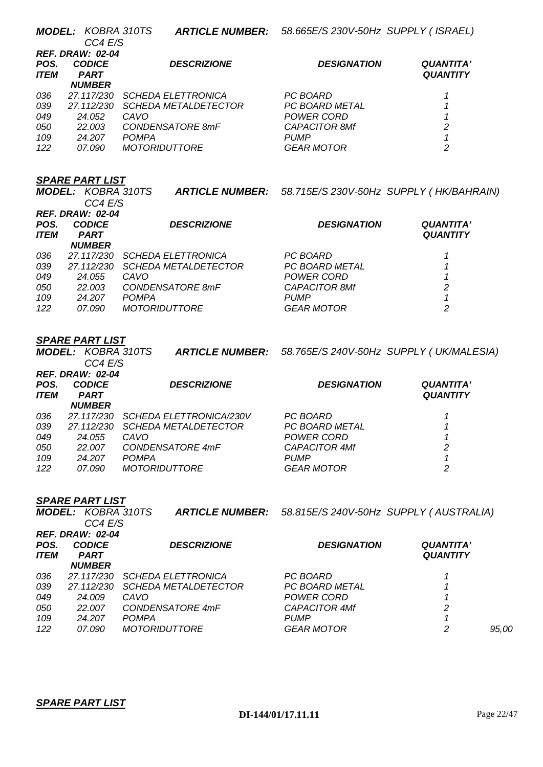***MODEL:*** *KOBRA 310TS CC4 E/S* ***ARTICLE NUMBER:*** *58.665E/S 230V-50Hz SUPPLY ( ISRAEL)*

***REF. DRAW: 02-04***

| POS. ITEM | CODICE PART NUMBER | DESCRIZIONE | DESIGNATION | QUANTITA' QUANTITY |
|---|---|---|---|---|
| 036 | 27.117/230 | SCHEDA ELETTRONICA | PC BOARD | 1 |
| 039 | 27.112/230 | SCHEDA METALDETECTOR | PC BOARD METAL | 1 |
| 049 | 24.052 | CAVO | POWER CORD | 1 |
| 050 | 22.003 | CONDENSATORE 8mF | CAPACITOR 8Mf | 2 |
| 109 | 24.207 | POMPA | PUMP | 1 |
| 122 | 07.090 | MOTORIDUTTORE | GEAR MOTOR | 2 |

***SPARE PART LIST***

***MODEL:*** *KOBRA 310TS CC4 E/S* ***ARTICLE NUMBER:*** *58.715E/S 230V-50Hz SUPPLY ( HK/BAHRAIN)*

***REF. DRAW: 02-04***

| POS. ITEM | CODICE PART NUMBER | DESCRIZIONE | DESIGNATION | QUANTITA' QUANTITY |
|---|---|---|---|---|
| 036 | 27.117/230 | SCHEDA ELETTRONICA | PC BOARD | 1 |
| 039 | 27.112/230 | SCHEDA METALDETECTOR | PC BOARD METAL | 1 |
| 049 | 24.055 | CAVO | POWER CORD | 1 |
| 050 | 22.003 | CONDENSATORE 8mF | CAPACITOR 8Mf | 2 |
| 109 | 24.207 | POMPA | PUMP | 1 |
| 122 | 07.090 | MOTORIDUTTORE | GEAR MOTOR | 2 |

***SPARE PART LIST***

***MODEL:*** *KOBRA 310TS CC4 E/S* ***ARTICLE NUMBER:*** *58.765E/S 240V-50Hz SUPPLY ( UK/MALESIA)*

***REF. DRAW: 02-04***

| POS. ITEM | CODICE PART NUMBER | DESCRIZIONE | DESIGNATION | QUANTITA' QUANTITY |
|---|---|---|---|---|
| 036 | 27.117/230 | SCHEDA ELETTRONICA/230V | PC BOARD | 1 |
| 039 | 27.112/230 | SCHEDA METALDETECTOR | PC BOARD METAL | 1 |
| 049 | 24.055 | CAVO | POWER CORD | 1 |
| 050 | 22.007 | CONDENSATORE 4mF | CAPACITOR 4Mf | 2 |
| 109 | 24.207 | POMPA | PUMP | 1 |
| 122 | 07.090 | MOTORIDUTTORE | GEAR MOTOR | 2 |

***SPARE PART LIST***

***MODEL:*** *KOBRA 310TS CC4 E/S* ***ARTICLE NUMBER:*** *58.815E/S 240V-50Hz SUPPLY ( AUSTRALIA)*

***REF. DRAW: 02-04***

| POS. ITEM | CODICE PART NUMBER | DESCRIZIONE | DESIGNATION | QUANTITA' QUANTITY | |
|---|---|---|---|---|---|
| 036 | 27.117/230 | SCHEDA ELETTRONICA | PC BOARD | 1 | |
| 039 | 27.112/230 | SCHEDA METALDETECTOR | PC BOARD METAL | 1 | |
| 049 | 24.009 | CAVO | POWER CORD | 1 | |
| 050 | 22.007 | CONDENSATORE 4mF | CAPACITOR 4Mf | 2 | |
| 109 | 24.207 | POMPA | PUMP | 1 | |
| 122 | 07.090 | MOTORIDUTTORE | GEAR MOTOR | 2 | 95,00 |

***SPARE PART LIST***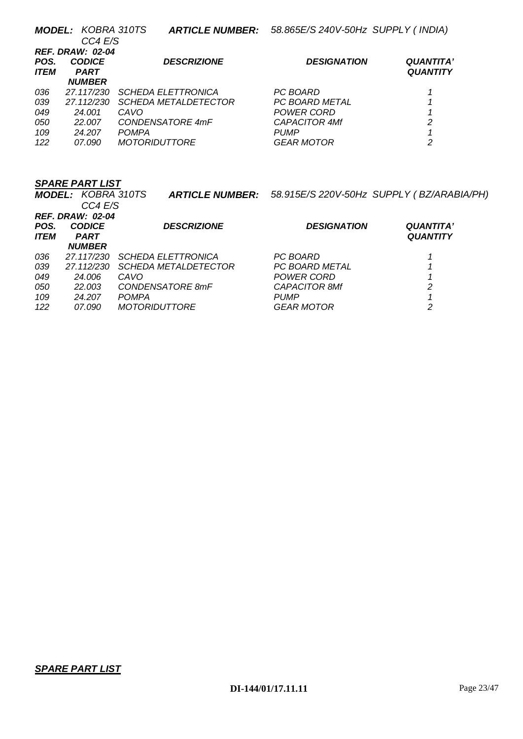***MODEL:*** *KOBRA 310TS CC4 E/S* ***ARTICLE NUMBER:*** *58.865E/S 240V-50Hz SUPPLY ( INDIA)*

***REF. DRAW: 02-04***

| *POS. ITEM* | *CODICE PART NUMBER* | *DESCRIZIONE* | *DESIGNATION* | *QUANTITA' QUANTITY* |
|---|---|---|---|---|
| *036* | *27.117/230* | *SCHEDA ELETTRONICA* | *PC BOARD* | *1* |
| *039* | *27.112/230* | *SCHEDA METALDETECTOR* | *PC BOARD METAL* | *1* |
| *049* | *24.001* | *CAVO* | *POWER CORD* | *1* |
| *050* | *22.007* | *CONDENSATORE 4mF* | *CAPACITOR 4Mf* | *2* |
| *109* | *24.207* | *POMPA* | *PUMP* | *1* |
| *122* | *07.090* | *MOTORIDUTTORE* | *GEAR MOTOR* | *2* |

***SPARE PART LIST***

***MODEL:*** *KOBRA 310TS CC4 E/S* ***ARTICLE NUMBER:*** *58.915E/S 220V-50Hz SUPPLY ( BZ/ARABIA/PH)*

***REF. DRAW: 02-04***

| *POS. ITEM* | *CODICE PART NUMBER* | *DESCRIZIONE* | *DESIGNATION* | *QUANTITA' QUANTITY* |
|---|---|---|---|---|
| *036* | *27.117/230* | *SCHEDA ELETTRONICA* | *PC BOARD* | *1* |
| *039* | *27.112/230* | *SCHEDA METALDETECTOR* | *PC BOARD METAL* | *1* |
| *049* | *24.006* | *CAVO* | *POWER CORD* | *1* |
| *050* | *22.003* | *CONDENSATORE 8mF* | *CAPACITOR 8Mf* | *2* |
| *109* | *24.207* | *POMPA* | *PUMP* | *1* |
| *122* | *07.090* | *MOTORIDUTTORE* | *GEAR MOTOR* | *2* |

***SPARE PART LIST***

**DI-144/01/17.11.11**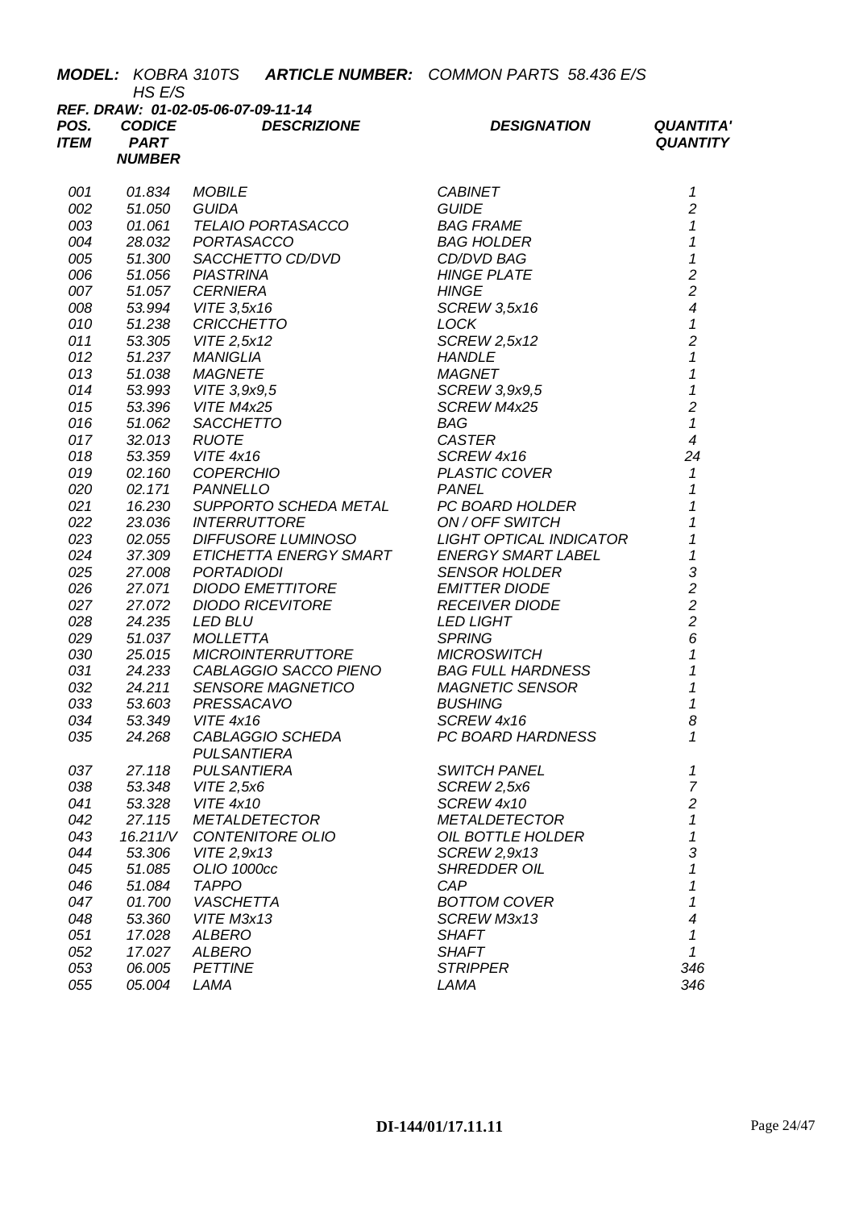***MODEL:*** *KOBRA 310TS HS E/S* ***ARTICLE NUMBER:*** *COMMON PARTS 58.436 E/S*

***REF. DRAW: 01-02-05-06-07-09-11-14***

| *POS. ITEM* | *CODICE PART NUMBER* | *DESCRIZIONE* | *DESIGNATION* | *QUANTITA' QUANTITY* |
|---|---|---|---|---|
| 001 | 01.834 | MOBILE | CABINET | 1 |
| 002 | 51.050 | GUIDA | GUIDE | 2 |
| 003 | 01.061 | TELAIO PORTASACCO | BAG FRAME | 1 |
| 004 | 28.032 | PORTASACCO | BAG HOLDER | 1 |
| 005 | 51.300 | SACCHETTO CD/DVD | CD/DVD BAG | 1 |
| 006 | 51.056 | PIASTRINA | HINGE PLATE | 2 |
| 007 | 51.057 | CERNIERA | HINGE | 2 |
| 008 | 53.994 | VITE 3,5x16 | SCREW 3,5x16 | 4 |
| 010 | 51.238 | CRICCHETTO | LOCK | 1 |
| 011 | 53.305 | VITE 2,5x12 | SCREW 2,5x12 | 2 |
| 012 | 51.237 | MANIGLIA | HANDLE | 1 |
| 013 | 51.038 | MAGNETE | MAGNET | 1 |
| 014 | 53.993 | VITE 3,9x9,5 | SCREW 3,9x9,5 | 1 |
| 015 | 53.396 | VITE M4x25 | SCREW M4x25 | 2 |
| 016 | 51.062 | SACCHETTO | BAG | 1 |
| 017 | 32.013 | RUOTE | CASTER | 4 |
| 018 | 53.359 | VITE 4x16 | SCREW 4x16 | 24 |
| 019 | 02.160 | COPERCHIO | PLASTIC COVER | 1 |
| 020 | 02.171 | PANNELLO | PANEL | 1 |
| 021 | 16.230 | SUPPORTO SCHEDA METAL | PC BOARD HOLDER | 1 |
| 022 | 23.036 | INTERRUTTORE | ON / OFF SWITCH | 1 |
| 023 | 02.055 | DIFFUSORE LUMINOSO | LIGHT OPTICAL INDICATOR | 1 |
| 024 | 37.309 | ETICHETTA ENERGY SMART | ENERGY SMART LABEL | 1 |
| 025 | 27.008 | PORTADIODI | SENSOR HOLDER | 3 |
| 026 | 27.071 | DIODO EMETTITORE | EMITTER DIODE | 2 |
| 027 | 27.072 | DIODO RICEVITORE | RECEIVER DIODE | 2 |
| 028 | 24.235 | LED BLU | LED LIGHT | 2 |
| 029 | 51.037 | MOLLETTA | SPRING | 6 |
| 030 | 25.015 | MICROINTERRUTTORE | MICROSWITCH | 1 |
| 031 | 24.233 | CABLAGGIO SACCO PIENO | BAG FULL HARDNESS | 1 |
| 032 | 24.211 | SENSORE MAGNETICO | MAGNETIC SENSOR | 1 |
| 033 | 53.603 | PRESSACAVO | BUSHING | 1 |
| 034 | 53.349 | VITE 4x16 | SCREW 4x16 | 8 |
| 035 | 24.268 | CABLAGGIO SCHEDA PULSANTIERA | PC BOARD HARDNESS | 1 |
| 037 | 27.118 | PULSANTIERA | SWITCH PANEL | 1 |
| 038 | 53.348 | VITE 2,5x6 | SCREW 2,5x6 | 7 |
| 041 | 53.328 | VITE 4x10 | SCREW 4x10 | 2 |
| 042 | 27.115 | METALDETECTOR | METALDETECTOR | 1 |
| 043 | 16.211/V | CONTENITORE OLIO | OIL BOTTLE HOLDER | 1 |
| 044 | 53.306 | VITE 2,9x13 | SCREW 2,9x13 | 3 |
| 045 | 51.085 | OLIO 1000cc | SHREDDER OIL | 1 |
| 046 | 51.084 | TAPPO | CAP | 1 |
| 047 | 01.700 | VASCHETTA | BOTTOM COVER | 1 |
| 048 | 53.360 | VITE M3x13 | SCREW M3x13 | 4 |
| 051 | 17.028 | ALBERO | SHAFT | 1 |
| 052 | 17.027 | ALBERO | SHAFT | 1 |
| 053 | 06.005 | PETTINE | STRIPPER | 346 |
| 055 | 05.004 | LAMA | LAMA | 346 |

**DI-144/01/17.11.11**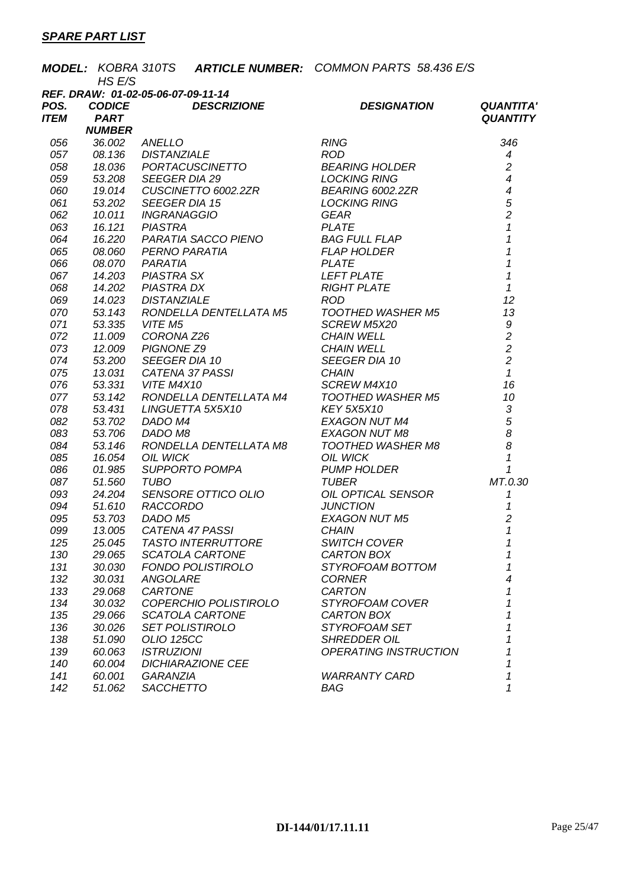## ***SPARE PART LIST***

***MODEL:*** *KOBRA 310TS HS E/S* ***ARTICLE NUMBER:*** *COMMON PARTS 58.436 E/S*

***REF. DRAW: 01-02-05-06-07-09-11-14***

| POS. ITEM | CODICE PART NUMBER | DESCRIZIONE | DESIGNATION | QUANTITA' QUANTITY |
|---|---|---|---|---|
| 056 | 36.002 | ANELLO | RING | 346 |
| 057 | 08.136 | DISTANZIALE | ROD | 4 |
| 058 | 18.036 | PORTACUSCINETTO | BEARING HOLDER | 2 |
| 059 | 53.208 | SEEGER DIA 29 | LOCKING RING | 4 |
| 060 | 19.014 | CUSCINETTO 6002.2ZR | BEARING 6002.2ZR | 4 |
| 061 | 53.202 | SEEGER DIA 15 | LOCKING RING | 5 |
| 062 | 10.011 | INGRANAGGIO | GEAR | 2 |
| 063 | 16.121 | PIASTRA | PLATE | 1 |
| 064 | 16.220 | PARATIA SACCO PIENO | BAG FULL FLAP | 1 |
| 065 | 08.060 | PERNO PARATIA | FLAP HOLDER | 1 |
| 066 | 08.070 | PARATIA | PLATE | 1 |
| 067 | 14.203 | PIASTRA SX | LEFT PLATE | 1 |
| 068 | 14.202 | PIASTRA DX | RIGHT PLATE | 1 |
| 069 | 14.023 | DISTANZIALE | ROD | 12 |
| 070 | 53.143 | RONDELLA DENTELLATA M5 | TOOTHED WASHER M5 | 13 |
| 071 | 53.335 | VITE M5 | SCREW M5X20 | 9 |
| 072 | 11.009 | CORONA Z26 | CHAIN WELL | 2 |
| 073 | 12.009 | PIGNONE Z9 | CHAIN WELL | 2 |
| 074 | 53.200 | SEEGER DIA 10 | SEEGER DIA 10 | 2 |
| 075 | 13.031 | CATENA 37 PASSI | CHAIN | 1 |
| 076 | 53.331 | VITE M4X10 | SCREW M4X10 | 16 |
| 077 | 53.142 | RONDELLA DENTELLATA M4 | TOOTHED WASHER M5 | 10 |
| 078 | 53.431 | LINGUETTA 5X5X10 | KEY 5X5X10 | 3 |
| 082 | 53.702 | DADO M4 | EXAGON NUT M4 | 5 |
| 083 | 53.706 | DADO M8 | EXAGON NUT M8 | 8 |
| 084 | 53.146 | RONDELLA DENTELLATA M8 | TOOTHED WASHER M8 | 8 |
| 085 | 16.054 | OIL WICK | OIL WICK | 1 |
| 086 | 01.985 | SUPPORTO POMPA | PUMP HOLDER | 1 |
| 087 | 51.560 | TUBO | TUBER | MT.0.30 |
| 093 | 24.204 | SENSORE OTTICO OLIO | OIL OPTICAL SENSOR | 1 |
| 094 | 51.610 | RACCORDO | JUNCTION | 1 |
| 095 | 53.703 | DADO M5 | EXAGON NUT M5 | 2 |
| 099 | 13.005 | CATENA 47 PASSI | CHAIN | 1 |
| 125 | 25.045 | TASTO INTERRUTTORE | SWITCH COVER | 1 |
| 130 | 29.065 | SCATOLA CARTONE | CARTON BOX | 1 |
| 131 | 30.030 | FONDO POLISTIROLO | STYROFOAM BOTTOM | 1 |
| 132 | 30.031 | ANGOLARE | CORNER | 4 |
| 133 | 29.068 | CARTONE | CARTON | 1 |
| 134 | 30.032 | COPERCHIO POLISTIROLO | STYROFOAM COVER | 1 |
| 135 | 29.066 | SCATOLA CARTONE | CARTON BOX | 1 |
| 136 | 30.026 | SET POLISTIROLO | STYROFOAM SET | 1 |
| 138 | 51.090 | OLIO 125CC | SHREDDER OIL | 1 |
| 139 | 60.063 | ISTRUZIONI | OPERATING INSTRUCTION | 1 |
| 140 | 60.004 | DICHIARAZIONE CEE | | 1 |
| 141 | 60.001 | GARANZIA | WARRANTY CARD | 1 |
| 142 | 51.062 | SACCHETTO | BAG | 1 |

**DI-144/01/17.11.11**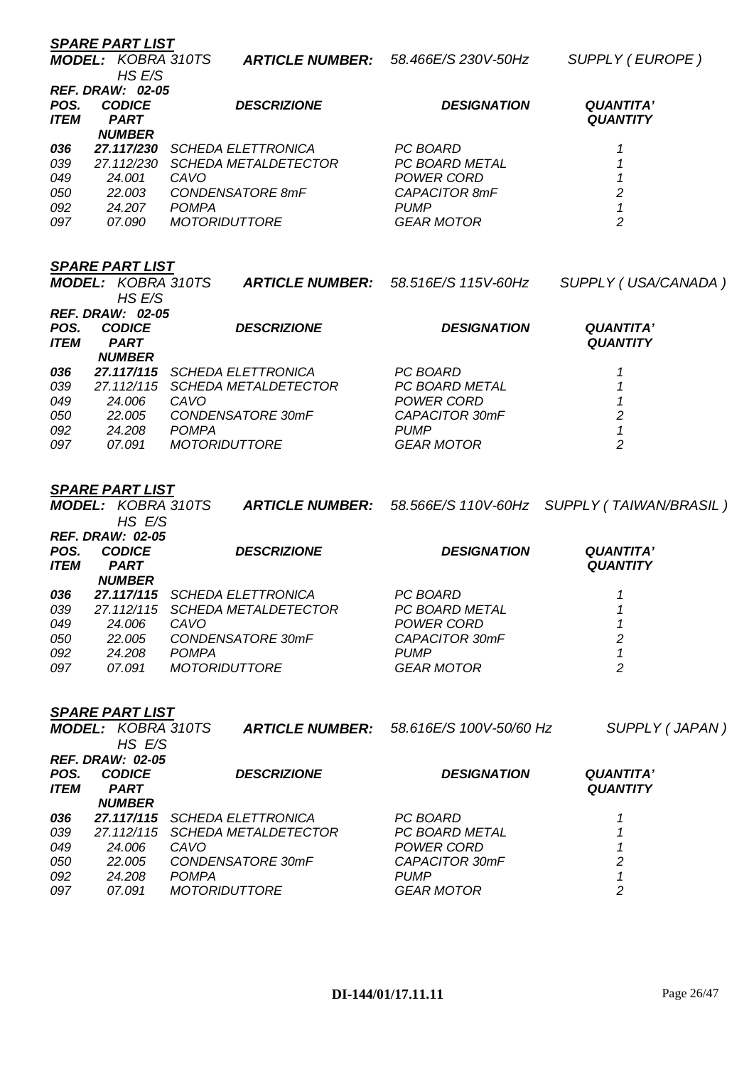***SPARE PART LIST***

***MODEL:*** *KOBRA 310TS HS E/S* ***ARTICLE NUMBER:*** *58.466E/S 230V-50Hz* *SUPPLY ( EUROPE )*

***REF. DRAW: 02-05***

| POS. ITEM | CODICE PART NUMBER | DESCRIZIONE | DESIGNATION | QUANTITA' QUANTITY |
|---|---|---|---|---|
| **036** | **27.117/230** | SCHEDA ELETTRONICA | PC BOARD | 1 |
| 039 | 27.112/230 | SCHEDA METALDETECTOR | PC BOARD METAL | 1 |
| 049 | 24.001 | CAVO | POWER CORD | 1 |
| 050 | 22.003 | CONDENSATORE 8mF | CAPACITOR 8mF | 2 |
| 092 | 24.207 | POMPA | PUMP | 1 |
| 097 | 07.090 | MOTORIDUTTORE | GEAR MOTOR | 2 |

***SPARE PART LIST***

***MODEL:*** *KOBRA 310TS HS E/S* ***ARTICLE NUMBER:*** *58.516E/S 115V-60Hz* *SUPPLY ( USA/CANADA )*

***REF. DRAW: 02-05***

| POS. ITEM | CODICE PART NUMBER | DESCRIZIONE | DESIGNATION | QUANTITA' QUANTITY |
|---|---|---|---|---|
| **036** | **27.117/115** | SCHEDA ELETTRONICA | PC BOARD | 1 |
| 039 | 27.112/115 | SCHEDA METALDETECTOR | PC BOARD METAL | 1 |
| 049 | 24.006 | CAVO | POWER CORD | 1 |
| 050 | 22.005 | CONDENSATORE 30mF | CAPACITOR 30mF | 2 |
| 092 | 24.208 | POMPA | PUMP | 1 |
| 097 | 07.091 | MOTORIDUTTORE | GEAR MOTOR | 2 |

***SPARE PART LIST***

***MODEL:*** *KOBRA 310TS HS E/S* ***ARTICLE NUMBER:*** *58.566E/S 110V-60Hz* *SUPPLY ( TAIWAN/BRASIL )*

***REF. DRAW: 02-05***

| POS. ITEM | CODICE PART NUMBER | DESCRIZIONE | DESIGNATION | QUANTITA' QUANTITY |
|---|---|---|---|---|
| **036** | **27.117/115** | SCHEDA ELETTRONICA | PC BOARD | 1 |
| 039 | 27.112/115 | SCHEDA METALDETECTOR | PC BOARD METAL | 1 |
| 049 | 24.006 | CAVO | POWER CORD | 1 |
| 050 | 22.005 | CONDENSATORE 30mF | CAPACITOR 30mF | 2 |
| 092 | 24.208 | POMPA | PUMP | 1 |
| 097 | 07.091 | MOTORIDUTTORE | GEAR MOTOR | 2 |

***SPARE PART LIST***

***MODEL:*** *KOBRA 310TS HS E/S* ***ARTICLE NUMBER:*** *58.616E/S 100V-50/60 Hz* *SUPPLY ( JAPAN )*

***REF. DRAW: 02-05***

| POS. ITEM | CODICE PART NUMBER | DESCRIZIONE | DESIGNATION | QUANTITA' QUANTITY |
|---|---|---|---|---|
| **036** | **27.117/115** | SCHEDA ELETTRONICA | PC BOARD | 1 |
| 039 | 27.112/115 | SCHEDA METALDETECTOR | PC BOARD METAL | 1 |
| 049 | 24.006 | CAVO | POWER CORD | 1 |
| 050 | 22.005 | CONDENSATORE 30mF | CAPACITOR 30mF | 2 |
| 092 | 24.208 | POMPA | PUMP | 1 |
| 097 | 07.091 | MOTORIDUTTORE | GEAR MOTOR | 2 |

**DI-144/01/17.11.11**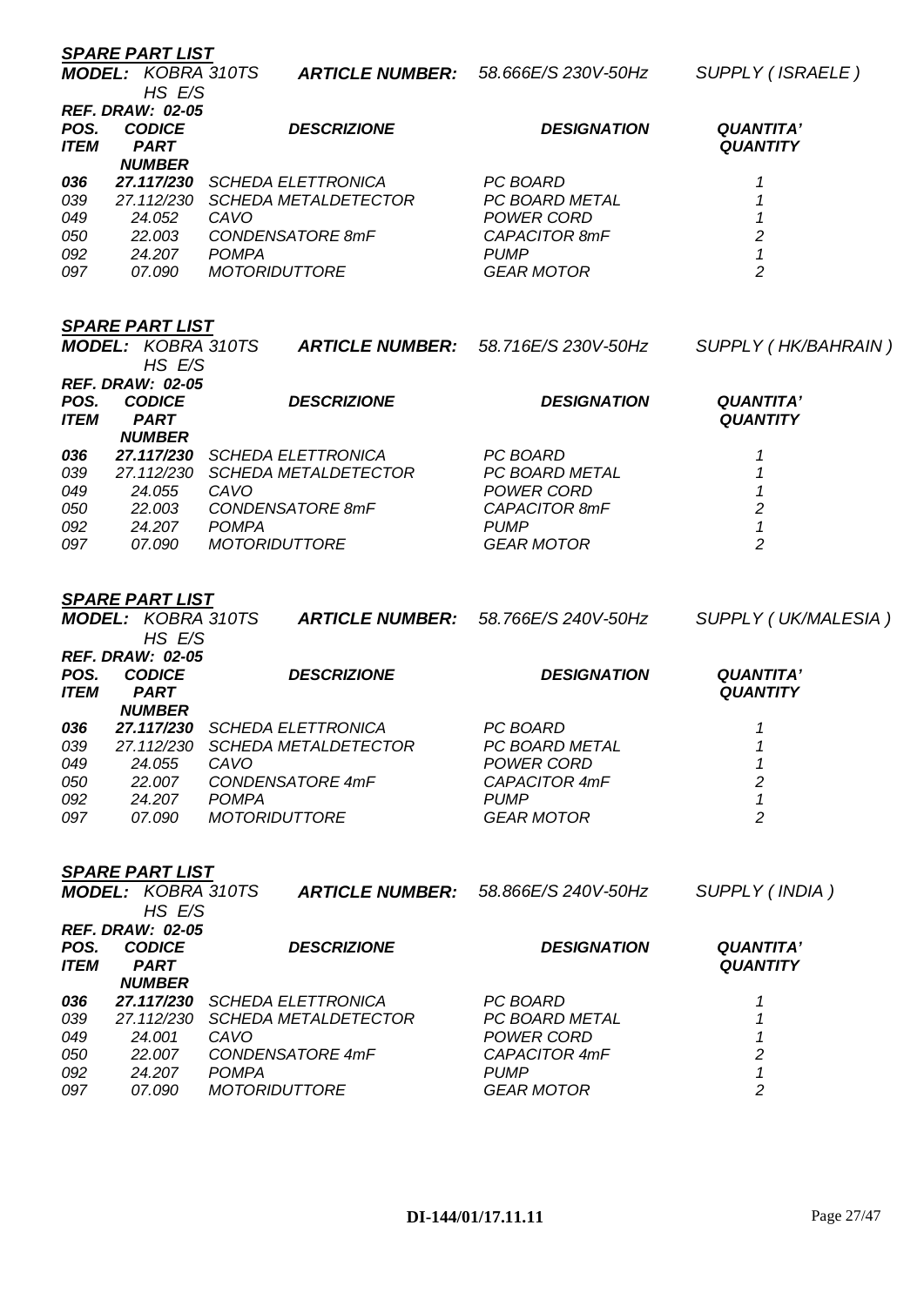***SPARE PART LIST***

***MODEL:*** *KOBRA 310TS HS E/S* ***ARTICLE NUMBER:*** *58.666E/S 230V-50Hz* *SUPPLY ( ISRAELE )*

***REF. DRAW: 02-05***

| ***POS. ITEM*** | ***CODICE PART NUMBER*** | ***DESCRIZIONE*** | ***DESIGNATION*** | ***QUANTITA' QUANTITY*** |
|---|---|---|---|---|
| ***036*** | ***27.117/230*** | *SCHEDA ELETTRONICA* | *PC BOARD* | *1* |
| *039* | *27.112/230* | *SCHEDA METALDETECTOR* | *PC BOARD METAL* | *1* |
| *049* | *24.052* | *CAVO* | *POWER CORD* | *1* |
| *050* | *22.003* | *CONDENSATORE 8mF* | *CAPACITOR 8mF* | *2* |
| *092* | *24.207* | *POMPA* | *PUMP* | *1* |
| *097* | *07.090* | *MOTORIDUTTORE* | *GEAR MOTOR* | *2* |

***SPARE PART LIST***

***MODEL:*** *KOBRA 310TS HS E/S* ***ARTICLE NUMBER:*** *58.716E/S 230V-50Hz* *SUPPLY ( HK/BAHRAIN )*

***REF. DRAW: 02-05***

| ***POS. ITEM*** | ***CODICE PART NUMBER*** | ***DESCRIZIONE*** | ***DESIGNATION*** | ***QUANTITA' QUANTITY*** |
|---|---|---|---|---|
| ***036*** | ***27.117/230*** | *SCHEDA ELETTRONICA* | *PC BOARD* | *1* |
| *039* | *27.112/230* | *SCHEDA METALDETECTOR* | *PC BOARD METAL* | *1* |
| *049* | *24.055* | *CAVO* | *POWER CORD* | *1* |
| *050* | *22.003* | *CONDENSATORE 8mF* | *CAPACITOR 8mF* | *2* |
| *092* | *24.207* | *POMPA* | *PUMP* | *1* |
| *097* | *07.090* | *MOTORIDUTTORE* | *GEAR MOTOR* | *2* |

***SPARE PART LIST***

***MODEL:*** *KOBRA 310TS HS E/S* ***ARTICLE NUMBER:*** *58.766E/S 240V-50Hz* *SUPPLY ( UK/MALESIA )*

***REF. DRAW: 02-05***

| ***POS. ITEM*** | ***CODICE PART NUMBER*** | ***DESCRIZIONE*** | ***DESIGNATION*** | ***QUANTITA' QUANTITY*** |
|---|---|---|---|---|
| ***036*** | ***27.117/230*** | *SCHEDA ELETTRONICA* | *PC BOARD* | *1* |
| *039* | *27.112/230* | *SCHEDA METALDETECTOR* | *PC BOARD METAL* | *1* |
| *049* | *24.055* | *CAVO* | *POWER CORD* | *1* |
| *050* | *22.007* | *CONDENSATORE 4mF* | *CAPACITOR 4mF* | *2* |
| *092* | *24.207* | *POMPA* | *PUMP* | *1* |
| *097* | *07.090* | *MOTORIDUTTORE* | *GEAR MOTOR* | *2* |

***SPARE PART LIST***

***MODEL:*** *KOBRA 310TS HS E/S* ***ARTICLE NUMBER:*** *58.866E/S 240V-50Hz* *SUPPLY ( INDIA )*

***REF. DRAW: 02-05***

| ***POS. ITEM*** | ***CODICE PART NUMBER*** | ***DESCRIZIONE*** | ***DESIGNATION*** | ***QUANTITA' QUANTITY*** |
|---|---|---|---|---|
| ***036*** | ***27.117/230*** | *SCHEDA ELETTRONICA* | *PC BOARD* | *1* |
| *039* | *27.112/230* | *SCHEDA METALDETECTOR* | *PC BOARD METAL* | *1* |
| *049* | *24.001* | *CAVO* | *POWER CORD* | *1* |
| *050* | *22.007* | *CONDENSATORE 4mF* | *CAPACITOR 4mF* | *2* |
| *092* | *24.207* | *POMPA* | *PUMP* | *1* |
| *097* | *07.090* | *MOTORIDUTTORE* | *GEAR MOTOR* | *2* |

**DI-144/01/17.11.11**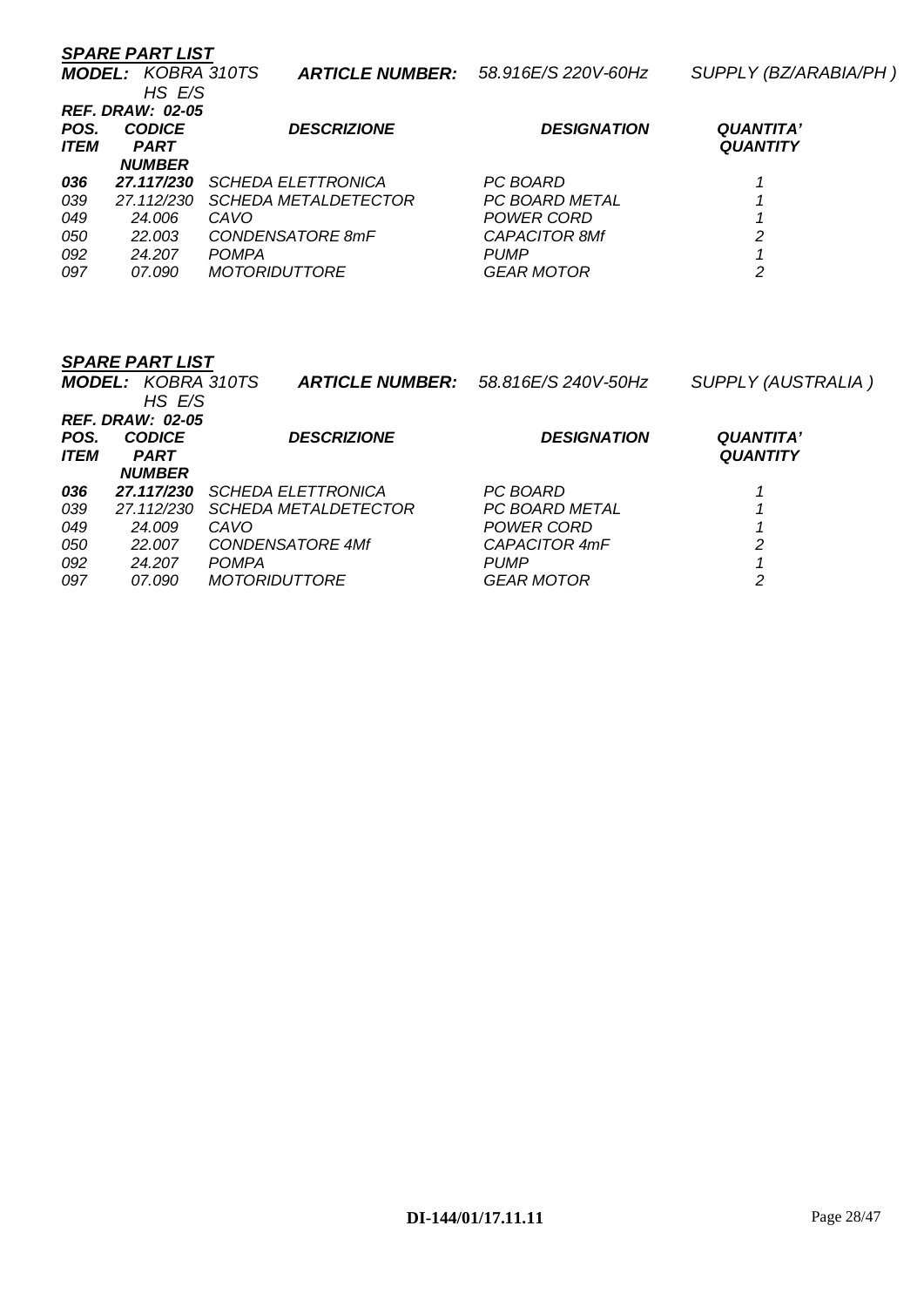***SPARE PART LIST***

***MODEL:*** *KOBRA 310TS HS E/S* ***ARTICLE NUMBER:*** *58.916E/S 220V-60Hz* *SUPPLY (BZ/ARABIA/PH )*

***REF. DRAW: 02-05***

| ***POS. ITEM*** | ***CODICE PART NUMBER*** | ***DESCRIZIONE*** | ***DESIGNATION*** | ***QUANTITA' QUANTITY*** |
|---|---|---|---|---|
| ***036*** | ***27.117/230*** | *SCHEDA ELETTRONICA* | *PC BOARD* | *1* |
| *039* | *27.112/230* | *SCHEDA METALDETECTOR* | *PC BOARD METAL* | *1* |
| *049* | *24.006* | *CAVO* | *POWER CORD* | *1* |
| *050* | *22.003* | *CONDENSATORE 8mF* | *CAPACITOR 8Mf* | *2* |
| *092* | *24.207* | *POMPA* | *PUMP* | *1* |
| *097* | *07.090* | *MOTORIDUTTORE* | *GEAR MOTOR* | *2* |

***SPARE PART LIST***

***MODEL:*** *KOBRA 310TS HS E/S* ***ARTICLE NUMBER:*** *58.816E/S 240V-50Hz* *SUPPLY (AUSTRALIA )*

***REF. DRAW: 02-05***

| ***POS. ITEM*** | ***CODICE PART NUMBER*** | ***DESCRIZIONE*** | ***DESIGNATION*** | ***QUANTITA' QUANTITY*** |
|---|---|---|---|---|
| ***036*** | ***27.117/230*** | *SCHEDA ELETTRONICA* | *PC BOARD* | *1* |
| *039* | *27.112/230* | *SCHEDA METALDETECTOR* | *PC BOARD METAL* | *1* |
| *049* | *24.009* | *CAVO* | *POWER CORD* | *1* |
| *050* | *22.007* | *CONDENSATORE 4Mf* | *CAPACITOR 4mF* | *2* |
| *092* | *24.207* | *POMPA* | *PUMP* | *1* |
| *097* | *07.090* | *MOTORIDUTTORE* | *GEAR MOTOR* | *2* |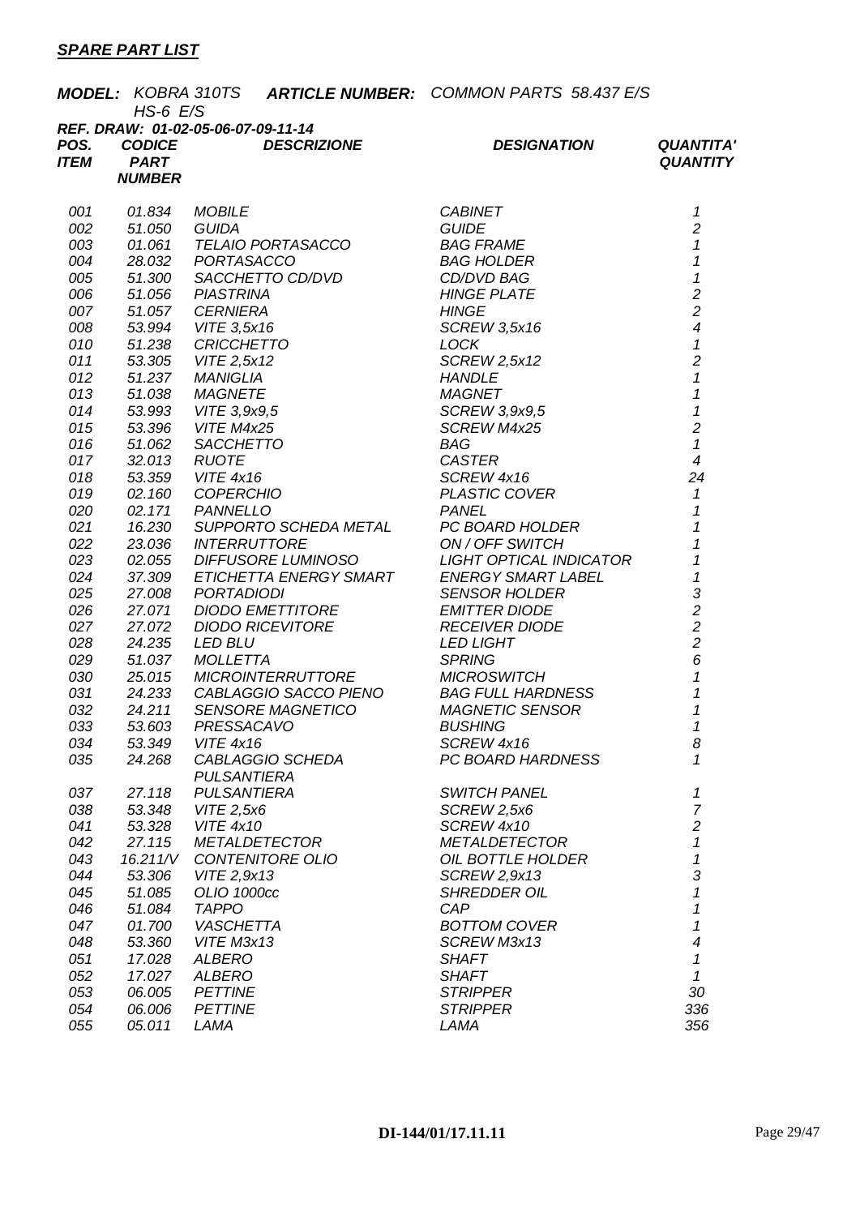***SPARE PART LIST***

***MODEL:*** *KOBRA 310TS HS-6 E/S* ***ARTICLE NUMBER:*** *COMMON PARTS 58.437 E/S*

***REF. DRAW: 01-02-05-06-07-09-11-14***

| POS. ITEM | CODICE PART NUMBER | DESCRIZIONE | DESIGNATION | QUANTITA' QUANTITY |
|---|---|---|---|---|
| 001 | 01.834 | MOBILE | CABINET | 1 |
| 002 | 51.050 | GUIDA | GUIDE | 2 |
| 003 | 01.061 | TELAIO PORTASACCO | BAG FRAME | 1 |
| 004 | 28.032 | PORTASACCO | BAG HOLDER | 1 |
| 005 | 51.300 | SACCHETTO CD/DVD | CD/DVD BAG | 1 |
| 006 | 51.056 | PIASTRINA | HINGE PLATE | 2 |
| 007 | 51.057 | CERNIERA | HINGE | 2 |
| 008 | 53.994 | VITE 3,5x16 | SCREW 3,5x16 | 4 |
| 010 | 51.238 | CRICCHETTO | LOCK | 1 |
| 011 | 53.305 | VITE 2,5x12 | SCREW 2,5x12 | 2 |
| 012 | 51.237 | MANIGLIA | HANDLE | 1 |
| 013 | 51.038 | MAGNETE | MAGNET | 1 |
| 014 | 53.993 | VITE 3,9x9,5 | SCREW 3,9x9,5 | 1 |
| 015 | 53.396 | VITE M4x25 | SCREW M4x25 | 2 |
| 016 | 51.062 | SACCHETTO | BAG | 1 |
| 017 | 32.013 | RUOTE | CASTER | 4 |
| 018 | 53.359 | VITE 4x16 | SCREW 4x16 | 24 |
| 019 | 02.160 | COPERCHIO | PLASTIC COVER | 1 |
| 020 | 02.171 | PANNELLO | PANEL | 1 |
| 021 | 16.230 | SUPPORTO SCHEDA METAL | PC BOARD HOLDER | 1 |
| 022 | 23.036 | INTERRUTTORE | ON / OFF SWITCH | 1 |
| 023 | 02.055 | DIFFUSORE LUMINOSO | LIGHT OPTICAL INDICATOR | 1 |
| 024 | 37.309 | ETICHETTA ENERGY SMART | ENERGY SMART LABEL | 1 |
| 025 | 27.008 | PORTADIODI | SENSOR HOLDER | 3 |
| 026 | 27.071 | DIODO EMETTITORE | EMITTER DIODE | 2 |
| 027 | 27.072 | DIODO RICEVITORE | RECEIVER DIODE | 2 |
| 028 | 24.235 | LED BLU | LED LIGHT | 2 |
| 029 | 51.037 | MOLLETTA | SPRING | 6 |
| 030 | 25.015 | MICROINTERRUTTORE | MICROSWITCH | 1 |
| 031 | 24.233 | CABLAGGIO SACCO PIENO | BAG FULL HARDNESS | 1 |
| 032 | 24.211 | SENSORE MAGNETICO | MAGNETIC SENSOR | 1 |
| 033 | 53.603 | PRESSACAVO | BUSHING | 1 |
| 034 | 53.349 | VITE 4x16 | SCREW 4x16 | 8 |
| 035 | 24.268 | CABLAGGIO SCHEDA PULSANTIERA | PC BOARD HARDNESS | 1 |
| 037 | 27.118 | PULSANTIERA | SWITCH PANEL | 1 |
| 038 | 53.348 | VITE 2,5x6 | SCREW 2,5x6 | 7 |
| 041 | 53.328 | VITE 4x10 | SCREW 4x10 | 2 |
| 042 | 27.115 | METALDETECTOR | METALDETECTOR | 1 |
| 043 | 16.211/V | CONTENITORE OLIO | OIL BOTTLE HOLDER | 1 |
| 044 | 53.306 | VITE 2,9x13 | SCREW 2,9x13 | 3 |
| 045 | 51.085 | OLIO 1000cc | SHREDDER OIL | 1 |
| 046 | 51.084 | TAPPO | CAP | 1 |
| 047 | 01.700 | VASCHETTA | BOTTOM COVER | 1 |
| 048 | 53.360 | VITE M3x13 | SCREW M3x13 | 4 |
| 051 | 17.028 | ALBERO | SHAFT | 1 |
| 052 | 17.027 | ALBERO | SHAFT | 1 |
| 053 | 06.005 | PETTINE | STRIPPER | 30 |
| 054 | 06.006 | PETTINE | STRIPPER | 336 |
| 055 | 05.011 | LAMA | LAMA | 356 |

**DI-144/01/17.11.11**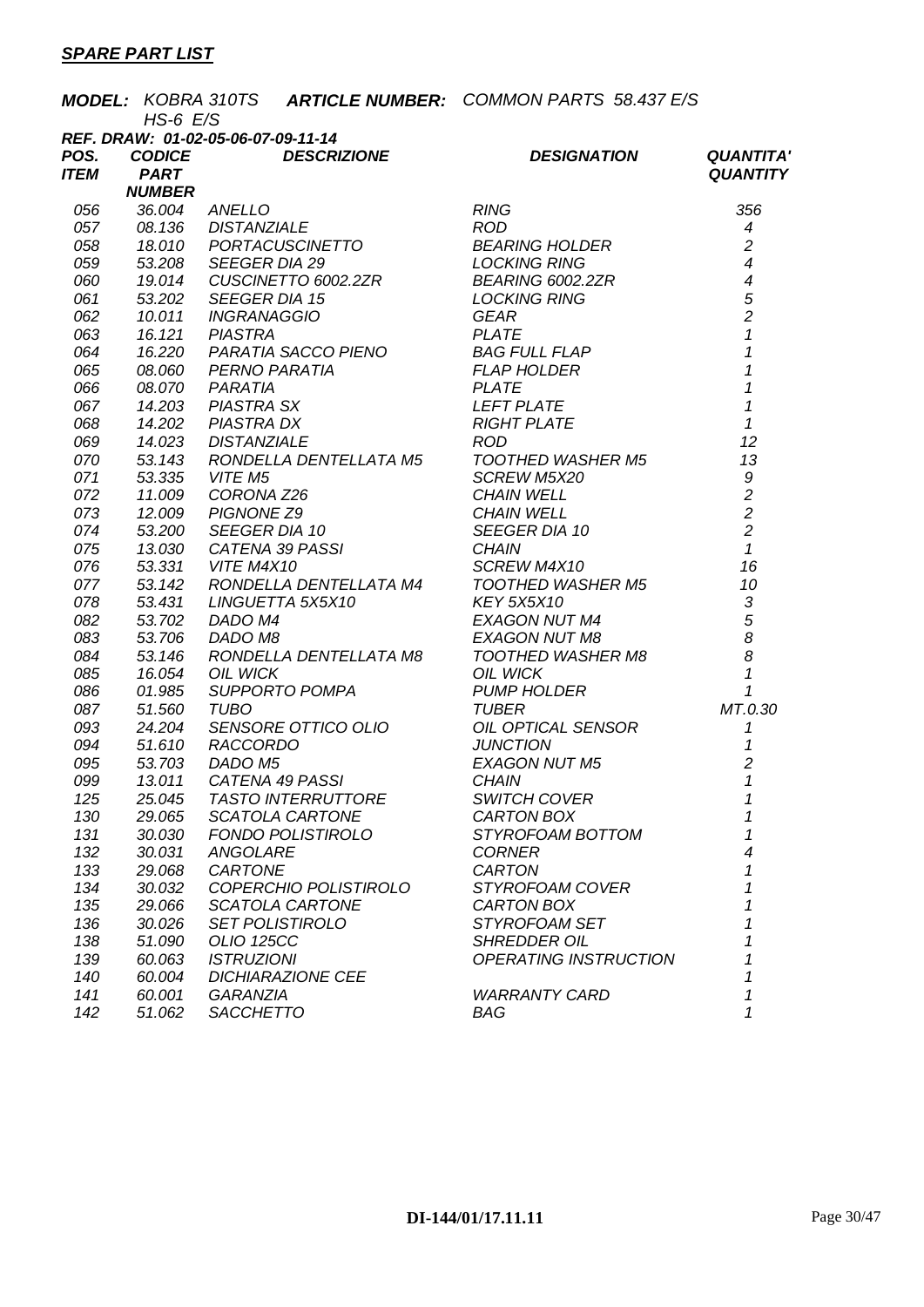## *SPARE PART LIST*

***MODEL:*** *KOBRA 310TS HS-6 E/S* ***ARTICLE NUMBER:*** *COMMON PARTS 58.437 E/S*

***REF. DRAW: 01-02-05-06-07-09-11-14***

| *POS. ITEM* | *CODICE PART NUMBER* | *DESCRIZIONE* | *DESIGNATION* | *QUANTITA' QUANTITY* |
|---|---|---|---|---|
| 056 | 36.004 | ANELLO | RING | 356 |
| 057 | 08.136 | DISTANZIALE | ROD | 4 |
| 058 | 18.010 | PORTACUSCINETTO | BEARING HOLDER | 2 |
| 059 | 53.208 | SEEGER DIA 29 | LOCKING RING | 4 |
| 060 | 19.014 | CUSCINETTO 6002.2ZR | BEARING 6002.2ZR | 4 |
| 061 | 53.202 | SEEGER DIA 15 | LOCKING RING | 5 |
| 062 | 10.011 | INGRANAGGIO | GEAR | 2 |
| 063 | 16.121 | PIASTRA | PLATE | 1 |
| 064 | 16.220 | PARATIA SACCO PIENO | BAG FULL FLAP | 1 |
| 065 | 08.060 | PERNO PARATIA | FLAP HOLDER | 1 |
| 066 | 08.070 | PARATIA | PLATE | 1 |
| 067 | 14.203 | PIASTRA SX | LEFT PLATE | 1 |
| 068 | 14.202 | PIASTRA DX | RIGHT PLATE | 1 |
| 069 | 14.023 | DISTANZIALE | ROD | 12 |
| 070 | 53.143 | RONDELLA DENTELLATA M5 | TOOTHED WASHER M5 | 13 |
| 071 | 53.335 | VITE M5 | SCREW M5X20 | 9 |
| 072 | 11.009 | CORONA Z26 | CHAIN WELL | 2 |
| 073 | 12.009 | PIGNONE Z9 | CHAIN WELL | 2 |
| 074 | 53.200 | SEEGER DIA 10 | SEEGER DIA 10 | 2 |
| 075 | 13.030 | CATENA 39 PASSI | CHAIN | 1 |
| 076 | 53.331 | VITE M4X10 | SCREW M4X10 | 16 |
| 077 | 53.142 | RONDELLA DENTELLATA M4 | TOOTHED WASHER M5 | 10 |
| 078 | 53.431 | LINGUETTA 5X5X10 | KEY 5X5X10 | 3 |
| 082 | 53.702 | DADO M4 | EXAGON NUT M4 | 5 |
| 083 | 53.706 | DADO M8 | EXAGON NUT M8 | 8 |
| 084 | 53.146 | RONDELLA DENTELLATA M8 | TOOTHED WASHER M8 | 8 |
| 085 | 16.054 | OIL WICK | OIL WICK | 1 |
| 086 | 01.985 | SUPPORTO POMPA | PUMP HOLDER | 1 |
| 087 | 51.560 | TUBO | TUBER | MT.0.30 |
| 093 | 24.204 | SENSORE OTTICO OLIO | OIL OPTICAL SENSOR | 1 |
| 094 | 51.610 | RACCORDO | JUNCTION | 1 |
| 095 | 53.703 | DADO M5 | EXAGON NUT M5 | 2 |
| 099 | 13.011 | CATENA 49 PASSI | CHAIN | 1 |
| 125 | 25.045 | TASTO INTERRUTTORE | SWITCH COVER | 1 |
| 130 | 29.065 | SCATOLA CARTONE | CARTON BOX | 1 |
| 131 | 30.030 | FONDO POLISTIROLO | STYROFOAM BOTTOM | 1 |
| 132 | 30.031 | ANGOLARE | CORNER | 4 |
| 133 | 29.068 | CARTONE | CARTON | 1 |
| 134 | 30.032 | COPERCHIO POLISTIROLO | STYROFOAM COVER | 1 |
| 135 | 29.066 | SCATOLA CARTONE | CARTON BOX | 1 |
| 136 | 30.026 | SET POLISTIROLO | STYROFOAM SET | 1 |
| 138 | 51.090 | OLIO 125CC | SHREDDER OIL | 1 |
| 139 | 60.063 | ISTRUZIONI | OPERATING INSTRUCTION | 1 |
| 140 | 60.004 | DICHIARAZIONE CEE | | 1 |
| 141 | 60.001 | GARANZIA | WARRANTY CARD | 1 |
| 142 | 51.062 | SACCHETTO | BAG | 1 |

**DI-144/01/17.11.11**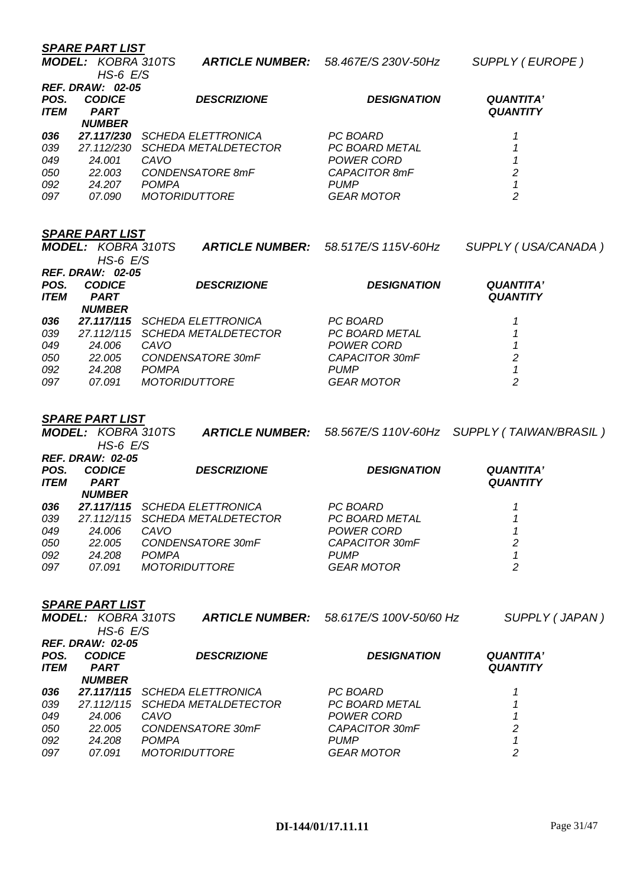## *SPARE PART LIST*

***MODEL:*** *KOBRA 310TS HS-6 E/S* ***ARTICLE NUMBER:*** *58.467E/S 230V-50Hz* *SUPPLY ( EUROPE )*

***REF. DRAW: 02-05***

| *POS. ITEM* | *CODICE PART NUMBER* | *DESCRIZIONE* | *DESIGNATION* | *QUANTITA' QUANTITY* |
|---|---|---|---|---|
| ***036*** | ***27.117/230*** | *SCHEDA ELETTRONICA* | *PC BOARD* | *1* |
| *039* | *27.112/230* | *SCHEDA METALDETECTOR* | *PC BOARD METAL* | *1* |
| *049* | *24.001* | *CAVO* | *POWER CORD* | *1* |
| *050* | *22.003* | *CONDENSATORE 8mF* | *CAPACITOR 8mF* | *2* |
| *092* | *24.207* | *POMPA* | *PUMP* | *1* |
| *097* | *07.090* | *MOTORIDUTTORE* | *GEAR MOTOR* | *2* |

## *SPARE PART LIST*

***MODEL:*** *KOBRA 310TS HS-6 E/S* ***ARTICLE NUMBER:*** *58.517E/S 115V-60Hz* *SUPPLY ( USA/CANADA )*

***REF. DRAW: 02-05***

| *POS. ITEM* | *CODICE PART NUMBER* | *DESCRIZIONE* | *DESIGNATION* | *QUANTITA' QUANTITY* |
|---|---|---|---|---|
| ***036*** | ***27.117/115*** | *SCHEDA ELETTRONICA* | *PC BOARD* | *1* |
| *039* | *27.112/115* | *SCHEDA METALDETECTOR* | *PC BOARD METAL* | *1* |
| *049* | *24.006* | *CAVO* | *POWER CORD* | *1* |
| *050* | *22.005* | *CONDENSATORE 30mF* | *CAPACITOR 30mF* | *2* |
| *092* | *24.208* | *POMPA* | *PUMP* | *1* |
| *097* | *07.091* | *MOTORIDUTTORE* | *GEAR MOTOR* | *2* |

## *SPARE PART LIST*

***MODEL:*** *KOBRA 310TS HS-6 E/S* ***ARTICLE NUMBER:*** *58.567E/S 110V-60Hz* *SUPPLY ( TAIWAN/BRASIL )*

***REF. DRAW: 02-05***

| *POS. ITEM* | *CODICE PART NUMBER* | *DESCRIZIONE* | *DESIGNATION* | *QUANTITA' QUANTITY* |
|---|---|---|---|---|
| ***036*** | ***27.117/115*** | *SCHEDA ELETTRONICA* | *PC BOARD* | *1* |
| *039* | *27.112/115* | *SCHEDA METALDETECTOR* | *PC BOARD METAL* | *1* |
| *049* | *24.006* | *CAVO* | *POWER CORD* | *1* |
| *050* | *22.005* | *CONDENSATORE 30mF* | *CAPACITOR 30mF* | *2* |
| *092* | *24.208* | *POMPA* | *PUMP* | *1* |
| *097* | *07.091* | *MOTORIDUTTORE* | *GEAR MOTOR* | *2* |

## *SPARE PART LIST*

***MODEL:*** *KOBRA 310TS HS-6 E/S* ***ARTICLE NUMBER:*** *58.617E/S 100V-50/60 Hz* *SUPPLY ( JAPAN )*

***REF. DRAW: 02-05***

| *POS. ITEM* | *CODICE PART NUMBER* | *DESCRIZIONE* | *DESIGNATION* | *QUANTITA' QUANTITY* |
|---|---|---|---|---|
| ***036*** | ***27.117/115*** | *SCHEDA ELETTRONICA* | *PC BOARD* | *1* |
| *039* | *27.112/115* | *SCHEDA METALDETECTOR* | *PC BOARD METAL* | *1* |
| *049* | *24.006* | *CAVO* | *POWER CORD* | *1* |
| *050* | *22.005* | *CONDENSATORE 30mF* | *CAPACITOR 30mF* | *2* |
| *092* | *24.208* | *POMPA* | *PUMP* | *1* |
| *097* | *07.091* | *MOTORIDUTTORE* | *GEAR MOTOR* | *2* |

**DI-144/01/17.11.11**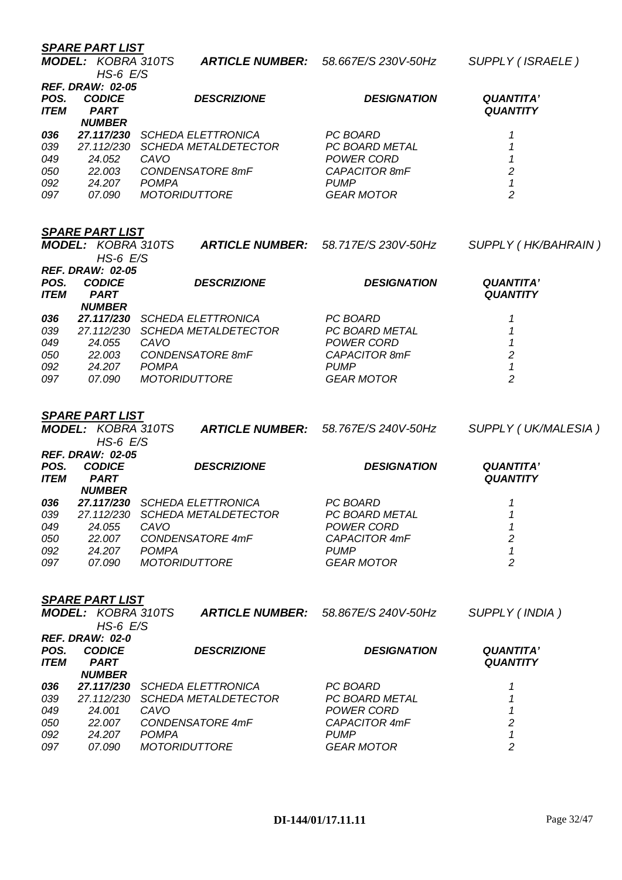***SPARE PART LIST***

***MODEL:*** *KOBRA 310TS HS-6 E/S* ***ARTICLE NUMBER:*** *58.667E/S 230V-50Hz* *SUPPLY ( ISRAELE )*

***REF. DRAW: 02-05***

| *POS. ITEM* | *CODICE PART NUMBER* | *DESCRIZIONE* | *DESIGNATION* | *QUANTITA' QUANTITY* |
|---|---|---|---|---|
| ***036*** | ***27.117/230*** | *SCHEDA ELETTRONICA* | *PC BOARD* | *1* |
| *039* | *27.112/230* | *SCHEDA METALDETECTOR* | *PC BOARD METAL* | *1* |
| *049* | *24.052* | *CAVO* | *POWER CORD* | *1* |
| *050* | *22.003* | *CONDENSATORE 8mF* | *CAPACITOR 8mF* | *2* |
| *092* | *24.207* | *POMPA* | *PUMP* | *1* |
| *097* | *07.090* | *MOTORIDUTTORE* | *GEAR MOTOR* | *2* |

***SPARE PART LIST***

***MODEL:*** *KOBRA 310TS HS-6 E/S* ***ARTICLE NUMBER:*** *58.717E/S 230V-50Hz* *SUPPLY ( HK/BAHRAIN )*

***REF. DRAW: 02-05***

| *POS. ITEM* | *CODICE PART NUMBER* | *DESCRIZIONE* | *DESIGNATION* | *QUANTITA' QUANTITY* |
|---|---|---|---|---|
| ***036*** | ***27.117/230*** | *SCHEDA ELETTRONICA* | *PC BOARD* | *1* |
| *039* | *27.112/230* | *SCHEDA METALDETECTOR* | *PC BOARD METAL* | *1* |
| *049* | *24.055* | *CAVO* | *POWER CORD* | *1* |
| *050* | *22.003* | *CONDENSATORE 8mF* | *CAPACITOR 8mF* | *2* |
| *092* | *24.207* | *POMPA* | *PUMP* | *1* |
| *097* | *07.090* | *MOTORIDUTTORE* | *GEAR MOTOR* | *2* |

***SPARE PART LIST***

***MODEL:*** *KOBRA 310TS HS-6 E/S* ***ARTICLE NUMBER:*** *58.767E/S 240V-50Hz* *SUPPLY ( UK/MALESIA )*

***REF. DRAW: 02-05***

| *POS. ITEM* | *CODICE PART NUMBER* | *DESCRIZIONE* | *DESIGNATION* | *QUANTITA' QUANTITY* |
|---|---|---|---|---|
| ***036*** | ***27.117/230*** | *SCHEDA ELETTRONICA* | *PC BOARD* | *1* |
| *039* | *27.112/230* | *SCHEDA METALDETECTOR* | *PC BOARD METAL* | *1* |
| *049* | *24.055* | *CAVO* | *POWER CORD* | *1* |
| *050* | *22.007* | *CONDENSATORE 4mF* | *CAPACITOR 4mF* | *2* |
| *092* | *24.207* | *POMPA* | *PUMP* | *1* |
| *097* | *07.090* | *MOTORIDUTTORE* | *GEAR MOTOR* | *2* |

***SPARE PART LIST***

***MODEL:*** *KOBRA 310TS HS-6 E/S* ***ARTICLE NUMBER:*** *58.867E/S 240V-50Hz* *SUPPLY ( INDIA )*

***REF. DRAW: 02-0***

| *POS. ITEM* | *CODICE PART NUMBER* | *DESCRIZIONE* | *DESIGNATION* | *QUANTITA' QUANTITY* |
|---|---|---|---|---|
| ***036*** | ***27.117/230*** | *SCHEDA ELETTRONICA* | *PC BOARD* | *1* |
| *039* | *27.112/230* | *SCHEDA METALDETECTOR* | *PC BOARD METAL* | *1* |
| *049* | *24.001* | *CAVO* | *POWER CORD* | *1* |
| *050* | *22.007* | *CONDENSATORE 4mF* | *CAPACITOR 4mF* | *2* |
| *092* | *24.207* | *POMPA* | *PUMP* | *1* |
| *097* | *07.090* | *MOTORIDUTTORE* | *GEAR MOTOR* | *2* |

**DI-144/01/17.11.11**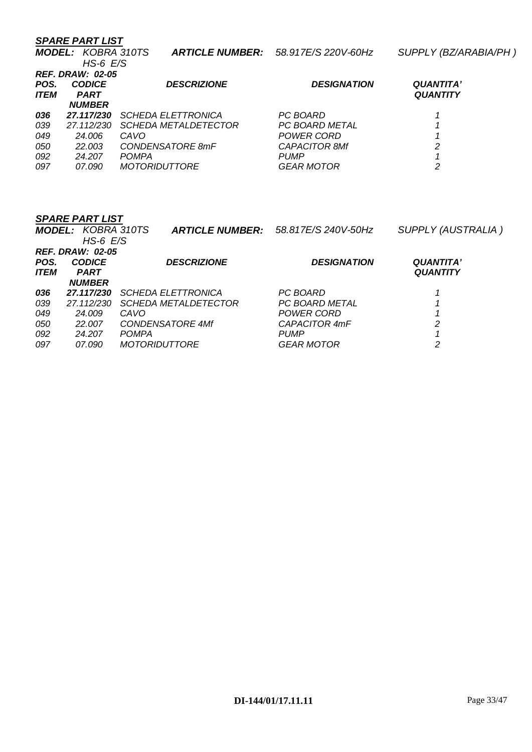***SPARE PART LIST***

***MODEL:*** *KOBRA 310TS HS-6 E/S* ***ARTICLE NUMBER:*** *58.917E/S 220V-60Hz* *SUPPLY (BZ/ARABIA/PH )*

***REF. DRAW: 02-05***

| ***POS. ITEM*** | ***CODICE PART NUMBER*** | ***DESCRIZIONE*** | ***DESIGNATION*** | ***QUANTITA' QUANTITY*** |
|---|---|---|---|---|
| ***036*** | ***27.117/230*** | *SCHEDA ELETTRONICA* | *PC BOARD* | *1* |
| *039* | *27.112/230* | *SCHEDA METALDETECTOR* | *PC BOARD METAL* | *1* |
| *049* | *24.006* | *CAVO* | *POWER CORD* | *1* |
| *050* | *22.003* | *CONDENSATORE 8mF* | *CAPACITOR 8Mf* | *2* |
| *092* | *24.207* | *POMPA* | *PUMP* | *1* |
| *097* | *07.090* | *MOTORIDUTTORE* | *GEAR MOTOR* | *2* |

***SPARE PART LIST***

***MODEL:*** *KOBRA 310TS HS-6 E/S* ***ARTICLE NUMBER:*** *58.817E/S 240V-50Hz* *SUPPLY (AUSTRALIA )*

***REF. DRAW: 02-05***

| ***POS. ITEM*** | ***CODICE PART NUMBER*** | ***DESCRIZIONE*** | ***DESIGNATION*** | ***QUANTITA' QUANTITY*** |
|---|---|---|---|---|
| ***036*** | ***27.117/230*** | *SCHEDA ELETTRONICA* | *PC BOARD* | *1* |
| *039* | *27.112/230* | *SCHEDA METALDETECTOR* | *PC BOARD METAL* | *1* |
| *049* | *24.009* | *CAVO* | *POWER CORD* | *1* |
| *050* | *22.007* | *CONDENSATORE 4Mf* | *CAPACITOR 4mF* | *2* |
| *092* | *24.207* | *POMPA* | *PUMP* | *1* |
| *097* | *07.090* | *MOTORIDUTTORE* | *GEAR MOTOR* | *2* |

**DI-144/01/17.11.11**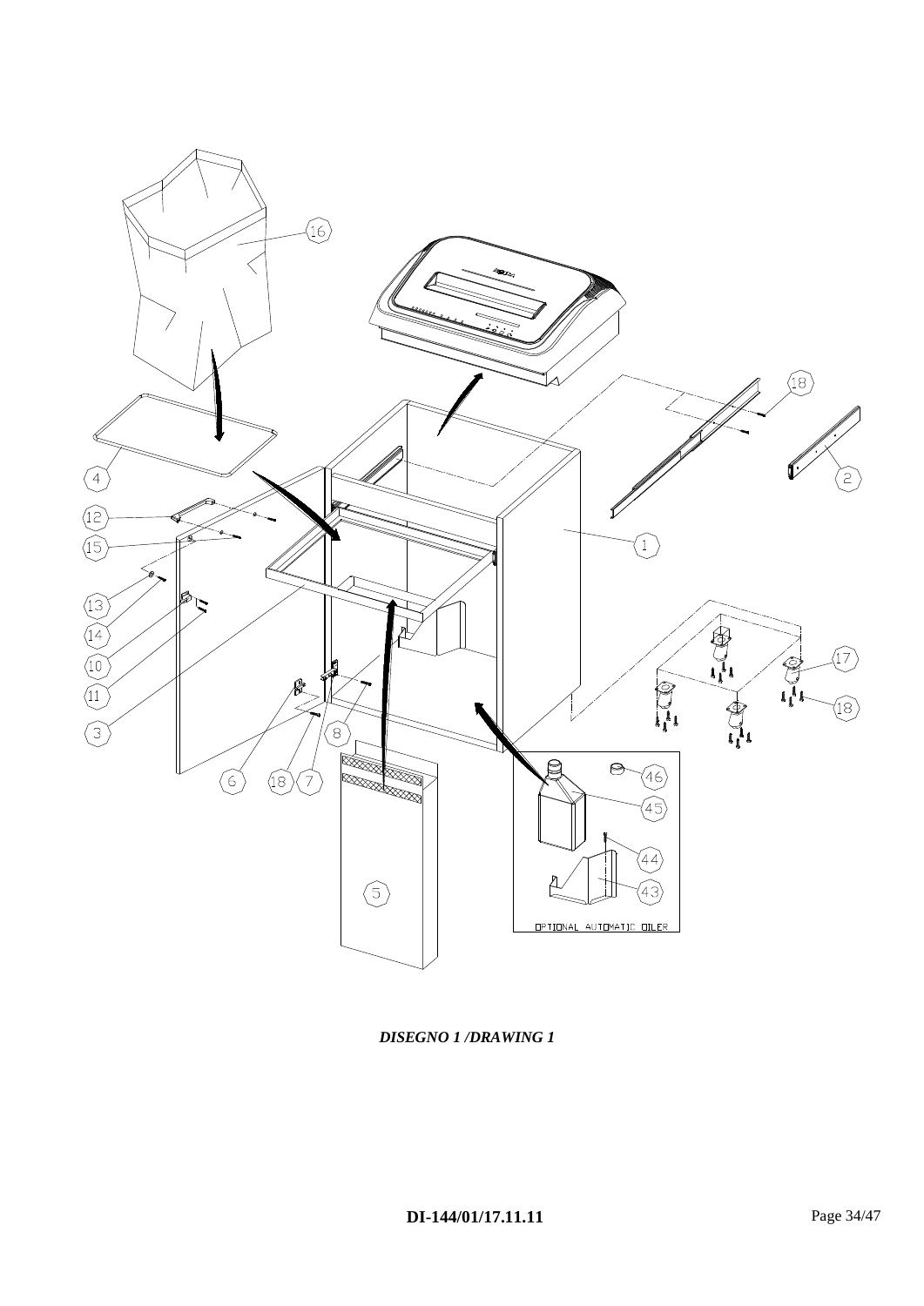*DISEGNO 1 /DRAWING 1*

**DI-144/01/17.11.11**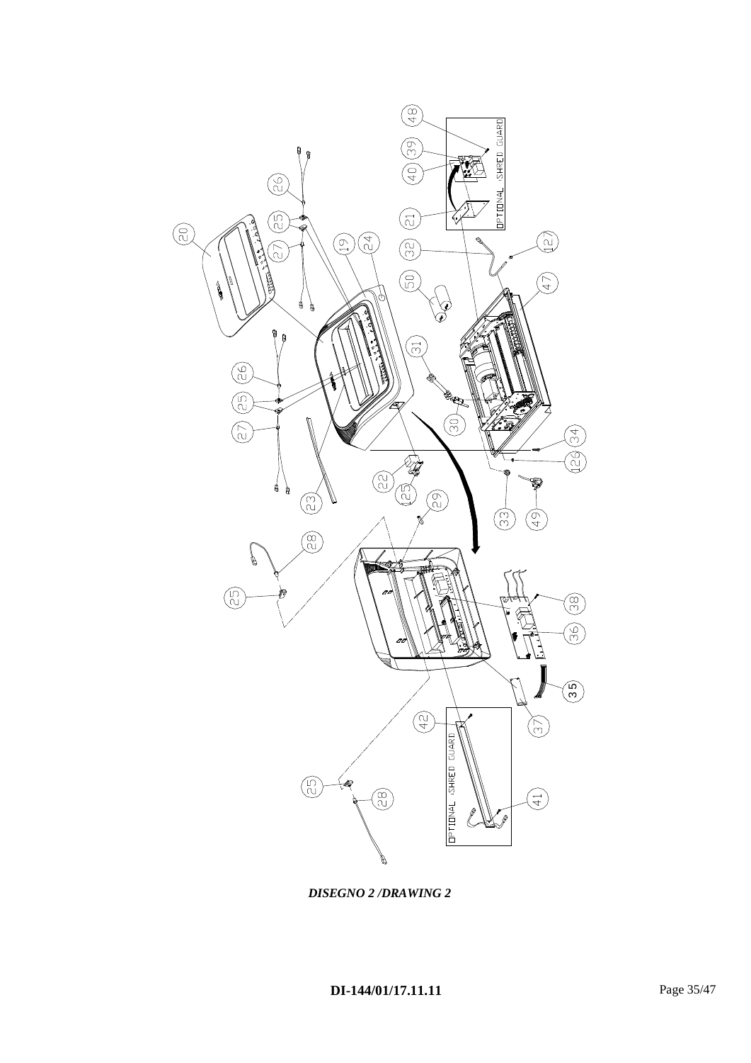*DISEGNO 2 /DRAWING 2*

**DI-144/01/17.11.11**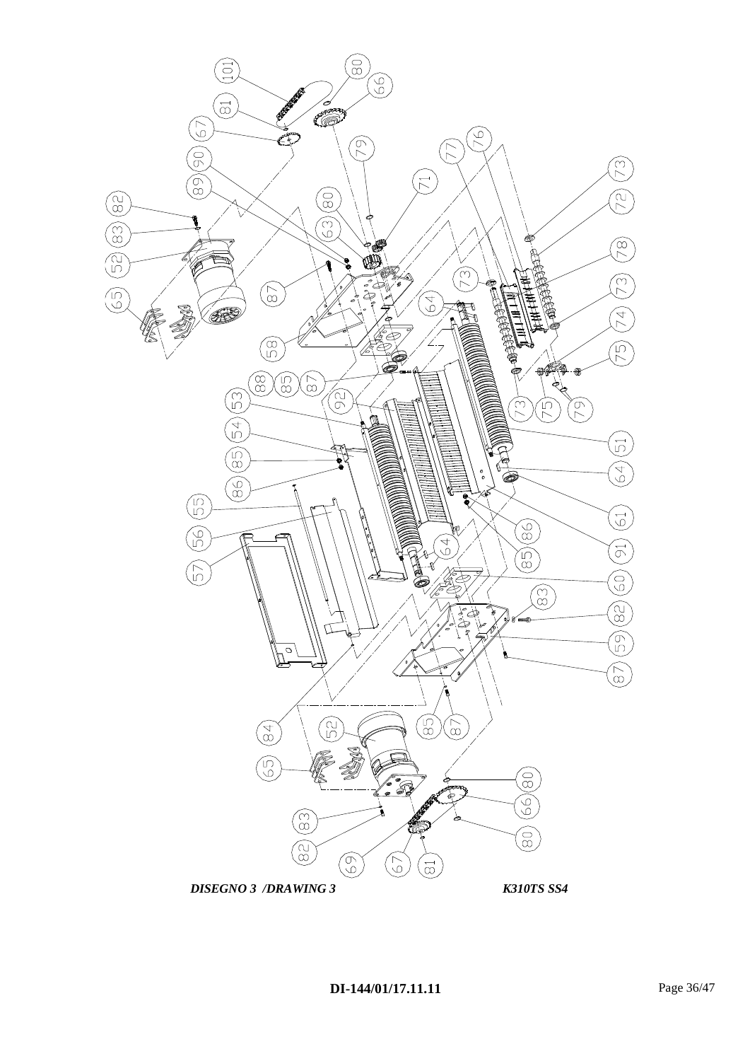*DISEGNO 3 /DRAWING 3* *K310TS SS4*

**DI-144/01/17.11.11**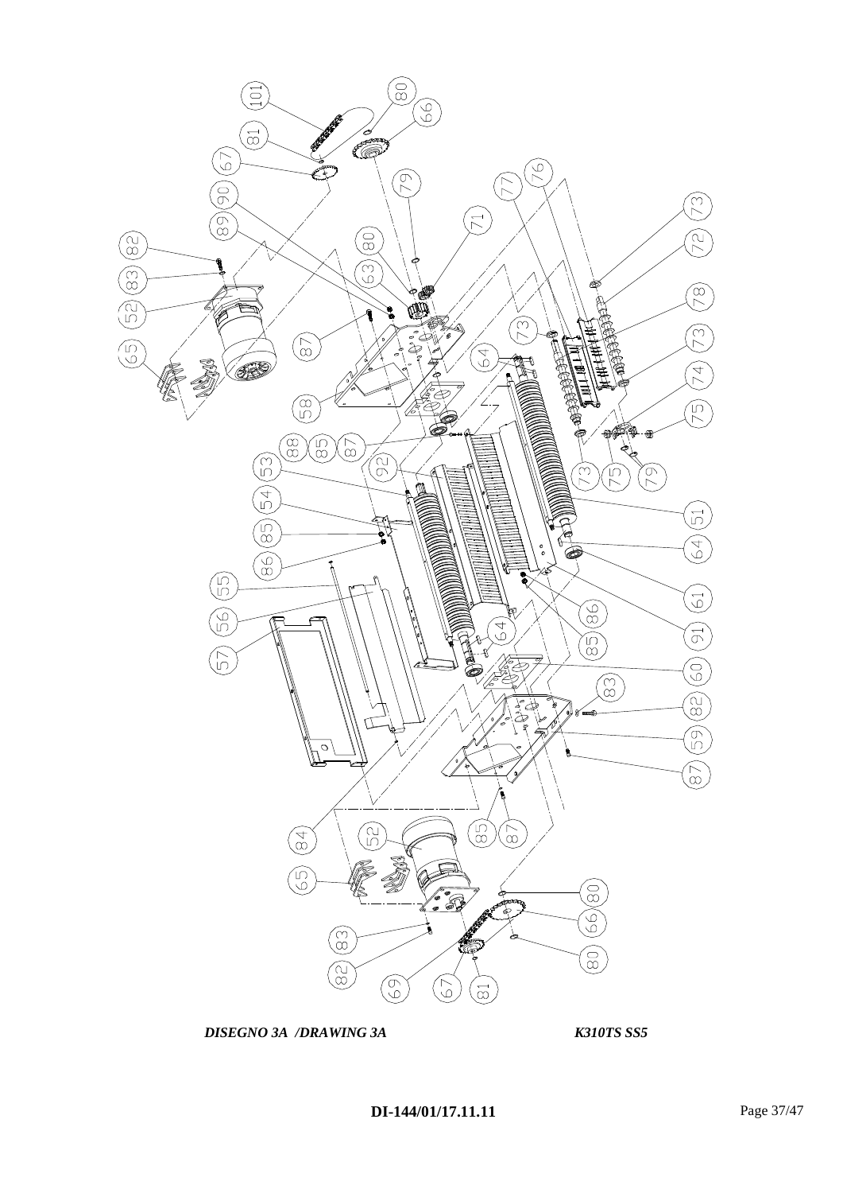*DISEGNO 3A /DRAWING 3A* *K310TS SS5*

**DI-144/01/17.11.11**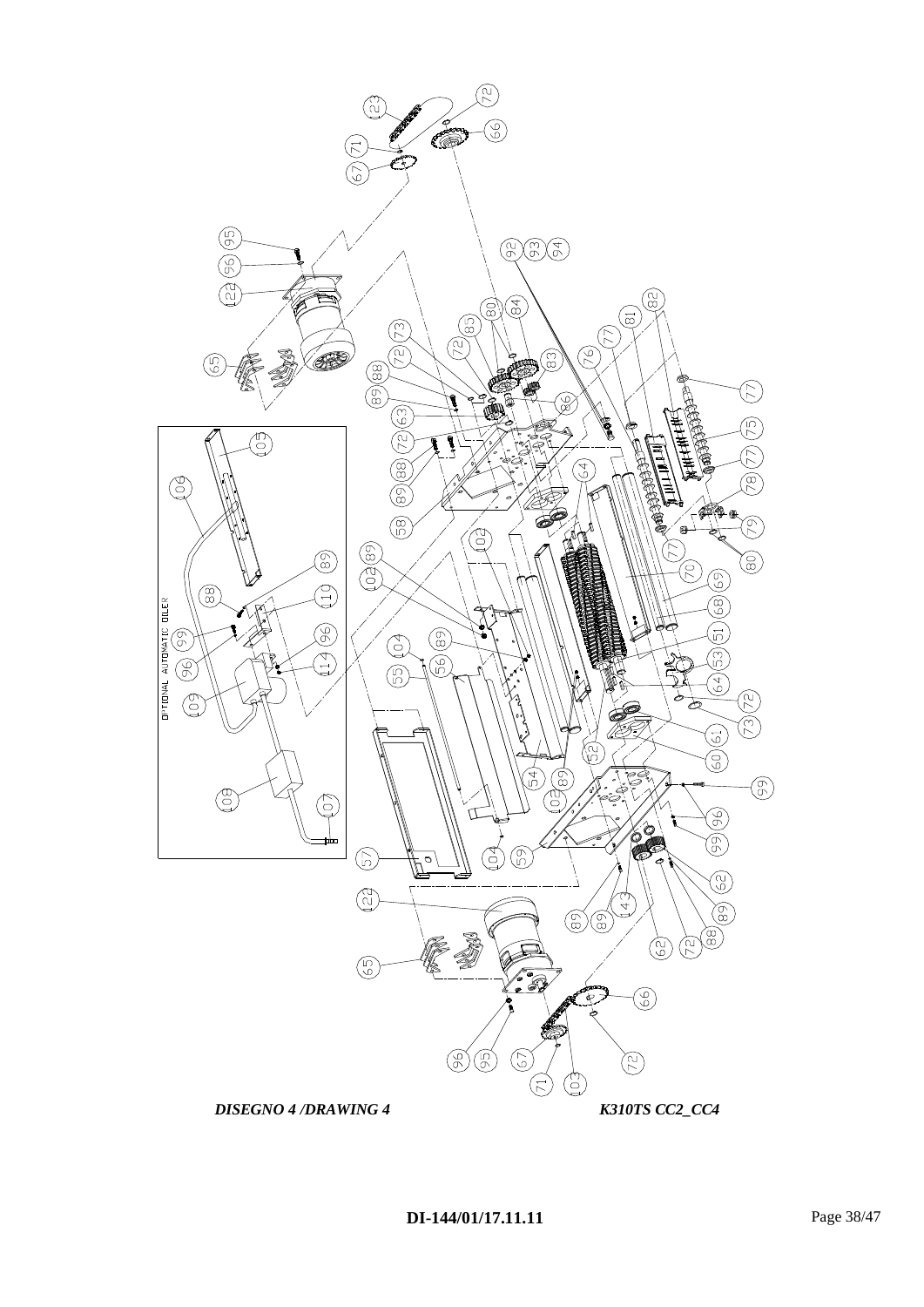*DISEGNO 4 /DRAWING 4* *K310TS CC2_CC4*

**DI-144/01/17.11.11**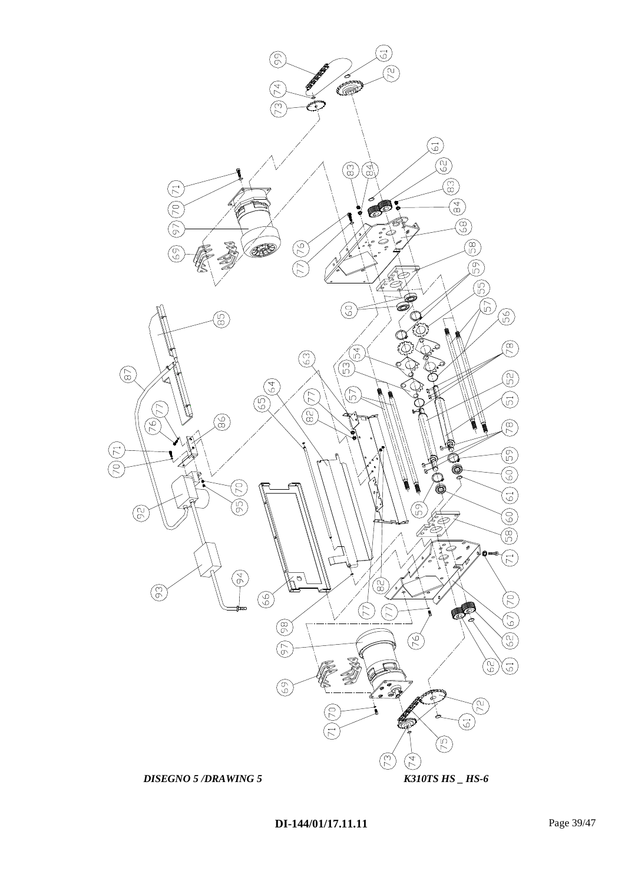*DISEGNO 5 /DRAWING 5* *K310TS HS _ HS-6*

**DI-144/01/17.11.11**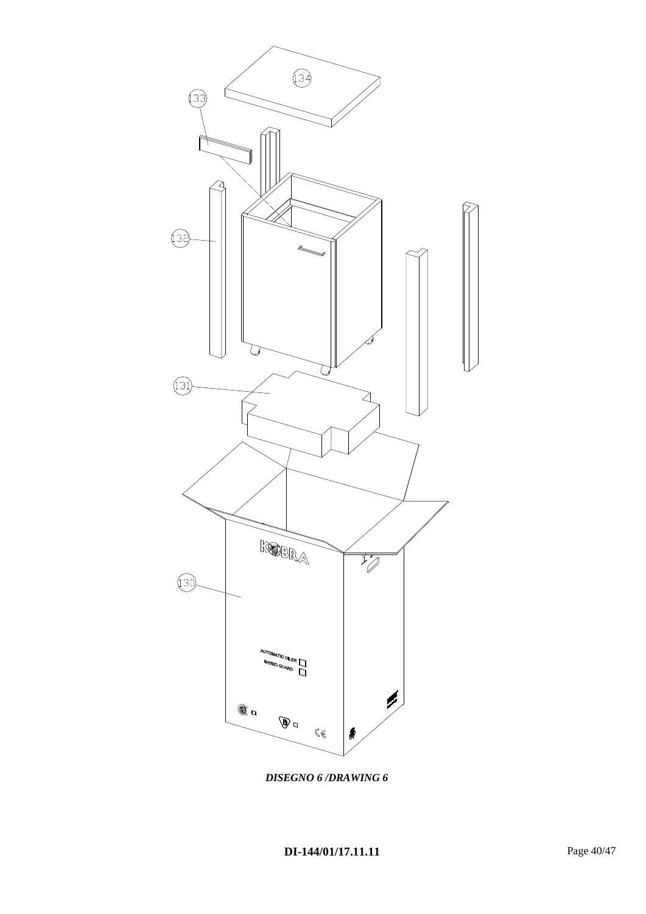134

133

132

131

130

KOBRA

AUTOMATIC OILER

SHRED GUARD

*DISEGNO 6 /DRAWING 6*

**DI-144/01/17.11.11**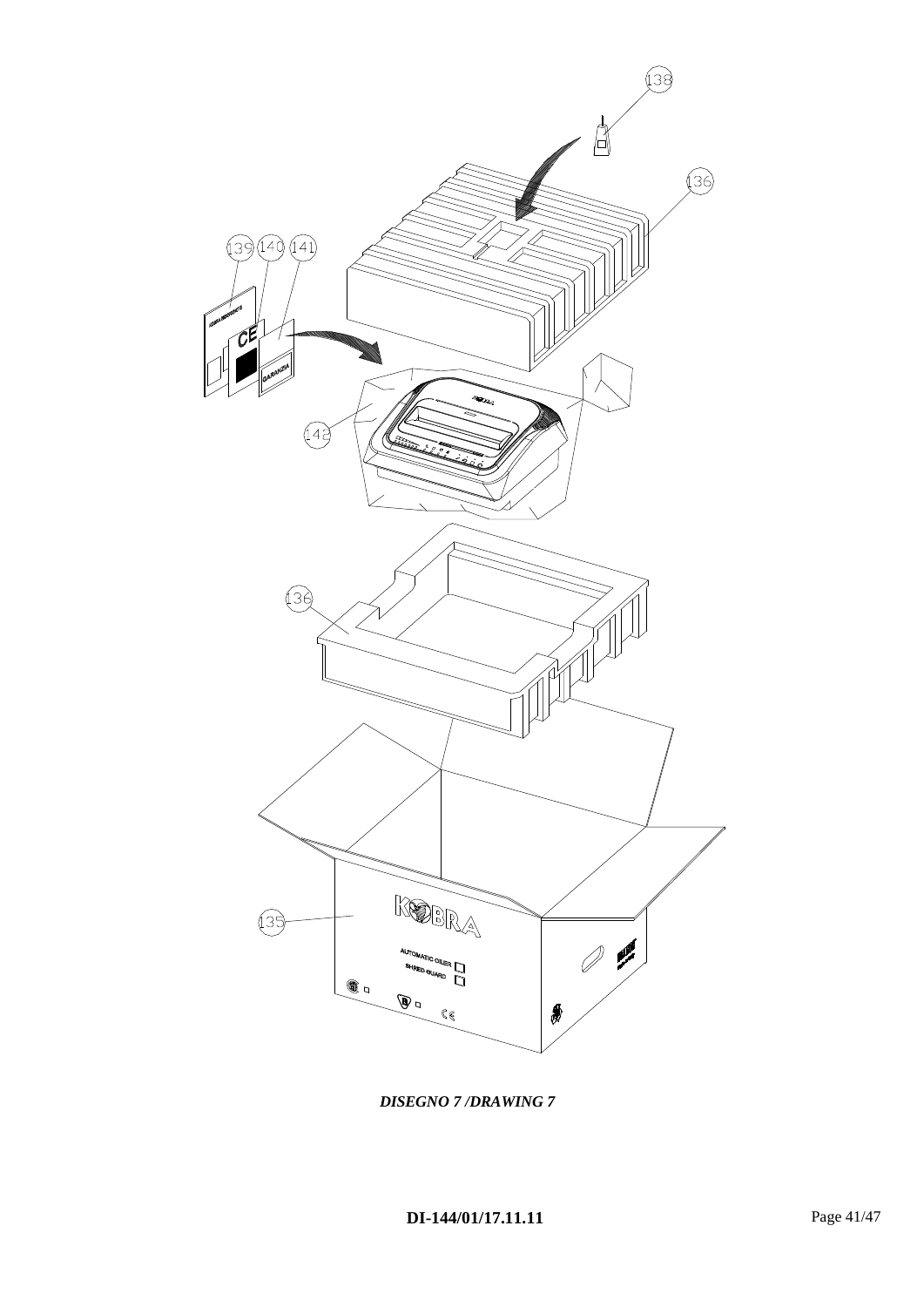*DISEGNO 7 /DRAWING 7*

**DI-144/01/17.11.11**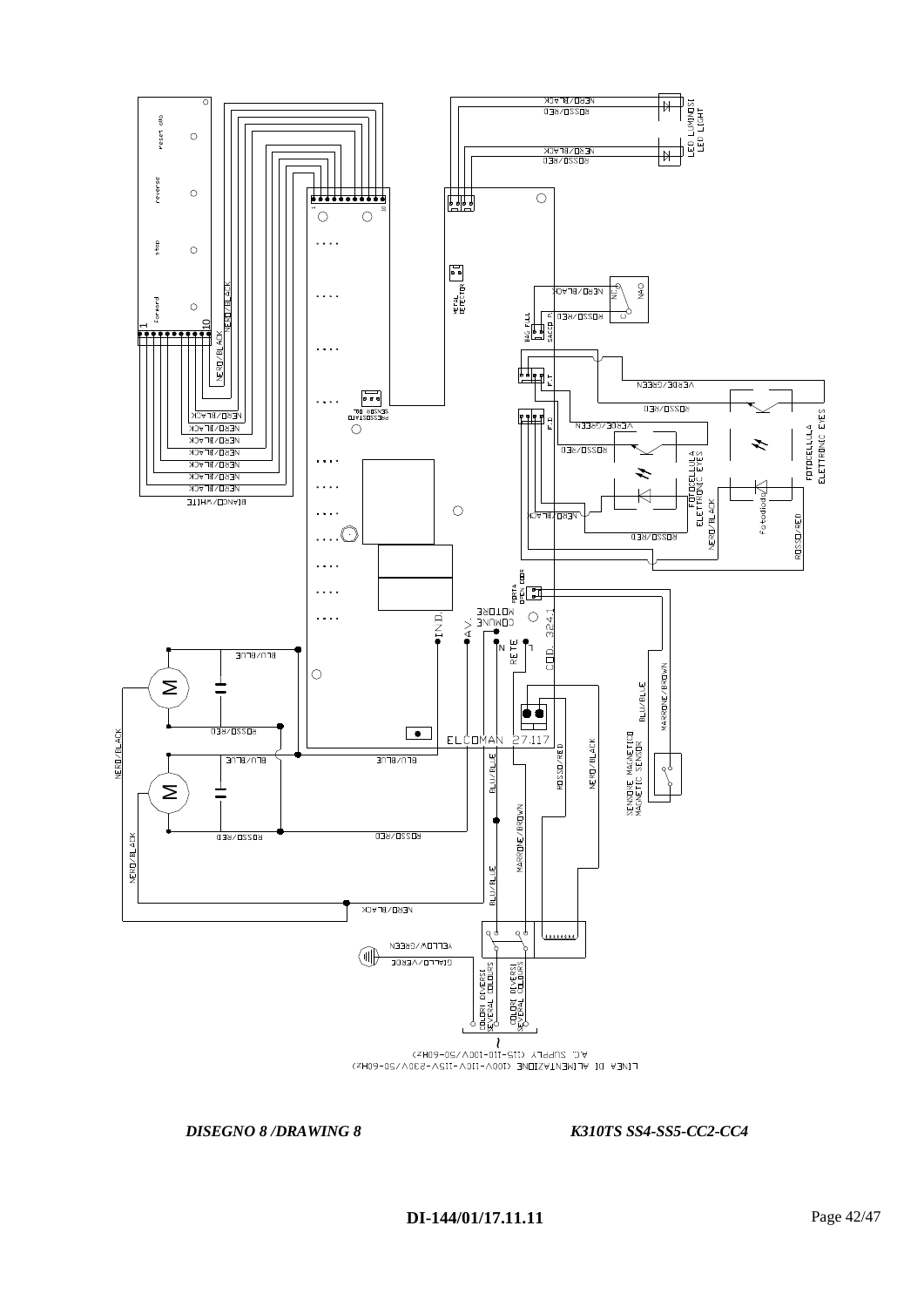*DISEGNO 8 /DRAWING 8* *K310TS SS4-SS5-CC2-CC4*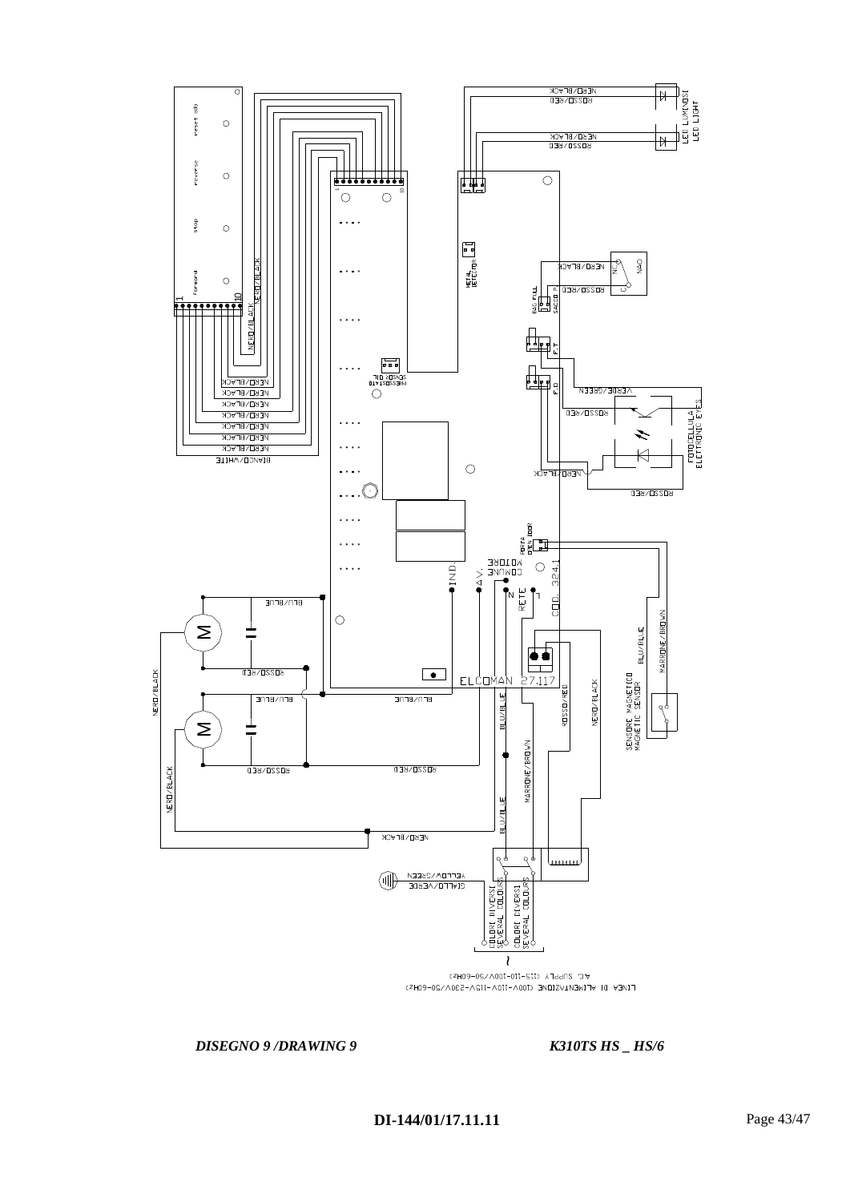***DISEGNO 9 /DRAWING 9*** ***K310TS HS _ HS/6***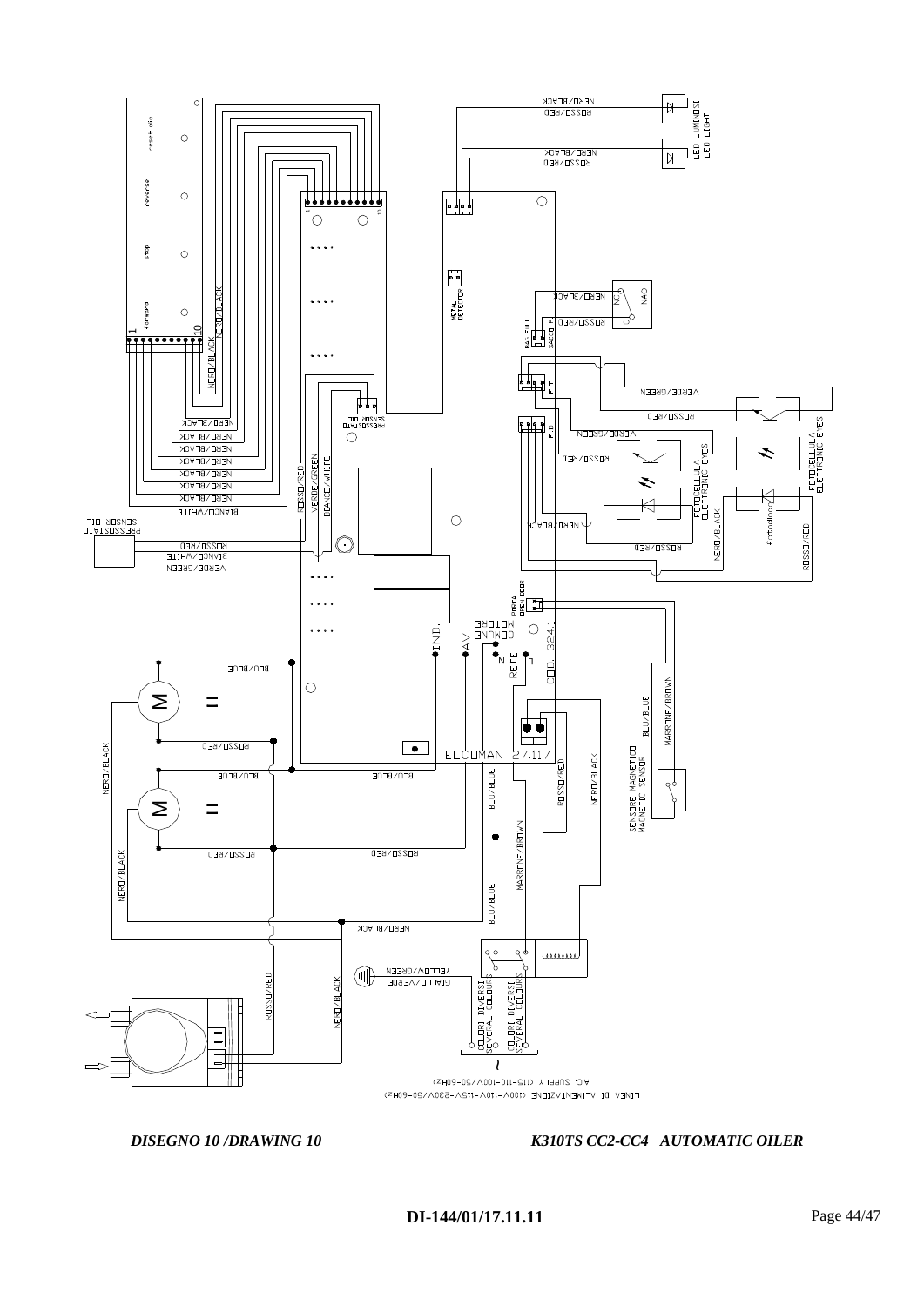*DISEGNO 10 /DRAWING 10* *K310TS CC2-CC4 AUTOMATIC OILER*

**DI-144/01/17.11.11**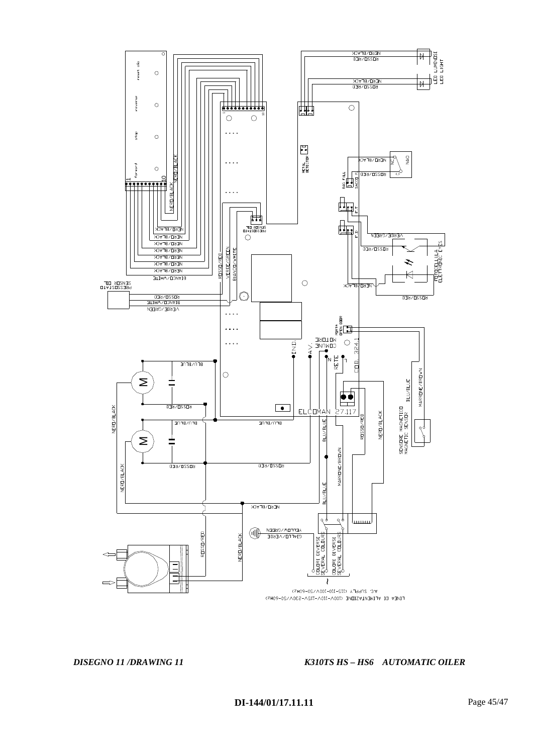**NERO/BLACK** **ROSSO/RED** **LED LUMINOSI LED LIGHT**

**reset olio** **reverse** **stop** **forward**

**METAL DETECTOR**

**NA/O** **NC/C** **NERO/BLACK** **ROSSO/RED**

**BAG FULL SACCO P.**

**F.T** **F.D**

**VERDE/GREEN** **ROSSO/RED** **FOTOCELLULA ELETTRONIC EYES** **NERO/BLACK** **ROSSO/RED**

**PRESSOSTATO OIL SENSOR**

**NERO/BLACK** **NERO/BLACK** **NERO/BLACK** **NERO/BLACK** **NERO/BLACK** **NERO/BLACK** **NERO/BLACK** **NERO/BLACK** **BIANCO/WHITE**

**ROSSO/RED** **VERDE/GREEN** **BIANCO/WHITE**

**PRESSOSTATO SENSOR OIL** **ROSSO/RED** **BIANCO/WHITE** **VERDE/GREEN**

**PORTA OPEN DOOR**

**IND.** **AV.** **COMUNE MOTORE** **N** **L** **RETE** **COD. 324.1**

**ELCOMAN 27.117**

**BLU/BLUE** **ROSSO/RED** **NERO/BLACK** **BLU/BLUE** **ROSSO/RED** **NERO/BLACK**

**BLU/BLUE** **ROSSO/RED** **BLU/BLUE** **MARRONE/BROWN** **ROSSO/RED** **NERO/BLACK** **BLU/BLUE** **MARRONE/BROWN**

**SENSORE MAGNETICO MAGNETIC SENSOR**

**NERO/BLACK** **ROSSO/RED** **NERO/BLACK** **GIALLO/VERDE YELLOW/GREEN**

**COLORI DIVERSI SEVERAL COLOURS** **COLORI DIVERSI SEVERAL COLOURS**

**LINEA DI ALIMENTAZIONE (100V-110V-115V-230V/50-60Hz)**
**AC. SUPPLY (115-110-100V/50-60Hz)**

*DISEGNO 11 /DRAWING 11* *K310TS HS – HS6 AUTOMATIC OILER*

**DI-144/01/17.11.11**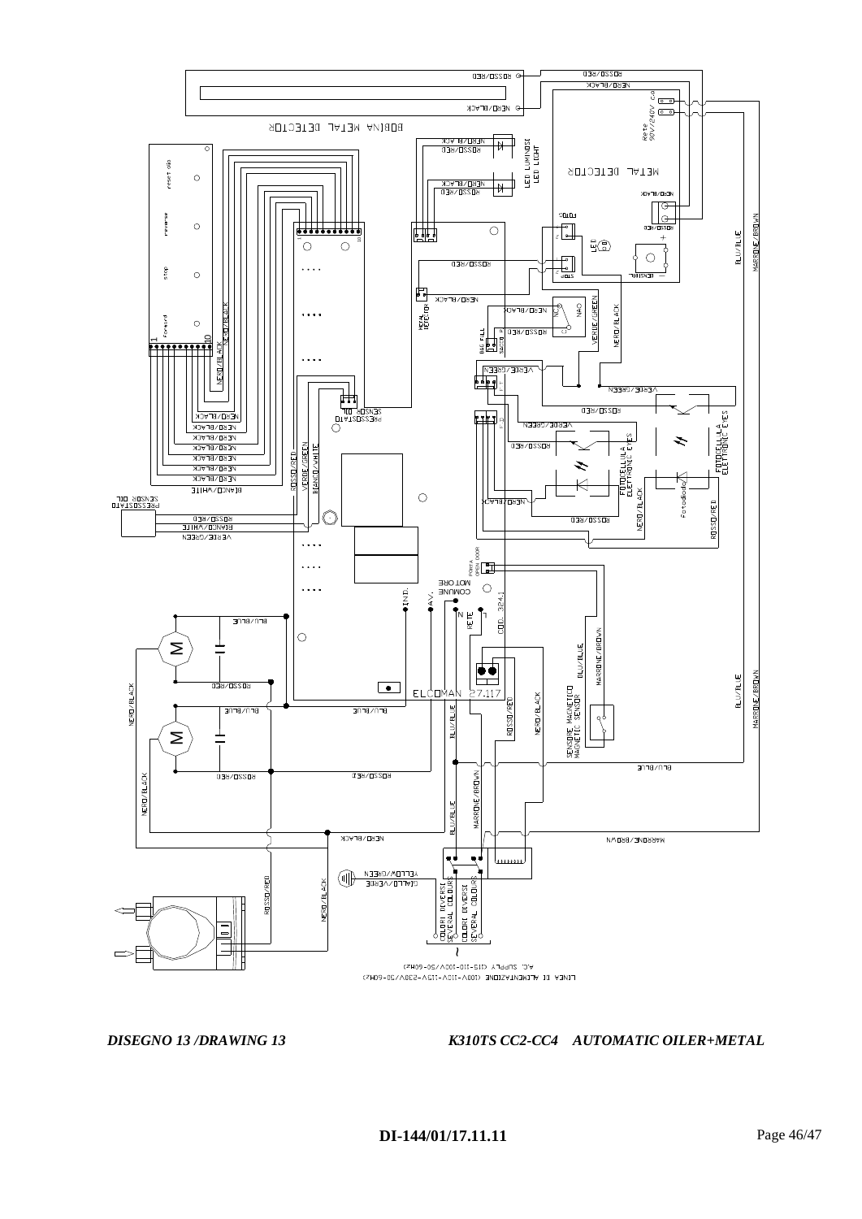*DISEGNO 13 /DRAWING 13*

*K310TS CC2-CC4 AUTOMATIC OILER+METAL*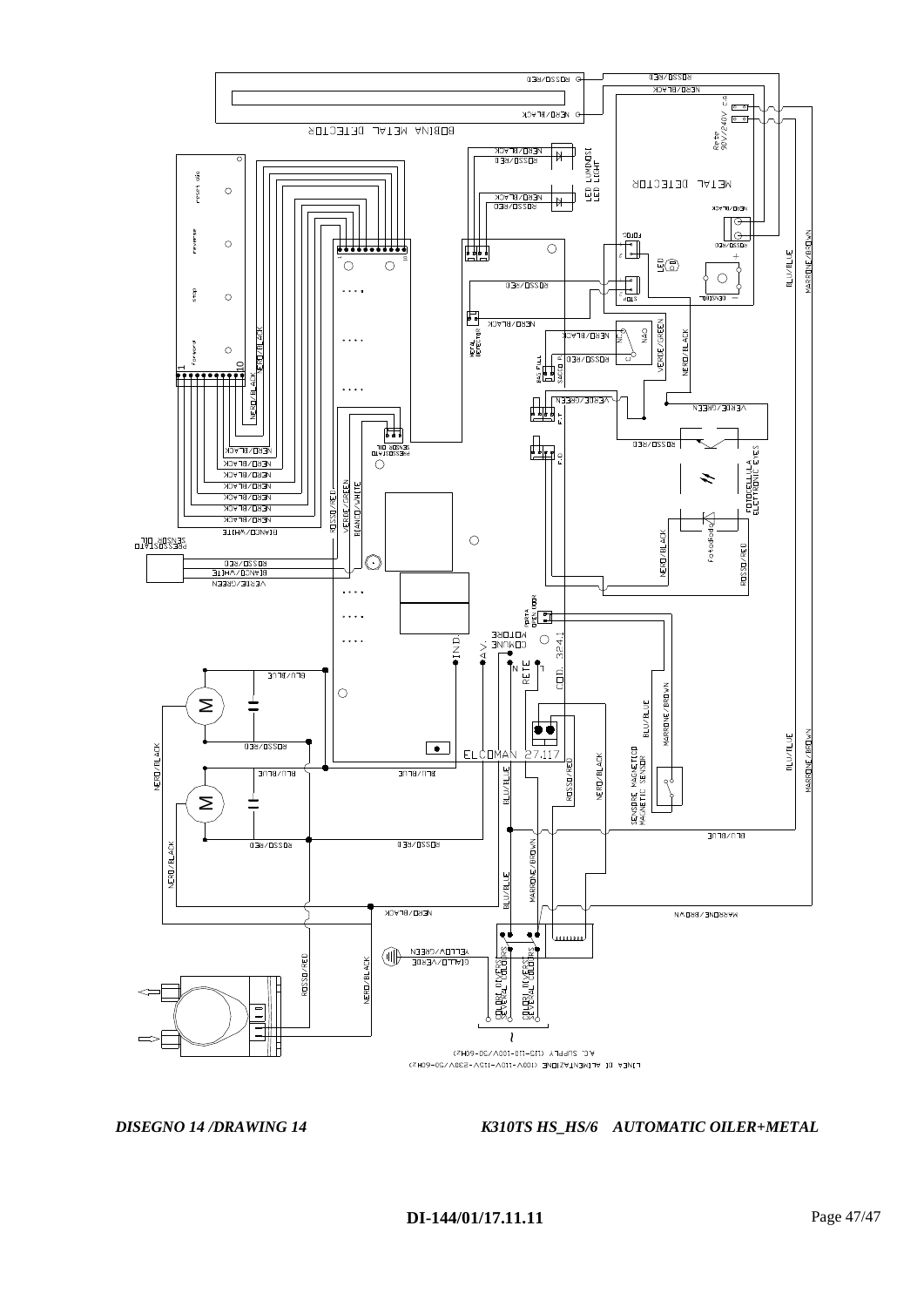BOBINA METAL DETECTOR

METAL DETECTOR

Rete 90V/240V c.a.

LED LUMINOSI
LED LIGHT

FOTOCELLULA
ELECTRONIC EYES

SENSORE MAGNETICO
MAGNETIC SENSOR

PRESSOSTATO OIL
SENSOR OIL

ELCOMAN 27.117

COD. 324.1

RETE

MOTORE COMUNE

COLORI DIVERSI
SEVERAL COLOURS

LINEA DI ALIMENTAZIONE (100V-110V-115V-230V/50-60Hz)
A.C. SUPPLY (115-110-100V/50-60Hz)

*DISEGNO 14 /DRAWING 14* *K310TS HS_HS/6 AUTOMATIC OILER+METAL*